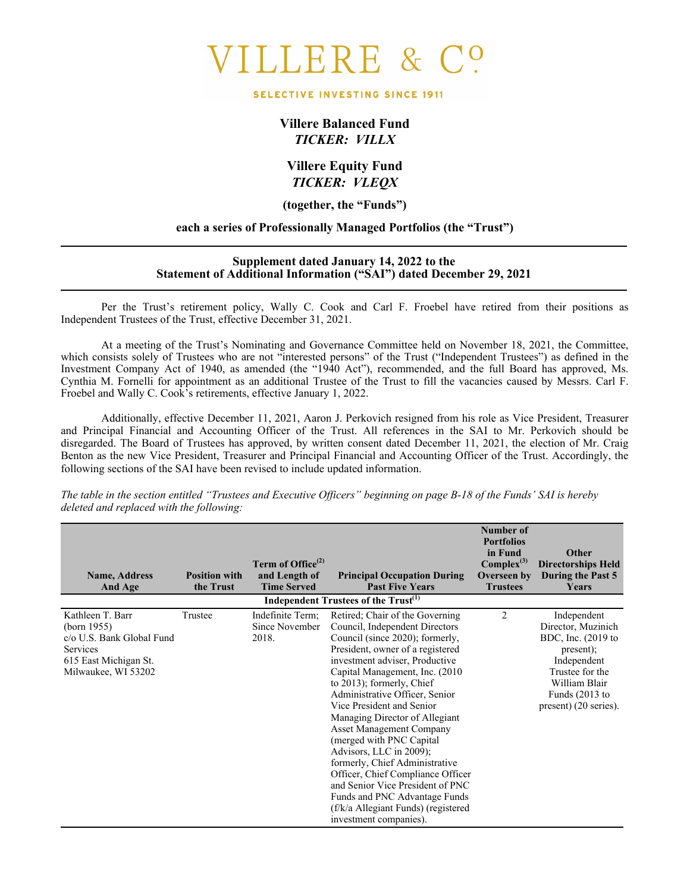# VILLERE & Co.

SELECTIVE INVESTING SINCE 1911

## Villere Balanced Fund
***TICKER: VILLX***

## Villere Equity Fund
***TICKER: VLEQX***

**(together, the "Funds")**

**each a series of Professionally Managed Portfolios (the "Trust")**

---

**Supplement dated January 14, 2022 to the Statement of Additional Information ("SAI") dated December 29, 2021**

---

Per the Trust's retirement policy, Wally C. Cook and Carl F. Froebel have retired from their positions as Independent Trustees of the Trust, effective December 31, 2021.

At a meeting of the Trust's Nominating and Governance Committee held on November 18, 2021, the Committee, which consists solely of Trustees who are not "interested persons" of the Trust ("Independent Trustees") as defined in the Investment Company Act of 1940, as amended (the "1940 Act"), recommended, and the full Board has approved, Ms. Cynthia M. Fornelli for appointment as an additional Trustee of the Trust to fill the vacancies caused by Messrs. Carl F. Froebel and Wally C. Cook's retirements, effective January 1, 2022.

Additionally, effective December 11, 2021, Aaron J. Perkovich resigned from his role as Vice President, Treasurer and Principal Financial and Accounting Officer of the Trust. All references in the SAI to Mr. Perkovich should be disregarded. The Board of Trustees has approved, by written consent dated December 11, 2021, the election of Mr. Craig Benton as the new Vice President, Treasurer and Principal Financial and Accounting Officer of the Trust. Accordingly, the following sections of the SAI have been revised to include updated information.

*The table in the section entitled "Trustees and Executive Officers" beginning on page B-18 of the Funds' SAI is hereby deleted and replaced with the following:*

| Name, Address And Age | Position with the Trust | Term of Office[2] and Length of Time Served | Principal Occupation During Past Five Years | Number of Portfolios in Fund Complex[3] Overseen by Trustees | Other Directorships Held During the Past 5 Years |
|---|---|---|---|---|---|
| **Independent Trustees of the Trust[1]** | | | | | |
| Kathleen T. Barr (born 1955) c/o U.S. Bank Global Fund Services 615 East Michigan St. Milwaukee, WI 53202 | Trustee | Indefinite Term; Since November 2018. | Retired; Chair of the Governing Council, Independent Directors Council (since 2020); formerly, President, owner of a registered investment adviser, Productive Capital Management, Inc. (2010 to 2013); formerly, Chief Administrative Officer, Senior Vice President and Senior Managing Director of Allegiant Asset Management Company (merged with PNC Capital Advisors, LLC in 2009); formerly, Chief Administrative Officer, Chief Compliance Officer and Senior Vice President of PNC Funds and PNC Advantage Funds (f/k/a Allegiant Funds) (registered investment companies). | 2 | Independent Director, Muzinich BDC, Inc. (2019 to present); Independent Trustee for the William Blair Funds (2013 to present) (20 series). |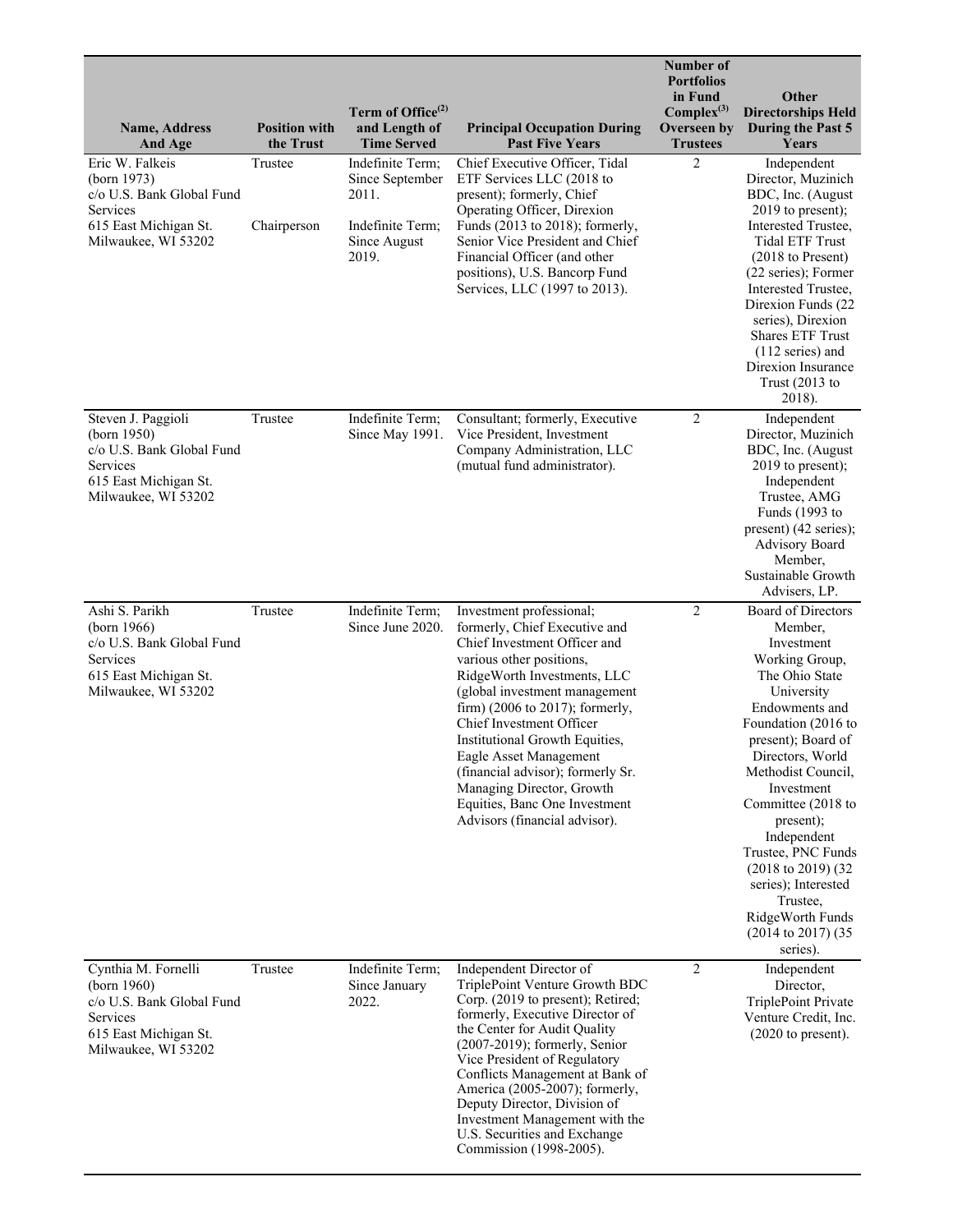| Name, Address And Age | Position with the Trust | Term of Office[(2)] and Length of Time Served | Principal Occupation During Past Five Years | Number of Portfolios in Fund Complex[(3)] Overseen by Trustees | Other Directorships Held During the Past 5 Years |
|---|---|---|---|---|---|
| Eric W. Falkeis (born 1973) c/o U.S. Bank Global Fund Services 615 East Michigan St. Milwaukee, WI 53202 | Trustee<br><br>Chairperson | Indefinite Term; Since September 2011.<br><br>Indefinite Term; Since August 2019. | Chief Executive Officer, Tidal ETF Services LLC (2018 to present); formerly, Chief Operating Officer, Direxion Funds (2013 to 2018); formerly, Senior Vice President and Chief Financial Officer (and other positions), U.S. Bancorp Fund Services, LLC (1997 to 2013). | 2 | Independent Director, Muzinich BDC, Inc. (August 2019 to present); Interested Trustee, Tidal ETF Trust (2018 to Present) (22 series); Former Interested Trustee, Direxion Funds (22 series), Direxion Shares ETF Trust (112 series) and Direxion Insurance Trust (2013 to 2018). |
| Steven J. Paggioli (born 1950) c/o U.S. Bank Global Fund Services 615 East Michigan St. Milwaukee, WI 53202 | Trustee | Indefinite Term; Since May 1991. | Consultant; formerly, Executive Vice President, Investment Company Administration, LLC (mutual fund administrator). | 2 | Independent Director, Muzinich BDC, Inc. (August 2019 to present); Independent Trustee, AMG Funds (1993 to present) (42 series); Advisory Board Member, Sustainable Growth Advisers, LP. |
| Ashi S. Parikh (born 1966) c/o U.S. Bank Global Fund Services 615 East Michigan St. Milwaukee, WI 53202 | Trustee | Indefinite Term; Since June 2020. | Investment professional; formerly, Chief Executive and Chief Investment Officer and various other positions, RidgeWorth Investments, LLC (global investment management firm) (2006 to 2017); formerly, Chief Investment Officer Institutional Growth Equities, Eagle Asset Management (financial advisor); formerly Sr. Managing Director, Growth Equities, Banc One Investment Advisors (financial advisor). | 2 | Board of Directors Member, Investment Working Group, The Ohio State University Endowments and Foundation (2016 to present); Board of Directors, World Methodist Council, Investment Committee (2018 to present); Independent Trustee, PNC Funds (2018 to 2019) (32 series); Interested Trustee, RidgeWorth Funds (2014 to 2017) (35 series). |
| Cynthia M. Fornelli (born 1960) c/o U.S. Bank Global Fund Services 615 East Michigan St. Milwaukee, WI 53202 | Trustee | Indefinite Term; Since January 2022. | Independent Director of TriplePoint Venture Growth BDC Corp. (2019 to present); Retired; formerly, Executive Director of the Center for Audit Quality (2007-2019); formerly, Senior Vice President of Regulatory Conflicts Management at Bank of America (2005-2007); formerly, Deputy Director, Division of Investment Management with the U.S. Securities and Exchange Commission (1998-2005). | 2 | Independent Director, TriplePoint Private Venture Credit, Inc. (2020 to present). |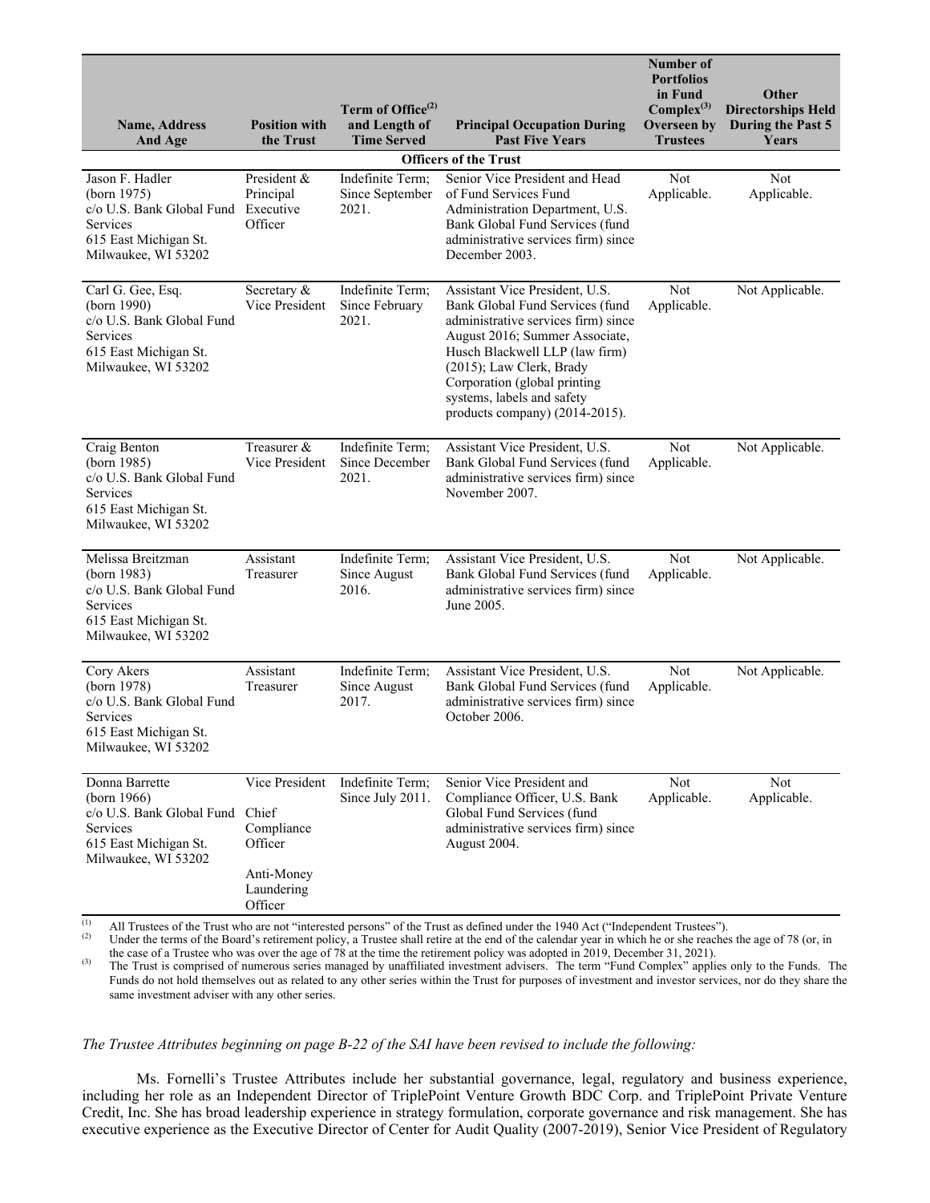| Name, Address And Age | Position with the Trust | Term of Office[(2)] and Length of Time Served | Principal Occupation During Past Five Years | Number of Portfolios in Fund Complex[(3)] Overseen by Trustees | Other Directorships Held During the Past 5 Years |
|---|---|---|---|---|---|
| **Officers of the Trust** | | | | | |
| Jason F. Hadler (born 1975) c/o U.S. Bank Global Fund Services 615 East Michigan St. Milwaukee, WI 53202 | President & Principal Executive Officer | Indefinite Term; Since September 2021. | Senior Vice President and Head of Fund Services Fund Administration Department, U.S. Bank Global Fund Services (fund administrative services firm) since December 2003. | Not Applicable. | Not Applicable. |
| Carl G. Gee, Esq. (born 1990) c/o U.S. Bank Global Fund Services 615 East Michigan St. Milwaukee, WI 53202 | Secretary & Vice President | Indefinite Term; Since February 2021. | Assistant Vice President, U.S. Bank Global Fund Services (fund administrative services firm) since August 2016; Summer Associate, Husch Blackwell LLP (law firm) (2015); Law Clerk, Brady Corporation (global printing systems, labels and safety products company) (2014-2015). | Not Applicable. | Not Applicable. |
| Craig Benton (born 1985) c/o U.S. Bank Global Fund Services 615 East Michigan St. Milwaukee, WI 53202 | Treasurer & Vice President | Indefinite Term; Since December 2021. | Assistant Vice President, U.S. Bank Global Fund Services (fund administrative services firm) since November 2007. | Not Applicable. | Not Applicable. |
| Melissa Breitzman (born 1983) c/o U.S. Bank Global Fund Services 615 East Michigan St. Milwaukee, WI 53202 | Assistant Treasurer | Indefinite Term; Since August 2016. | Assistant Vice President, U.S. Bank Global Fund Services (fund administrative services firm) since June 2005. | Not Applicable. | Not Applicable. |
| Cory Akers (born 1978) c/o U.S. Bank Global Fund Services 615 East Michigan St. Milwaukee, WI 53202 | Assistant Treasurer | Indefinite Term; Since August 2017. | Assistant Vice President, U.S. Bank Global Fund Services (fund administrative services firm) since October 2006. | Not Applicable. | Not Applicable. |
| Donna Barrette (born 1966) c/o U.S. Bank Global Fund Services 615 East Michigan St. Milwaukee, WI 53202 | Vice President Chief Compliance Officer Anti-Money Laundering Officer | Indefinite Term; Since July 2011. | Senior Vice President and Compliance Officer, U.S. Bank Global Fund Services (fund administrative services firm) since August 2004. | Not Applicable. | Not Applicable. |

(1) All Trustees of the Trust who are not "interested persons" of the Trust as defined under the 1940 Act ("Independent Trustees").

(2) Under the terms of the Board's retirement policy, a Trustee shall retire at the end of the calendar year in which he or she reaches the age of 78 (or, in the case of a Trustee who was over the age of 78 at the time the retirement policy was adopted in 2019, December 31, 2021).

(3) The Trust is comprised of numerous series managed by unaffiliated investment advisers. The term "Fund Complex" applies only to the Funds. The Funds do not hold themselves out as related to any other series within the Trust for purposes of investment and investor services, nor do they share the same investment adviser with any other series.

*The Trustee Attributes beginning on page B-22 of the SAI have been revised to include the following:*

Ms. Fornelli's Trustee Attributes include her substantial governance, legal, regulatory and business experience, including her role as an Independent Director of TriplePoint Venture Growth BDC Corp. and TriplePoint Private Venture Credit, Inc. She has broad leadership experience in strategy formulation, corporate governance and risk management. She has executive experience as the Executive Director of Center for Audit Quality (2007-2019), Senior Vice President of Regulatory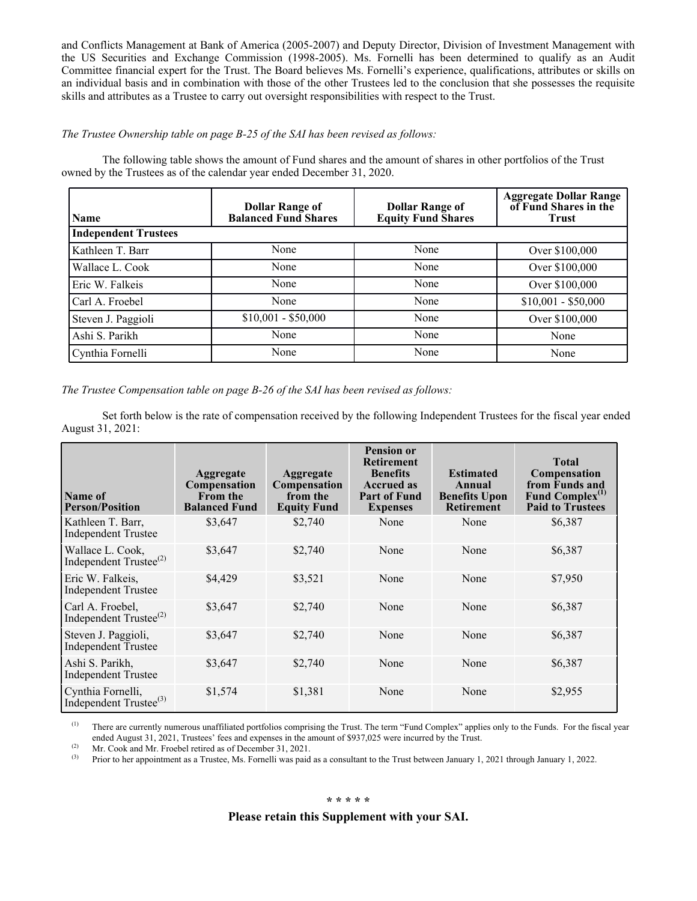and Conflicts Management at Bank of America (2005-2007) and Deputy Director, Division of Investment Management with the US Securities and Exchange Commission (1998-2005). Ms. Fornelli has been determined to qualify as an Audit Committee financial expert for the Trust. The Board believes Ms. Fornelli's experience, qualifications, attributes or skills on an individual basis and in combination with those of the other Trustees led to the conclusion that she possesses the requisite skills and attributes as a Trustee to carry out oversight responsibilities with respect to the Trust.

*The Trustee Ownership table on page B-25 of the SAI has been revised as follows:*

The following table shows the amount of Fund shares and the amount of shares in other portfolios of the Trust owned by the Trustees as of the calendar year ended December 31, 2020.

| Name | Dollar Range of Balanced Fund Shares | Dollar Range of Equity Fund Shares | Aggregate Dollar Range of Fund Shares in the Trust |
|---|---|---|---|
| **Independent Trustees** | | | |
| Kathleen T. Barr | None | None | Over $100,000 |
| Wallace L. Cook | None | None | Over $100,000 |
| Eric W. Falkeis | None | None | Over $100,000 |
| Carl A. Froebel | None | None | $10,001 - $50,000 |
| Steven J. Paggioli | $10,001 - $50,000 | None | Over $100,000 |
| Ashi S. Parikh | None | None | None |
| Cynthia Fornelli | None | None | None |

*The Trustee Compensation table on page B-26 of the SAI has been revised as follows:*

Set forth below is the rate of compensation received by the following Independent Trustees for the fiscal year ended August 31, 2021:

| Name of Person/Position | Aggregate Compensation From the Balanced Fund | Aggregate Compensation from the Equity Fund | Pension or Retirement Benefits Accrued as Part of Fund Expenses | Estimated Annual Benefits Upon Retirement | Total Compensation from Funds and Fund Complex[(1)] Paid to Trustees |
|---|---|---|---|---|---|
| Kathleen T. Barr, Independent Trustee | $3,647 | $2,740 | None | None | $6,387 |
| Wallace L. Cook, Independent Trustee[(2)] | $3,647 | $2,740 | None | None | $6,387 |
| Eric W. Falkeis, Independent Trustee | $4,429 | $3,521 | None | None | $7,950 |
| Carl A. Froebel, Independent Trustee[(2)] | $3,647 | $2,740 | None | None | $6,387 |
| Steven J. Paggioli, Independent Trustee | $3,647 | $2,740 | None | None | $6,387 |
| Ashi S. Parikh, Independent Trustee | $3,647 | $2,740 | None | None | $6,387 |
| Cynthia Fornelli, Independent Trustee[(3)] | $1,574 | $1,381 | None | None | $2,955 |

(1) There are currently numerous unaffiliated portfolios comprising the Trust. The term "Fund Complex" applies only to the Funds. For the fiscal year ended August 31, 2021, Trustees' fees and expenses in the amount of $937,025 were incurred by the Trust.

(2) Mr. Cook and Mr. Froebel retired as of December 31, 2021.

(3) Prior to her appointment as a Trustee, Ms. Fornelli was paid as a consultant to the Trust between January 1, 2021 through January 1, 2022.

\* \* \* \* \*

**Please retain this Supplement with your SAI.**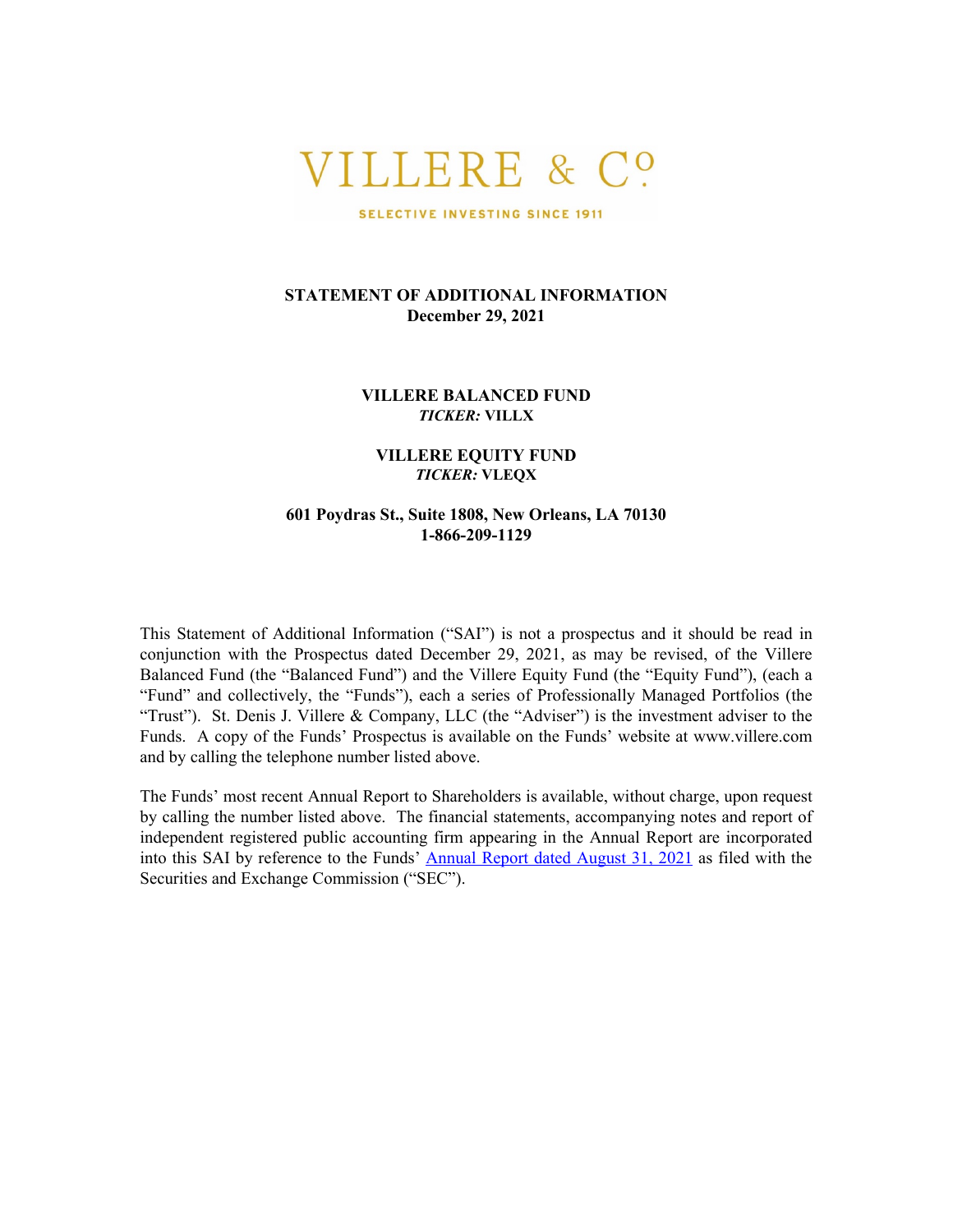# VILLERE & Co

SELECTIVE INVESTING SINCE 1911

**STATEMENT OF ADDITIONAL INFORMATION**
**December 29, 2021**

**VILLERE BALANCED FUND**
***TICKER:* VILLX**

**VILLERE EQUITY FUND**
***TICKER:* VLEQX**

**601 Poydras St., Suite 1808, New Orleans, LA 70130**
**1-866-209-1129**

This Statement of Additional Information ("SAI") is not a prospectus and it should be read in conjunction with the Prospectus dated December 29, 2021, as may be revised, of the Villere Balanced Fund (the "Balanced Fund") and the Villere Equity Fund (the "Equity Fund"), (each a "Fund" and collectively, the "Funds"), each a series of Professionally Managed Portfolios (the "Trust"). St. Denis J. Villere & Company, LLC (the "Adviser") is the investment adviser to the Funds. A copy of the Funds' Prospectus is available on the Funds' website at www.villere.com and by calling the telephone number listed above.

The Funds' most recent Annual Report to Shareholders is available, without charge, upon request by calling the number listed above. The financial statements, accompanying notes and report of independent registered public accounting firm appearing in the Annual Report are incorporated into this SAI by reference to the Funds' Annual Report dated August 31, 2021 as filed with the Securities and Exchange Commission ("SEC").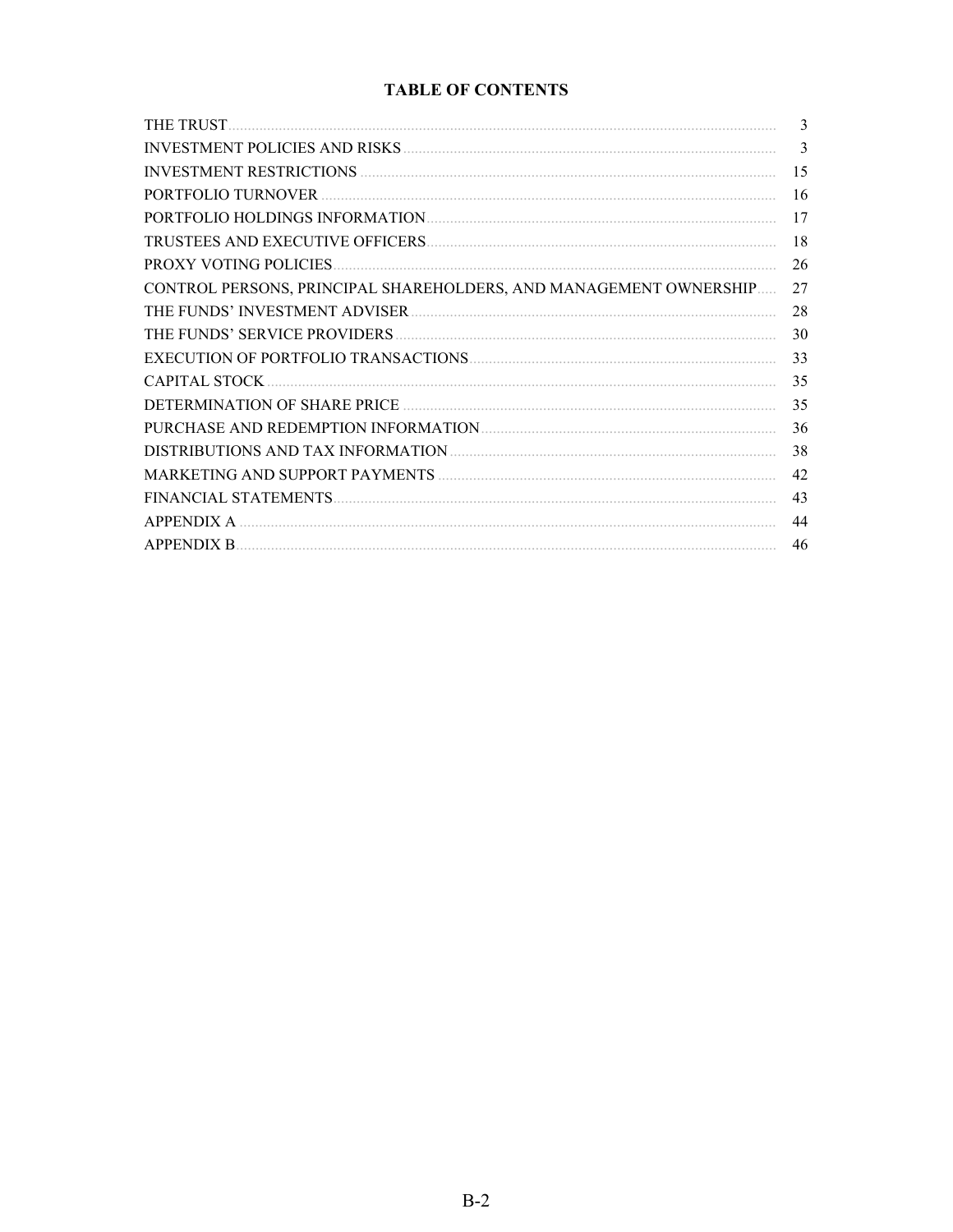## TABLE OF CONTENTS

| | |
|---|---|
| THE TRUST | 3 |
| INVESTMENT POLICIES AND RISKS | 3 |
| INVESTMENT RESTRICTIONS | 15 |
| PORTFOLIO TURNOVER | 16 |
| PORTFOLIO HOLDINGS INFORMATION | 17 |
| TRUSTEES AND EXECUTIVE OFFICERS | 18 |
| PROXY VOTING POLICIES | 26 |
| CONTROL PERSONS, PRINCIPAL SHAREHOLDERS, AND MANAGEMENT OWNERSHIP | 27 |
| THE FUNDS' INVESTMENT ADVISER | 28 |
| THE FUNDS' SERVICE PROVIDERS | 30 |
| EXECUTION OF PORTFOLIO TRANSACTIONS | 33 |
| CAPITAL STOCK | 35 |
| DETERMINATION OF SHARE PRICE | 35 |
| PURCHASE AND REDEMPTION INFORMATION | 36 |
| DISTRIBUTIONS AND TAX INFORMATION | 38 |
| MARKETING AND SUPPORT PAYMENTS | 42 |
| FINANCIAL STATEMENTS | 43 |
| APPENDIX A | 44 |
| APPENDIX B | 46 |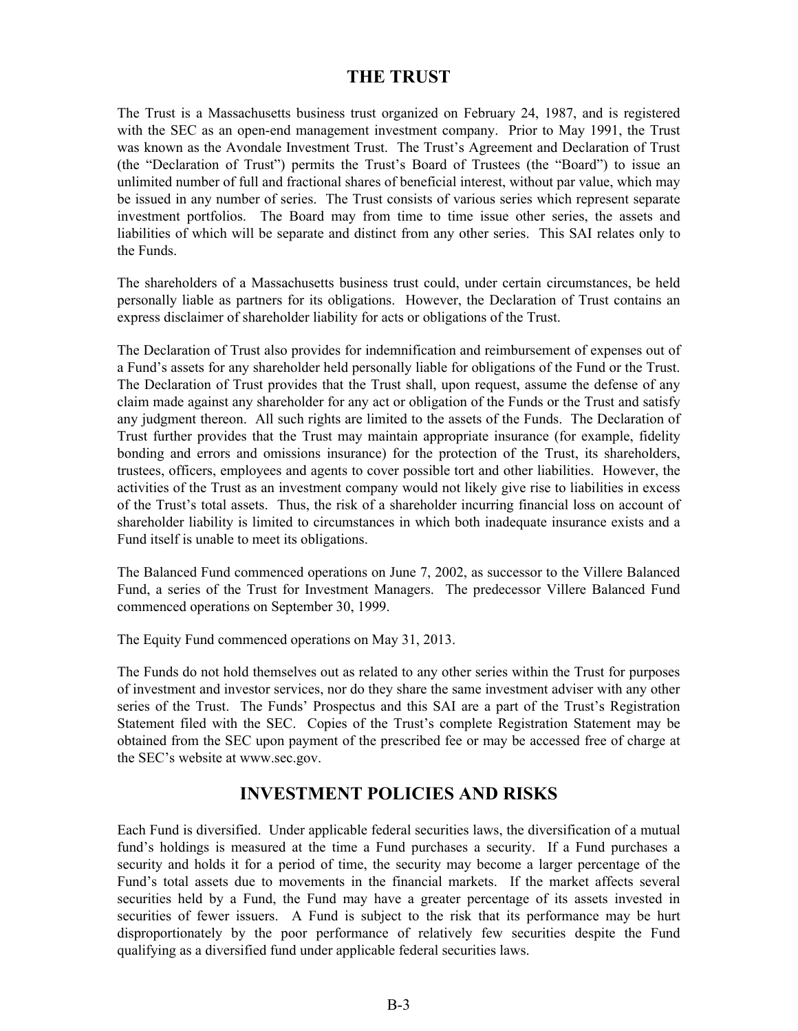## THE TRUST

The Trust is a Massachusetts business trust organized on February 24, 1987, and is registered with the SEC as an open-end management investment company. Prior to May 1991, the Trust was known as the Avondale Investment Trust. The Trust's Agreement and Declaration of Trust (the "Declaration of Trust") permits the Trust's Board of Trustees (the "Board") to issue an unlimited number of full and fractional shares of beneficial interest, without par value, which may be issued in any number of series. The Trust consists of various series which represent separate investment portfolios. The Board may from time to time issue other series, the assets and liabilities of which will be separate and distinct from any other series. This SAI relates only to the Funds.

The shareholders of a Massachusetts business trust could, under certain circumstances, be held personally liable as partners for its obligations. However, the Declaration of Trust contains an express disclaimer of shareholder liability for acts or obligations of the Trust.

The Declaration of Trust also provides for indemnification and reimbursement of expenses out of a Fund's assets for any shareholder held personally liable for obligations of the Fund or the Trust. The Declaration of Trust provides that the Trust shall, upon request, assume the defense of any claim made against any shareholder for any act or obligation of the Funds or the Trust and satisfy any judgment thereon. All such rights are limited to the assets of the Funds. The Declaration of Trust further provides that the Trust may maintain appropriate insurance (for example, fidelity bonding and errors and omissions insurance) for the protection of the Trust, its shareholders, trustees, officers, employees and agents to cover possible tort and other liabilities. However, the activities of the Trust as an investment company would not likely give rise to liabilities in excess of the Trust's total assets. Thus, the risk of a shareholder incurring financial loss on account of shareholder liability is limited to circumstances in which both inadequate insurance exists and a Fund itself is unable to meet its obligations.

The Balanced Fund commenced operations on June 7, 2002, as successor to the Villere Balanced Fund, a series of the Trust for Investment Managers. The predecessor Villere Balanced Fund commenced operations on September 30, 1999.

The Equity Fund commenced operations on May 31, 2013.

The Funds do not hold themselves out as related to any other series within the Trust for purposes of investment and investor services, nor do they share the same investment adviser with any other series of the Trust. The Funds' Prospectus and this SAI are a part of the Trust's Registration Statement filed with the SEC. Copies of the Trust's complete Registration Statement may be obtained from the SEC upon payment of the prescribed fee or may be accessed free of charge at the SEC's website at www.sec.gov.

## INVESTMENT POLICIES AND RISKS

Each Fund is diversified. Under applicable federal securities laws, the diversification of a mutual fund's holdings is measured at the time a Fund purchases a security. If a Fund purchases a security and holds it for a period of time, the security may become a larger percentage of the Fund's total assets due to movements in the financial markets. If the market affects several securities held by a Fund, the Fund may have a greater percentage of its assets invested in securities of fewer issuers. A Fund is subject to the risk that its performance may be hurt disproportionately by the poor performance of relatively few securities despite the Fund qualifying as a diversified fund under applicable federal securities laws.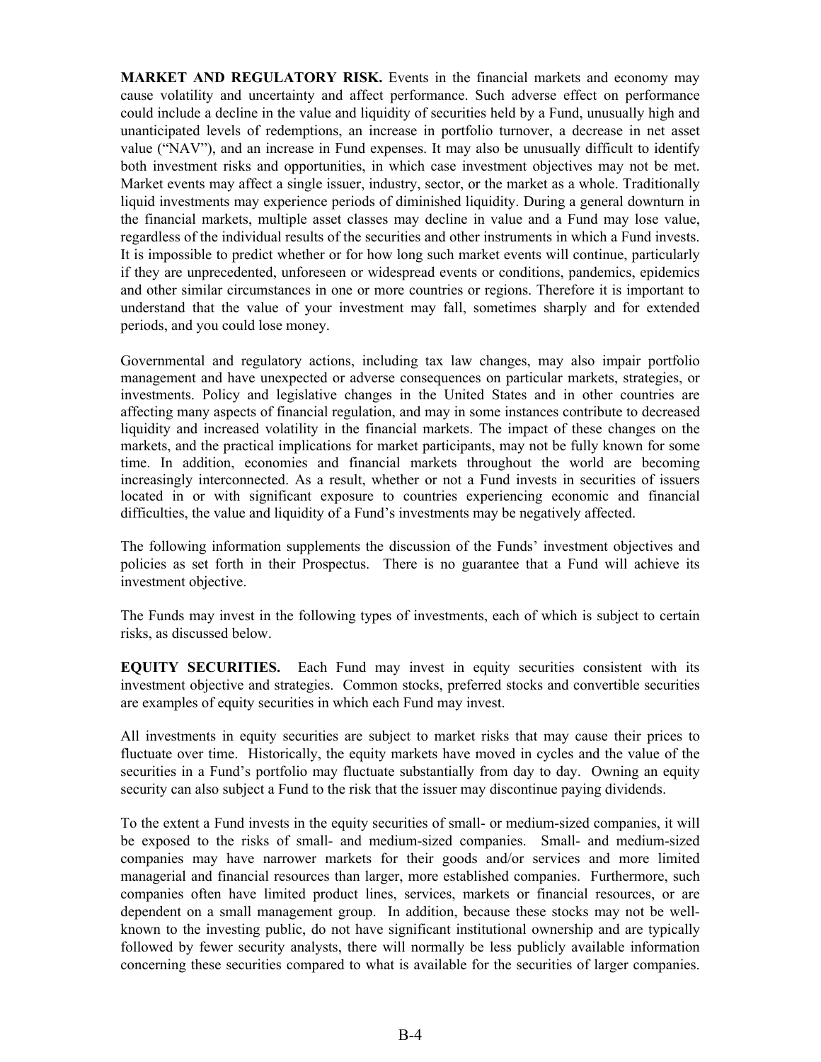**MARKET AND REGULATORY RISK.** Events in the financial markets and economy may cause volatility and uncertainty and affect performance. Such adverse effect on performance could include a decline in the value and liquidity of securities held by a Fund, unusually high and unanticipated levels of redemptions, an increase in portfolio turnover, a decrease in net asset value ("NAV"), and an increase in Fund expenses. It may also be unusually difficult to identify both investment risks and opportunities, in which case investment objectives may not be met. Market events may affect a single issuer, industry, sector, or the market as a whole. Traditionally liquid investments may experience periods of diminished liquidity. During a general downturn in the financial markets, multiple asset classes may decline in value and a Fund may lose value, regardless of the individual results of the securities and other instruments in which a Fund invests. It is impossible to predict whether or for how long such market events will continue, particularly if they are unprecedented, unforeseen or widespread events or conditions, pandemics, epidemics and other similar circumstances in one or more countries or regions. Therefore it is important to understand that the value of your investment may fall, sometimes sharply and for extended periods, and you could lose money.

Governmental and regulatory actions, including tax law changes, may also impair portfolio management and have unexpected or adverse consequences on particular markets, strategies, or investments. Policy and legislative changes in the United States and in other countries are affecting many aspects of financial regulation, and may in some instances contribute to decreased liquidity and increased volatility in the financial markets. The impact of these changes on the markets, and the practical implications for market participants, may not be fully known for some time. In addition, economies and financial markets throughout the world are becoming increasingly interconnected. As a result, whether or not a Fund invests in securities of issuers located in or with significant exposure to countries experiencing economic and financial difficulties, the value and liquidity of a Fund's investments may be negatively affected.

The following information supplements the discussion of the Funds' investment objectives and policies as set forth in their Prospectus. There is no guarantee that a Fund will achieve its investment objective.

The Funds may invest in the following types of investments, each of which is subject to certain risks, as discussed below.

**EQUITY SECURITIES.** Each Fund may invest in equity securities consistent with its investment objective and strategies. Common stocks, preferred stocks and convertible securities are examples of equity securities in which each Fund may invest.

All investments in equity securities are subject to market risks that may cause their prices to fluctuate over time. Historically, the equity markets have moved in cycles and the value of the securities in a Fund's portfolio may fluctuate substantially from day to day. Owning an equity security can also subject a Fund to the risk that the issuer may discontinue paying dividends.

To the extent a Fund invests in the equity securities of small- or medium-sized companies, it will be exposed to the risks of small- and medium-sized companies. Small- and medium-sized companies may have narrower markets for their goods and/or services and more limited managerial and financial resources than larger, more established companies. Furthermore, such companies often have limited product lines, services, markets or financial resources, or are dependent on a small management group. In addition, because these stocks may not be well-known to the investing public, do not have significant institutional ownership and are typically followed by fewer security analysts, there will normally be less publicly available information concerning these securities compared to what is available for the securities of larger companies.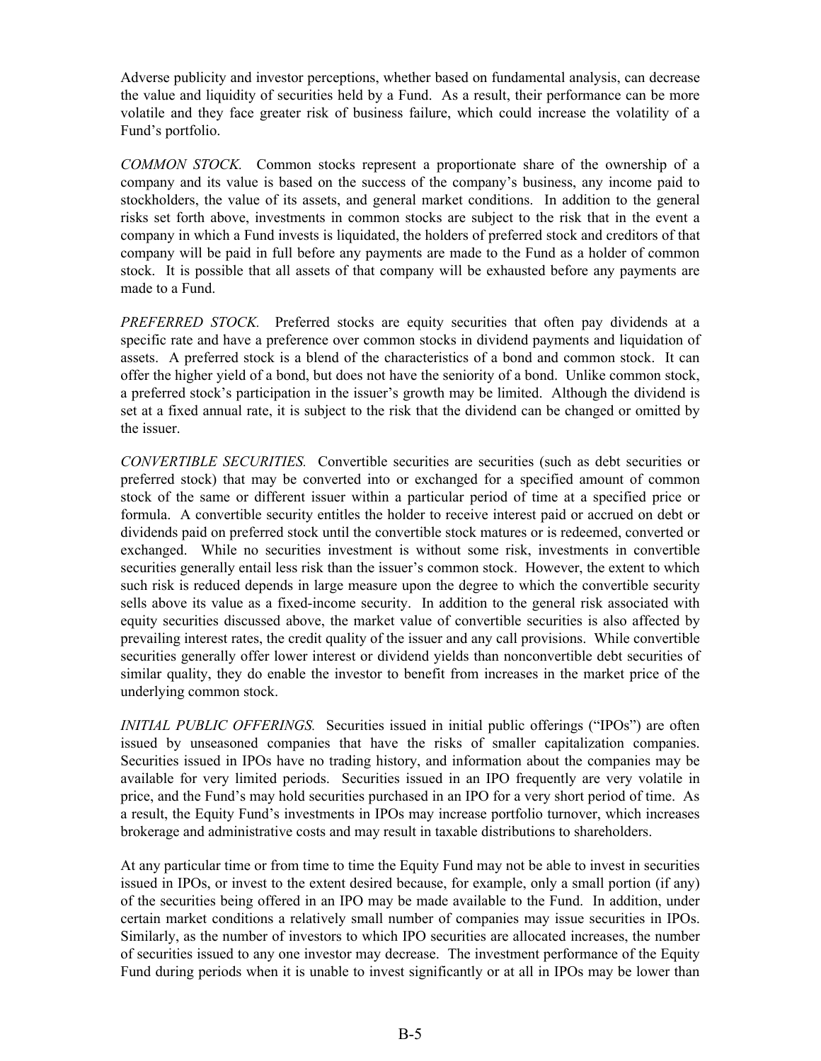Adverse publicity and investor perceptions, whether based on fundamental analysis, can decrease the value and liquidity of securities held by a Fund. As a result, their performance can be more volatile and they face greater risk of business failure, which could increase the volatility of a Fund's portfolio.

*COMMON STOCK.* Common stocks represent a proportionate share of the ownership of a company and its value is based on the success of the company's business, any income paid to stockholders, the value of its assets, and general market conditions. In addition to the general risks set forth above, investments in common stocks are subject to the risk that in the event a company in which a Fund invests is liquidated, the holders of preferred stock and creditors of that company will be paid in full before any payments are made to the Fund as a holder of common stock. It is possible that all assets of that company will be exhausted before any payments are made to a Fund.

*PREFERRED STOCK.* Preferred stocks are equity securities that often pay dividends at a specific rate and have a preference over common stocks in dividend payments and liquidation of assets. A preferred stock is a blend of the characteristics of a bond and common stock. It can offer the higher yield of a bond, but does not have the seniority of a bond. Unlike common stock, a preferred stock's participation in the issuer's growth may be limited. Although the dividend is set at a fixed annual rate, it is subject to the risk that the dividend can be changed or omitted by the issuer.

*CONVERTIBLE SECURITIES.* Convertible securities are securities (such as debt securities or preferred stock) that may be converted into or exchanged for a specified amount of common stock of the same or different issuer within a particular period of time at a specified price or formula. A convertible security entitles the holder to receive interest paid or accrued on debt or dividends paid on preferred stock until the convertible stock matures or is redeemed, converted or exchanged. While no securities investment is without some risk, investments in convertible securities generally entail less risk than the issuer's common stock. However, the extent to which such risk is reduced depends in large measure upon the degree to which the convertible security sells above its value as a fixed-income security. In addition to the general risk associated with equity securities discussed above, the market value of convertible securities is also affected by prevailing interest rates, the credit quality of the issuer and any call provisions. While convertible securities generally offer lower interest or dividend yields than nonconvertible debt securities of similar quality, they do enable the investor to benefit from increases in the market price of the underlying common stock.

*INITIAL PUBLIC OFFERINGS.* Securities issued in initial public offerings ("IPOs") are often issued by unseasoned companies that have the risks of smaller capitalization companies. Securities issued in IPOs have no trading history, and information about the companies may be available for very limited periods. Securities issued in an IPO frequently are very volatile in price, and the Fund's may hold securities purchased in an IPO for a very short period of time. As a result, the Equity Fund's investments in IPOs may increase portfolio turnover, which increases brokerage and administrative costs and may result in taxable distributions to shareholders.

At any particular time or from time to time the Equity Fund may not be able to invest in securities issued in IPOs, or invest to the extent desired because, for example, only a small portion (if any) of the securities being offered in an IPO may be made available to the Fund. In addition, under certain market conditions a relatively small number of companies may issue securities in IPOs. Similarly, as the number of investors to which IPO securities are allocated increases, the number of securities issued to any one investor may decrease. The investment performance of the Equity Fund during periods when it is unable to invest significantly or at all in IPOs may be lower than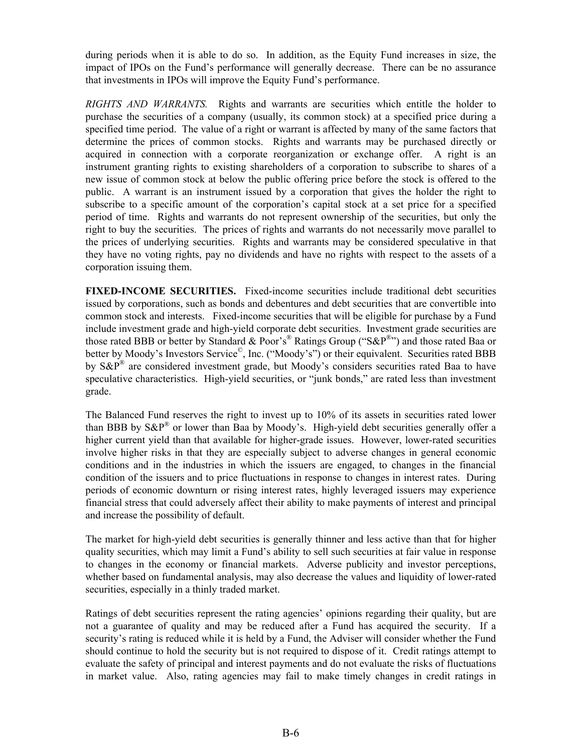during periods when it is able to do so. In addition, as the Equity Fund increases in size, the impact of IPOs on the Fund's performance will generally decrease. There can be no assurance that investments in IPOs will improve the Equity Fund's performance.

*RIGHTS AND WARRANTS.* Rights and warrants are securities which entitle the holder to purchase the securities of a company (usually, its common stock) at a specified price during a specified time period. The value of a right or warrant is affected by many of the same factors that determine the prices of common stocks. Rights and warrants may be purchased directly or acquired in connection with a corporate reorganization or exchange offer. A right is an instrument granting rights to existing shareholders of a corporation to subscribe to shares of a new issue of common stock at below the public offering price before the stock is offered to the public. A warrant is an instrument issued by a corporation that gives the holder the right to subscribe to a specific amount of the corporation's capital stock at a set price for a specified period of time. Rights and warrants do not represent ownership of the securities, but only the right to buy the securities. The prices of rights and warrants do not necessarily move parallel to the prices of underlying securities. Rights and warrants may be considered speculative in that they have no voting rights, pay no dividends and have no rights with respect to the assets of a corporation issuing them.

**FIXED-INCOME SECURITIES.** Fixed-income securities include traditional debt securities issued by corporations, such as bonds and debentures and debt securities that are convertible into common stock and interests. Fixed-income securities that will be eligible for purchase by a Fund include investment grade and high-yield corporate debt securities. Investment grade securities are those rated BBB or better by Standard & Poor's® Ratings Group ("S&P®") and those rated Baa or better by Moody's Investors Service©, Inc. ("Moody's") or their equivalent. Securities rated BBB by S&P® are considered investment grade, but Moody's considers securities rated Baa to have speculative characteristics. High-yield securities, or "junk bonds," are rated less than investment grade.

The Balanced Fund reserves the right to invest up to 10% of its assets in securities rated lower than BBB by S&P® or lower than Baa by Moody's. High-yield debt securities generally offer a higher current yield than that available for higher-grade issues. However, lower-rated securities involve higher risks in that they are especially subject to adverse changes in general economic conditions and in the industries in which the issuers are engaged, to changes in the financial condition of the issuers and to price fluctuations in response to changes in interest rates. During periods of economic downturn or rising interest rates, highly leveraged issuers may experience financial stress that could adversely affect their ability to make payments of interest and principal and increase the possibility of default.

The market for high-yield debt securities is generally thinner and less active than that for higher quality securities, which may limit a Fund's ability to sell such securities at fair value in response to changes in the economy or financial markets. Adverse publicity and investor perceptions, whether based on fundamental analysis, may also decrease the values and liquidity of lower-rated securities, especially in a thinly traded market.

Ratings of debt securities represent the rating agencies' opinions regarding their quality, but are not a guarantee of quality and may be reduced after a Fund has acquired the security. If a security's rating is reduced while it is held by a Fund, the Adviser will consider whether the Fund should continue to hold the security but is not required to dispose of it. Credit ratings attempt to evaluate the safety of principal and interest payments and do not evaluate the risks of fluctuations in market value. Also, rating agencies may fail to make timely changes in credit ratings in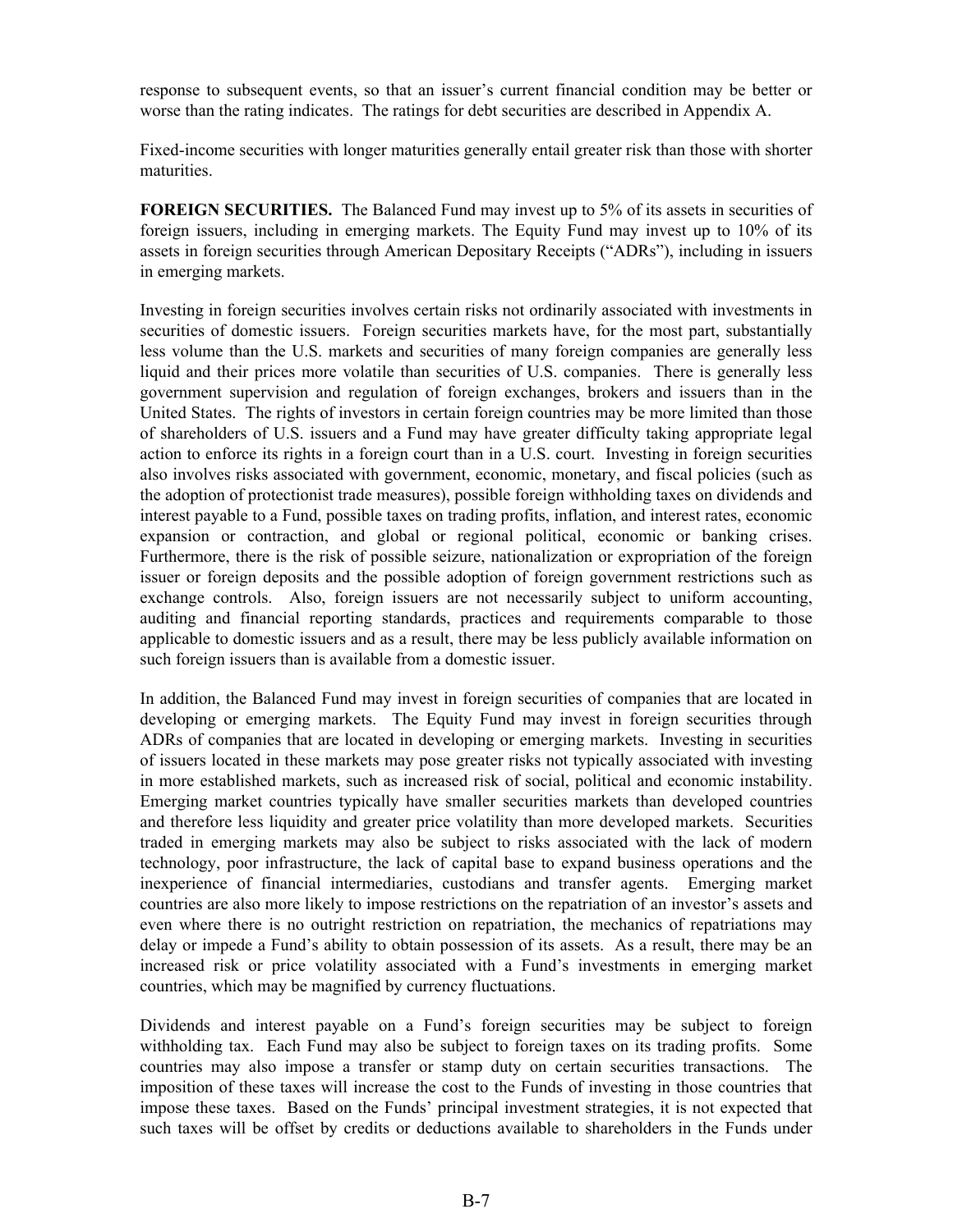response to subsequent events, so that an issuer's current financial condition may be better or worse than the rating indicates. The ratings for debt securities are described in Appendix A.

Fixed-income securities with longer maturities generally entail greater risk than those with shorter maturities.

**FOREIGN SECURITIES.** The Balanced Fund may invest up to 5% of its assets in securities of foreign issuers, including in emerging markets. The Equity Fund may invest up to 10% of its assets in foreign securities through American Depositary Receipts ("ADRs"), including in issuers in emerging markets.

Investing in foreign securities involves certain risks not ordinarily associated with investments in securities of domestic issuers. Foreign securities markets have, for the most part, substantially less volume than the U.S. markets and securities of many foreign companies are generally less liquid and their prices more volatile than securities of U.S. companies. There is generally less government supervision and regulation of foreign exchanges, brokers and issuers than in the United States. The rights of investors in certain foreign countries may be more limited than those of shareholders of U.S. issuers and a Fund may have greater difficulty taking appropriate legal action to enforce its rights in a foreign court than in a U.S. court. Investing in foreign securities also involves risks associated with government, economic, monetary, and fiscal policies (such as the adoption of protectionist trade measures), possible foreign withholding taxes on dividends and interest payable to a Fund, possible taxes on trading profits, inflation, and interest rates, economic expansion or contraction, and global or regional political, economic or banking crises. Furthermore, there is the risk of possible seizure, nationalization or expropriation of the foreign issuer or foreign deposits and the possible adoption of foreign government restrictions such as exchange controls. Also, foreign issuers are not necessarily subject to uniform accounting, auditing and financial reporting standards, practices and requirements comparable to those applicable to domestic issuers and as a result, there may be less publicly available information on such foreign issuers than is available from a domestic issuer.

In addition, the Balanced Fund may invest in foreign securities of companies that are located in developing or emerging markets. The Equity Fund may invest in foreign securities through ADRs of companies that are located in developing or emerging markets. Investing in securities of issuers located in these markets may pose greater risks not typically associated with investing in more established markets, such as increased risk of social, political and economic instability. Emerging market countries typically have smaller securities markets than developed countries and therefore less liquidity and greater price volatility than more developed markets. Securities traded in emerging markets may also be subject to risks associated with the lack of modern technology, poor infrastructure, the lack of capital base to expand business operations and the inexperience of financial intermediaries, custodians and transfer agents. Emerging market countries are also more likely to impose restrictions on the repatriation of an investor's assets and even where there is no outright restriction on repatriation, the mechanics of repatriations may delay or impede a Fund's ability to obtain possession of its assets. As a result, there may be an increased risk or price volatility associated with a Fund's investments in emerging market countries, which may be magnified by currency fluctuations.

Dividends and interest payable on a Fund's foreign securities may be subject to foreign withholding tax. Each Fund may also be subject to foreign taxes on its trading profits. Some countries may also impose a transfer or stamp duty on certain securities transactions. The imposition of these taxes will increase the cost to the Funds of investing in those countries that impose these taxes. Based on the Funds' principal investment strategies, it is not expected that such taxes will be offset by credits or deductions available to shareholders in the Funds under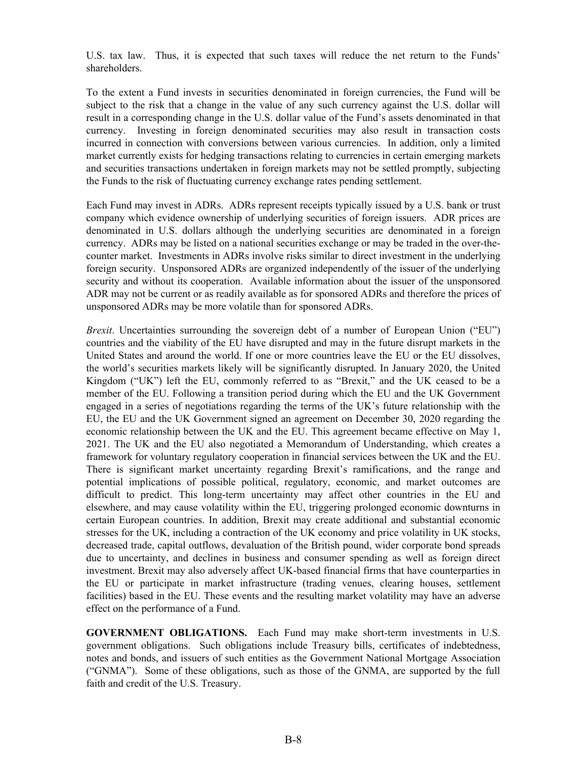U.S. tax law. Thus, it is expected that such taxes will reduce the net return to the Funds' shareholders.

To the extent a Fund invests in securities denominated in foreign currencies, the Fund will be subject to the risk that a change in the value of any such currency against the U.S. dollar will result in a corresponding change in the U.S. dollar value of the Fund's assets denominated in that currency. Investing in foreign denominated securities may also result in transaction costs incurred in connection with conversions between various currencies. In addition, only a limited market currently exists for hedging transactions relating to currencies in certain emerging markets and securities transactions undertaken in foreign markets may not be settled promptly, subjecting the Funds to the risk of fluctuating currency exchange rates pending settlement.

Each Fund may invest in ADRs. ADRs represent receipts typically issued by a U.S. bank or trust company which evidence ownership of underlying securities of foreign issuers. ADR prices are denominated in U.S. dollars although the underlying securities are denominated in a foreign currency. ADRs may be listed on a national securities exchange or may be traded in the over-the-counter market. Investments in ADRs involve risks similar to direct investment in the underlying foreign security. Unsponsored ADRs are organized independently of the issuer of the underlying security and without its cooperation. Available information about the issuer of the unsponsored ADR may not be current or as readily available as for sponsored ADRs and therefore the prices of unsponsored ADRs may be more volatile than for sponsored ADRs.

*Brexit*. Uncertainties surrounding the sovereign debt of a number of European Union ("EU") countries and the viability of the EU have disrupted and may in the future disrupt markets in the United States and around the world. If one or more countries leave the EU or the EU dissolves, the world's securities markets likely will be significantly disrupted. In January 2020, the United Kingdom ("UK") left the EU, commonly referred to as "Brexit," and the UK ceased to be a member of the EU. Following a transition period during which the EU and the UK Government engaged in a series of negotiations regarding the terms of the UK's future relationship with the EU, the EU and the UK Government signed an agreement on December 30, 2020 regarding the economic relationship between the UK and the EU. This agreement became effective on May 1, 2021. The UK and the EU also negotiated a Memorandum of Understanding, which creates a framework for voluntary regulatory cooperation in financial services between the UK and the EU. There is significant market uncertainty regarding Brexit's ramifications, and the range and potential implications of possible political, regulatory, economic, and market outcomes are difficult to predict. This long-term uncertainty may affect other countries in the EU and elsewhere, and may cause volatility within the EU, triggering prolonged economic downturns in certain European countries. In addition, Brexit may create additional and substantial economic stresses for the UK, including a contraction of the UK economy and price volatility in UK stocks, decreased trade, capital outflows, devaluation of the British pound, wider corporate bond spreads due to uncertainty, and declines in business and consumer spending as well as foreign direct investment. Brexit may also adversely affect UK-based financial firms that have counterparties in the EU or participate in market infrastructure (trading venues, clearing houses, settlement facilities) based in the EU. These events and the resulting market volatility may have an adverse effect on the performance of a Fund.

**GOVERNMENT OBLIGATIONS.** Each Fund may make short-term investments in U.S. government obligations. Such obligations include Treasury bills, certificates of indebtedness, notes and bonds, and issuers of such entities as the Government National Mortgage Association ("GNMA"). Some of these obligations, such as those of the GNMA, are supported by the full faith and credit of the U.S. Treasury.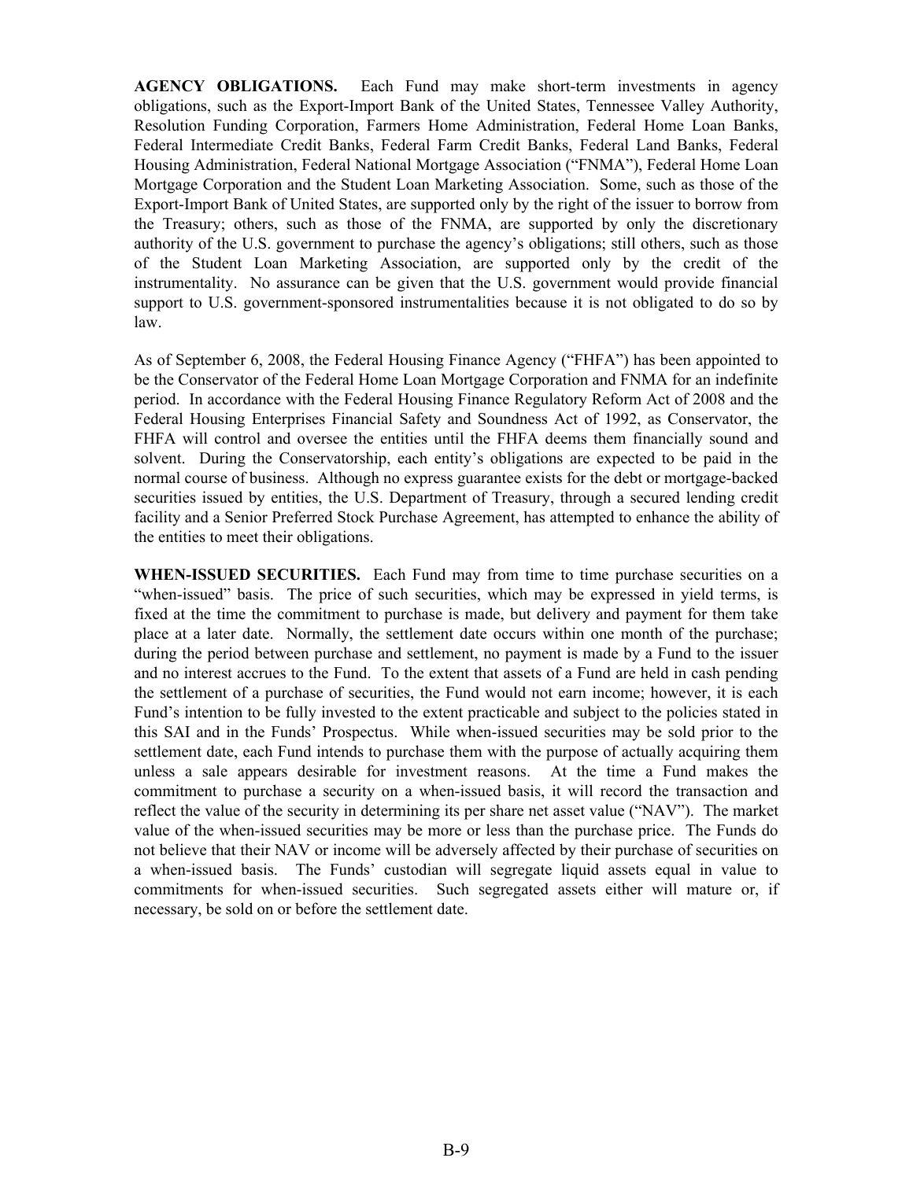**AGENCY OBLIGATIONS.** Each Fund may make short-term investments in agency obligations, such as the Export-Import Bank of the United States, Tennessee Valley Authority, Resolution Funding Corporation, Farmers Home Administration, Federal Home Loan Banks, Federal Intermediate Credit Banks, Federal Farm Credit Banks, Federal Land Banks, Federal Housing Administration, Federal National Mortgage Association ("FNMA"), Federal Home Loan Mortgage Corporation and the Student Loan Marketing Association. Some, such as those of the Export-Import Bank of United States, are supported only by the right of the issuer to borrow from the Treasury; others, such as those of the FNMA, are supported by only the discretionary authority of the U.S. government to purchase the agency's obligations; still others, such as those of the Student Loan Marketing Association, are supported only by the credit of the instrumentality. No assurance can be given that the U.S. government would provide financial support to U.S. government-sponsored instrumentalities because it is not obligated to do so by law.

As of September 6, 2008, the Federal Housing Finance Agency ("FHFA") has been appointed to be the Conservator of the Federal Home Loan Mortgage Corporation and FNMA for an indefinite period. In accordance with the Federal Housing Finance Regulatory Reform Act of 2008 and the Federal Housing Enterprises Financial Safety and Soundness Act of 1992, as Conservator, the FHFA will control and oversee the entities until the FHFA deems them financially sound and solvent. During the Conservatorship, each entity's obligations are expected to be paid in the normal course of business. Although no express guarantee exists for the debt or mortgage-backed securities issued by entities, the U.S. Department of Treasury, through a secured lending credit facility and a Senior Preferred Stock Purchase Agreement, has attempted to enhance the ability of the entities to meet their obligations.

**WHEN-ISSUED SECURITIES.** Each Fund may from time to time purchase securities on a "when-issued" basis. The price of such securities, which may be expressed in yield terms, is fixed at the time the commitment to purchase is made, but delivery and payment for them take place at a later date. Normally, the settlement date occurs within one month of the purchase; during the period between purchase and settlement, no payment is made by a Fund to the issuer and no interest accrues to the Fund. To the extent that assets of a Fund are held in cash pending the settlement of a purchase of securities, the Fund would not earn income; however, it is each Fund's intention to be fully invested to the extent practicable and subject to the policies stated in this SAI and in the Funds' Prospectus. While when-issued securities may be sold prior to the settlement date, each Fund intends to purchase them with the purpose of actually acquiring them unless a sale appears desirable for investment reasons. At the time a Fund makes the commitment to purchase a security on a when-issued basis, it will record the transaction and reflect the value of the security in determining its per share net asset value ("NAV"). The market value of the when-issued securities may be more or less than the purchase price. The Funds do not believe that their NAV or income will be adversely affected by their purchase of securities on a when-issued basis. The Funds' custodian will segregate liquid assets equal in value to commitments for when-issued securities. Such segregated assets either will mature or, if necessary, be sold on or before the settlement date.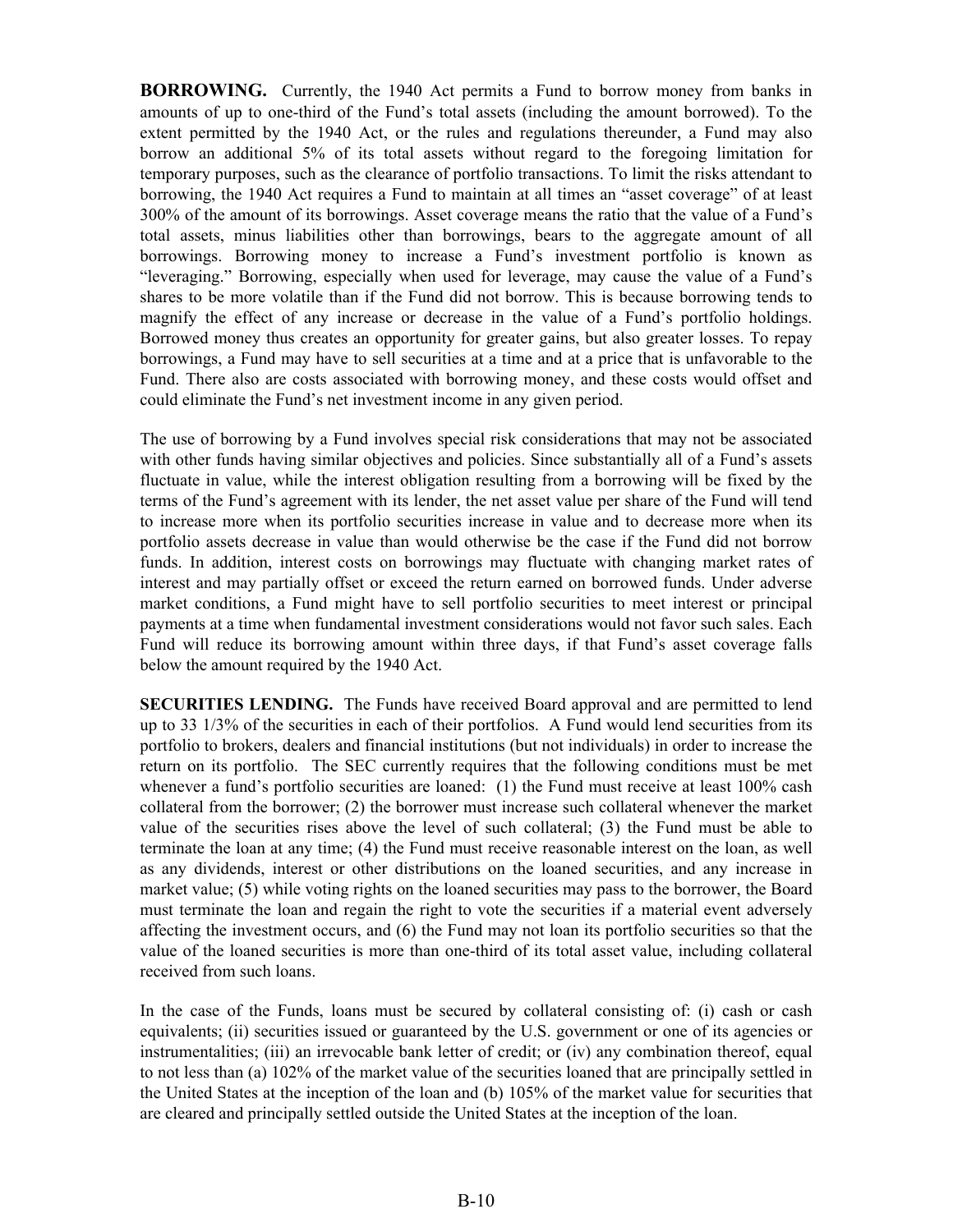**BORROWING.** Currently, the 1940 Act permits a Fund to borrow money from banks in amounts of up to one-third of the Fund's total assets (including the amount borrowed). To the extent permitted by the 1940 Act, or the rules and regulations thereunder, a Fund may also borrow an additional 5% of its total assets without regard to the foregoing limitation for temporary purposes, such as the clearance of portfolio transactions. To limit the risks attendant to borrowing, the 1940 Act requires a Fund to maintain at all times an "asset coverage" of at least 300% of the amount of its borrowings. Asset coverage means the ratio that the value of a Fund's total assets, minus liabilities other than borrowings, bears to the aggregate amount of all borrowings. Borrowing money to increase a Fund's investment portfolio is known as "leveraging." Borrowing, especially when used for leverage, may cause the value of a Fund's shares to be more volatile than if the Fund did not borrow. This is because borrowing tends to magnify the effect of any increase or decrease in the value of a Fund's portfolio holdings. Borrowed money thus creates an opportunity for greater gains, but also greater losses. To repay borrowings, a Fund may have to sell securities at a time and at a price that is unfavorable to the Fund. There also are costs associated with borrowing money, and these costs would offset and could eliminate the Fund's net investment income in any given period.

The use of borrowing by a Fund involves special risk considerations that may not be associated with other funds having similar objectives and policies. Since substantially all of a Fund's assets fluctuate in value, while the interest obligation resulting from a borrowing will be fixed by the terms of the Fund's agreement with its lender, the net asset value per share of the Fund will tend to increase more when its portfolio securities increase in value and to decrease more when its portfolio assets decrease in value than would otherwise be the case if the Fund did not borrow funds. In addition, interest costs on borrowings may fluctuate with changing market rates of interest and may partially offset or exceed the return earned on borrowed funds. Under adverse market conditions, a Fund might have to sell portfolio securities to meet interest or principal payments at a time when fundamental investment considerations would not favor such sales. Each Fund will reduce its borrowing amount within three days, if that Fund's asset coverage falls below the amount required by the 1940 Act.

**SECURITIES LENDING.** The Funds have received Board approval and are permitted to lend up to 33 1/3% of the securities in each of their portfolios. A Fund would lend securities from its portfolio to brokers, dealers and financial institutions (but not individuals) in order to increase the return on its portfolio. The SEC currently requires that the following conditions must be met whenever a fund's portfolio securities are loaned: (1) the Fund must receive at least 100% cash collateral from the borrower; (2) the borrower must increase such collateral whenever the market value of the securities rises above the level of such collateral; (3) the Fund must be able to terminate the loan at any time; (4) the Fund must receive reasonable interest on the loan, as well as any dividends, interest or other distributions on the loaned securities, and any increase in market value; (5) while voting rights on the loaned securities may pass to the borrower, the Board must terminate the loan and regain the right to vote the securities if a material event adversely affecting the investment occurs, and (6) the Fund may not loan its portfolio securities so that the value of the loaned securities is more than one-third of its total asset value, including collateral received from such loans.

In the case of the Funds, loans must be secured by collateral consisting of: (i) cash or cash equivalents; (ii) securities issued or guaranteed by the U.S. government or one of its agencies or instrumentalities; (iii) an irrevocable bank letter of credit; or (iv) any combination thereof, equal to not less than (a) 102% of the market value of the securities loaned that are principally settled in the United States at the inception of the loan and (b) 105% of the market value for securities that are cleared and principally settled outside the United States at the inception of the loan.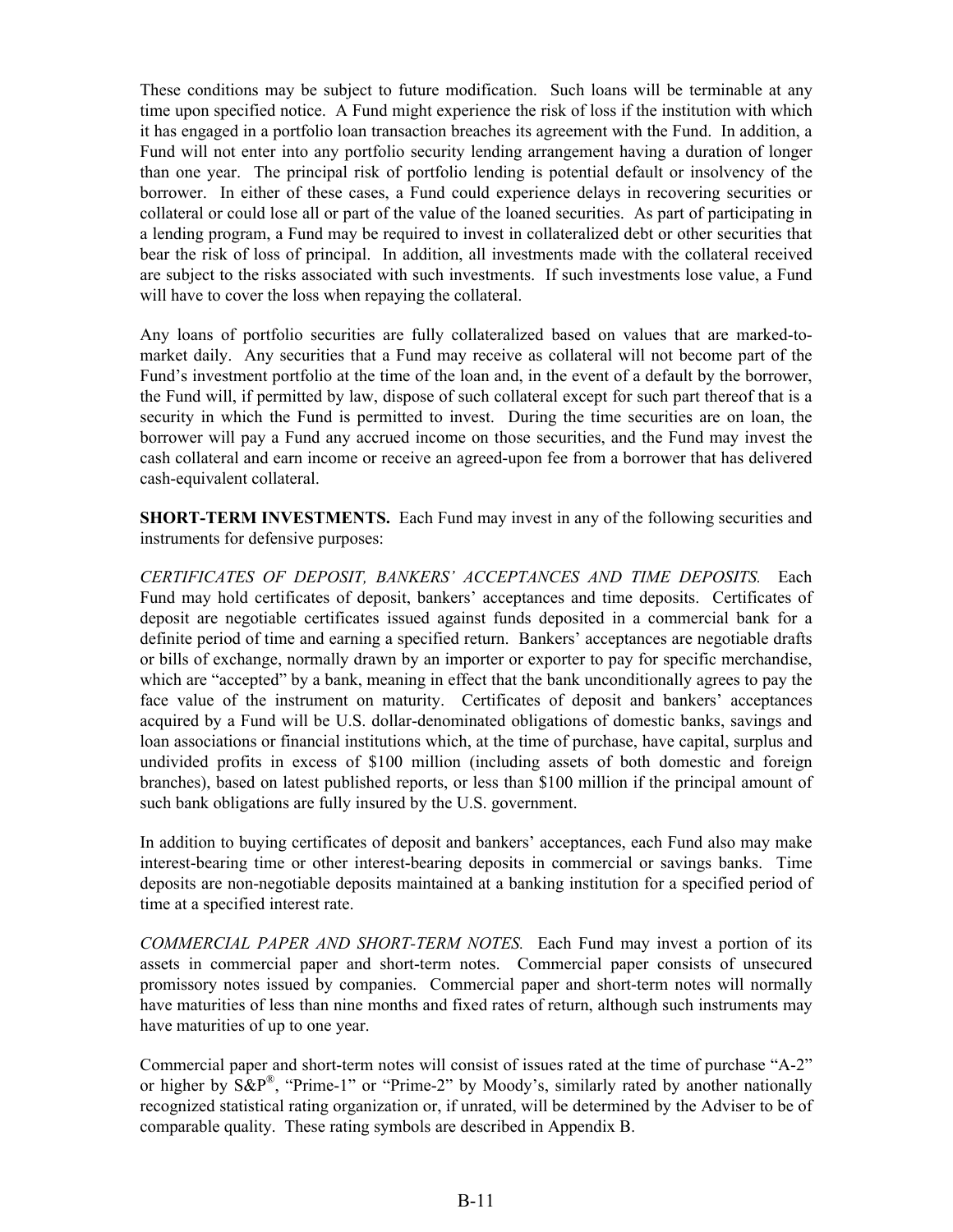These conditions may be subject to future modification. Such loans will be terminable at any time upon specified notice. A Fund might experience the risk of loss if the institution with which it has engaged in a portfolio loan transaction breaches its agreement with the Fund. In addition, a Fund will not enter into any portfolio security lending arrangement having a duration of longer than one year. The principal risk of portfolio lending is potential default or insolvency of the borrower. In either of these cases, a Fund could experience delays in recovering securities or collateral or could lose all or part of the value of the loaned securities. As part of participating in a lending program, a Fund may be required to invest in collateralized debt or other securities that bear the risk of loss of principal. In addition, all investments made with the collateral received are subject to the risks associated with such investments. If such investments lose value, a Fund will have to cover the loss when repaying the collateral.

Any loans of portfolio securities are fully collateralized based on values that are marked-to-market daily. Any securities that a Fund may receive as collateral will not become part of the Fund's investment portfolio at the time of the loan and, in the event of a default by the borrower, the Fund will, if permitted by law, dispose of such collateral except for such part thereof that is a security in which the Fund is permitted to invest. During the time securities are on loan, the borrower will pay a Fund any accrued income on those securities, and the Fund may invest the cash collateral and earn income or receive an agreed-upon fee from a borrower that has delivered cash-equivalent collateral.

**SHORT-TERM INVESTMENTS.** Each Fund may invest in any of the following securities and instruments for defensive purposes:

*CERTIFICATES OF DEPOSIT, BANKERS' ACCEPTANCES AND TIME DEPOSITS.* Each Fund may hold certificates of deposit, bankers' acceptances and time deposits. Certificates of deposit are negotiable certificates issued against funds deposited in a commercial bank for a definite period of time and earning a specified return. Bankers' acceptances are negotiable drafts or bills of exchange, normally drawn by an importer or exporter to pay for specific merchandise, which are "accepted" by a bank, meaning in effect that the bank unconditionally agrees to pay the face value of the instrument on maturity. Certificates of deposit and bankers' acceptances acquired by a Fund will be U.S. dollar-denominated obligations of domestic banks, savings and loan associations or financial institutions which, at the time of purchase, have capital, surplus and undivided profits in excess of $100 million (including assets of both domestic and foreign branches), based on latest published reports, or less than $100 million if the principal amount of such bank obligations are fully insured by the U.S. government.

In addition to buying certificates of deposit and bankers' acceptances, each Fund also may make interest-bearing time or other interest-bearing deposits in commercial or savings banks. Time deposits are non-negotiable deposits maintained at a banking institution for a specified period of time at a specified interest rate.

*COMMERCIAL PAPER AND SHORT-TERM NOTES.* Each Fund may invest a portion of its assets in commercial paper and short-term notes. Commercial paper consists of unsecured promissory notes issued by companies. Commercial paper and short-term notes will normally have maturities of less than nine months and fixed rates of return, although such instruments may have maturities of up to one year.

Commercial paper and short-term notes will consist of issues rated at the time of purchase "A-2" or higher by S&P®, "Prime-1" or "Prime-2" by Moody's, similarly rated by another nationally recognized statistical rating organization or, if unrated, will be determined by the Adviser to be of comparable quality. These rating symbols are described in Appendix B.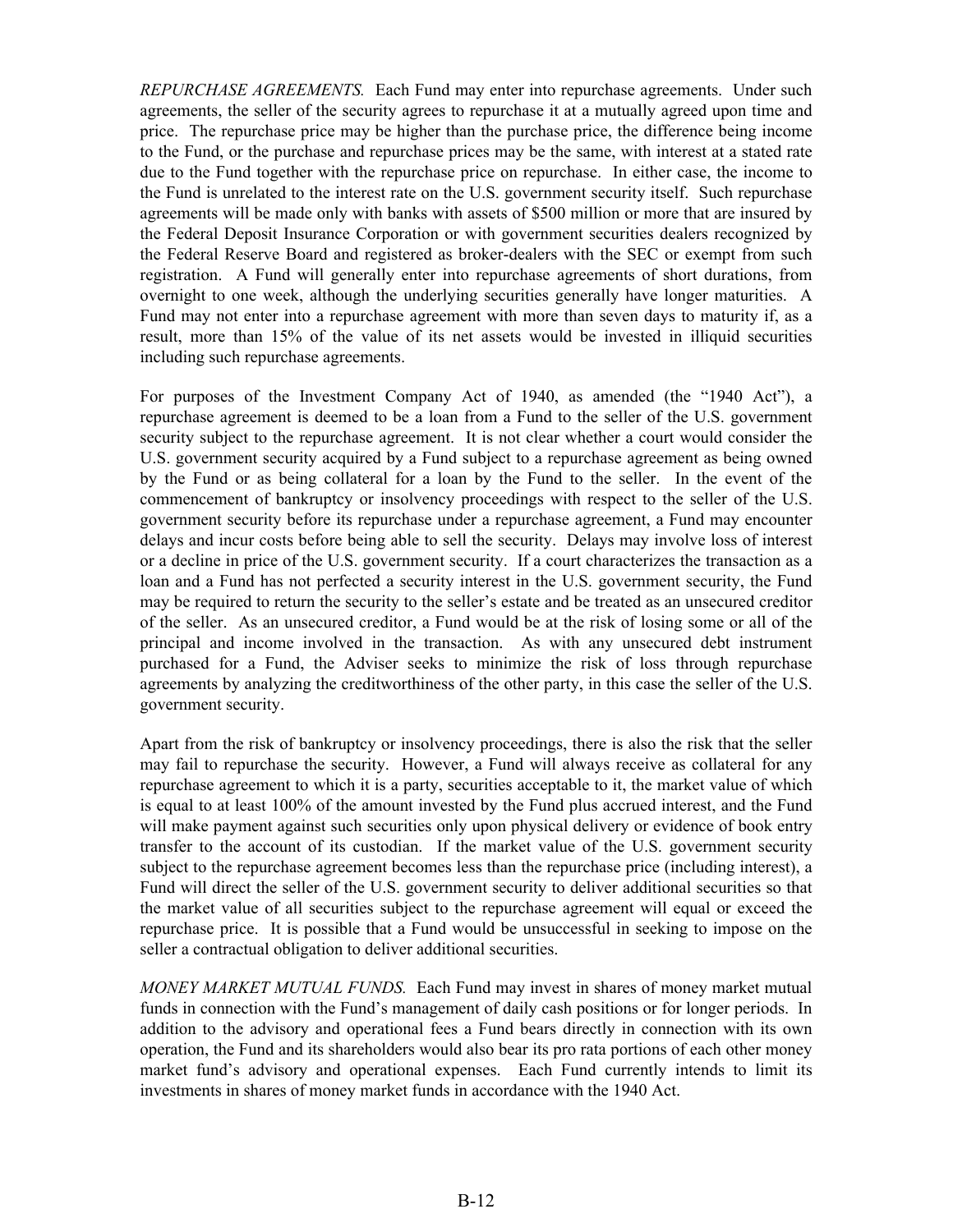*REPURCHASE AGREEMENTS.* Each Fund may enter into repurchase agreements. Under such agreements, the seller of the security agrees to repurchase it at a mutually agreed upon time and price. The repurchase price may be higher than the purchase price, the difference being income to the Fund, or the purchase and repurchase prices may be the same, with interest at a stated rate due to the Fund together with the repurchase price on repurchase. In either case, the income to the Fund is unrelated to the interest rate on the U.S. government security itself. Such repurchase agreements will be made only with banks with assets of $500 million or more that are insured by the Federal Deposit Insurance Corporation or with government securities dealers recognized by the Federal Reserve Board and registered as broker-dealers with the SEC or exempt from such registration. A Fund will generally enter into repurchase agreements of short durations, from overnight to one week, although the underlying securities generally have longer maturities. A Fund may not enter into a repurchase agreement with more than seven days to maturity if, as a result, more than 15% of the value of its net assets would be invested in illiquid securities including such repurchase agreements.

For purposes of the Investment Company Act of 1940, as amended (the "1940 Act"), a repurchase agreement is deemed to be a loan from a Fund to the seller of the U.S. government security subject to the repurchase agreement. It is not clear whether a court would consider the U.S. government security acquired by a Fund subject to a repurchase agreement as being owned by the Fund or as being collateral for a loan by the Fund to the seller. In the event of the commencement of bankruptcy or insolvency proceedings with respect to the seller of the U.S. government security before its repurchase under a repurchase agreement, a Fund may encounter delays and incur costs before being able to sell the security. Delays may involve loss of interest or a decline in price of the U.S. government security. If a court characterizes the transaction as a loan and a Fund has not perfected a security interest in the U.S. government security, the Fund may be required to return the security to the seller's estate and be treated as an unsecured creditor of the seller. As an unsecured creditor, a Fund would be at the risk of losing some or all of the principal and income involved in the transaction. As with any unsecured debt instrument purchased for a Fund, the Adviser seeks to minimize the risk of loss through repurchase agreements by analyzing the creditworthiness of the other party, in this case the seller of the U.S. government security.

Apart from the risk of bankruptcy or insolvency proceedings, there is also the risk that the seller may fail to repurchase the security. However, a Fund will always receive as collateral for any repurchase agreement to which it is a party, securities acceptable to it, the market value of which is equal to at least 100% of the amount invested by the Fund plus accrued interest, and the Fund will make payment against such securities only upon physical delivery or evidence of book entry transfer to the account of its custodian. If the market value of the U.S. government security subject to the repurchase agreement becomes less than the repurchase price (including interest), a Fund will direct the seller of the U.S. government security to deliver additional securities so that the market value of all securities subject to the repurchase agreement will equal or exceed the repurchase price. It is possible that a Fund would be unsuccessful in seeking to impose on the seller a contractual obligation to deliver additional securities.

*MONEY MARKET MUTUAL FUNDS.* Each Fund may invest in shares of money market mutual funds in connection with the Fund's management of daily cash positions or for longer periods. In addition to the advisory and operational fees a Fund bears directly in connection with its own operation, the Fund and its shareholders would also bear its pro rata portions of each other money market fund's advisory and operational expenses. Each Fund currently intends to limit its investments in shares of money market funds in accordance with the 1940 Act.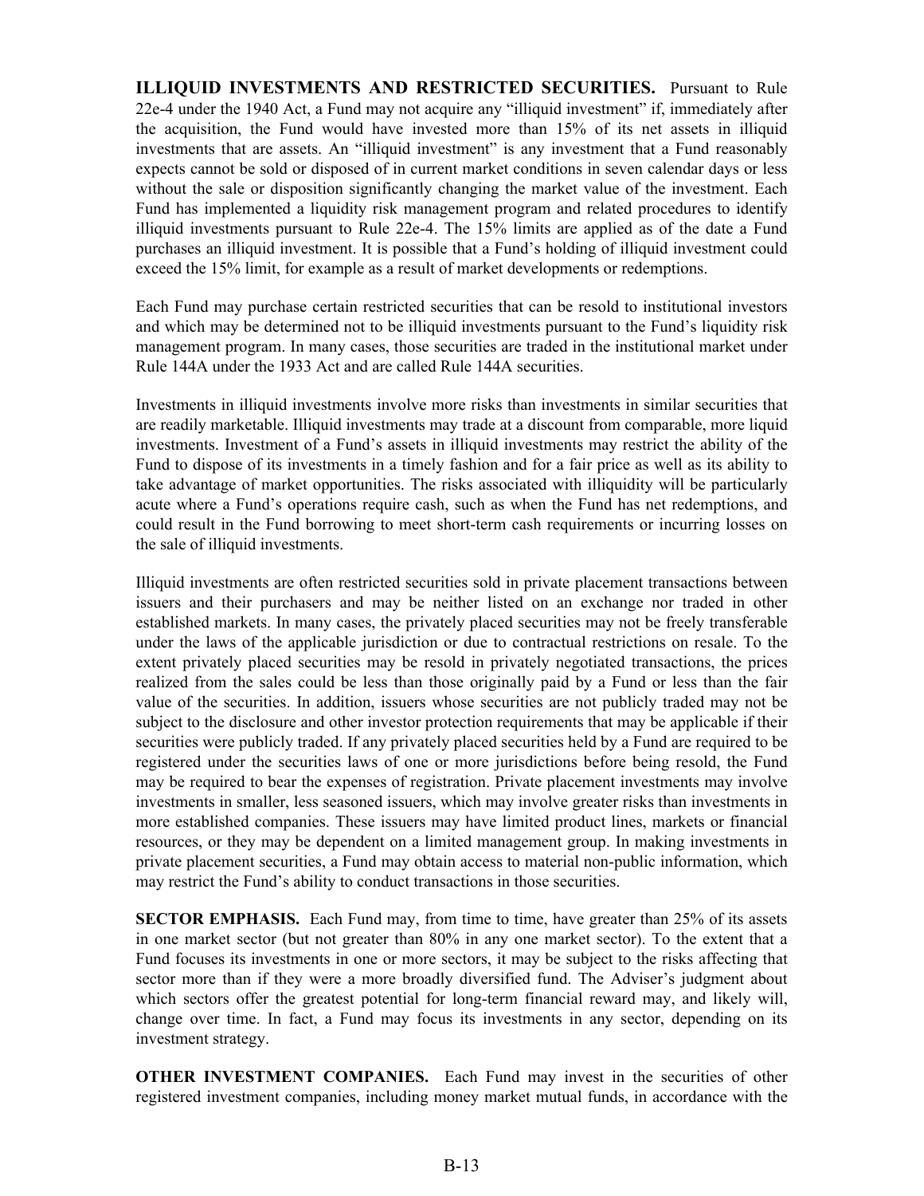**ILLIQUID INVESTMENTS AND RESTRICTED SECURITIES.** Pursuant to Rule 22e-4 under the 1940 Act, a Fund may not acquire any "illiquid investment" if, immediately after the acquisition, the Fund would have invested more than 15% of its net assets in illiquid investments that are assets. An "illiquid investment" is any investment that a Fund reasonably expects cannot be sold or disposed of in current market conditions in seven calendar days or less without the sale or disposition significantly changing the market value of the investment. Each Fund has implemented a liquidity risk management program and related procedures to identify illiquid investments pursuant to Rule 22e-4. The 15% limits are applied as of the date a Fund purchases an illiquid investment. It is possible that a Fund's holding of illiquid investment could exceed the 15% limit, for example as a result of market developments or redemptions.

Each Fund may purchase certain restricted securities that can be resold to institutional investors and which may be determined not to be illiquid investments pursuant to the Fund's liquidity risk management program. In many cases, those securities are traded in the institutional market under Rule 144A under the 1933 Act and are called Rule 144A securities.

Investments in illiquid investments involve more risks than investments in similar securities that are readily marketable. Illiquid investments may trade at a discount from comparable, more liquid investments. Investment of a Fund's assets in illiquid investments may restrict the ability of the Fund to dispose of its investments in a timely fashion and for a fair price as well as its ability to take advantage of market opportunities. The risks associated with illiquidity will be particularly acute where a Fund's operations require cash, such as when the Fund has net redemptions, and could result in the Fund borrowing to meet short-term cash requirements or incurring losses on the sale of illiquid investments.

Illiquid investments are often restricted securities sold in private placement transactions between issuers and their purchasers and may be neither listed on an exchange nor traded in other established markets. In many cases, the privately placed securities may not be freely transferable under the laws of the applicable jurisdiction or due to contractual restrictions on resale. To the extent privately placed securities may be resold in privately negotiated transactions, the prices realized from the sales could be less than those originally paid by a Fund or less than the fair value of the securities. In addition, issuers whose securities are not publicly traded may not be subject to the disclosure and other investor protection requirements that may be applicable if their securities were publicly traded. If any privately placed securities held by a Fund are required to be registered under the securities laws of one or more jurisdictions before being resold, the Fund may be required to bear the expenses of registration. Private placement investments may involve investments in smaller, less seasoned issuers, which may involve greater risks than investments in more established companies. These issuers may have limited product lines, markets or financial resources, or they may be dependent on a limited management group. In making investments in private placement securities, a Fund may obtain access to material non-public information, which may restrict the Fund's ability to conduct transactions in those securities.

**SECTOR EMPHASIS.** Each Fund may, from time to time, have greater than 25% of its assets in one market sector (but not greater than 80% in any one market sector). To the extent that a Fund focuses its investments in one or more sectors, it may be subject to the risks affecting that sector more than if they were a more broadly diversified fund. The Adviser's judgment about which sectors offer the greatest potential for long-term financial reward may, and likely will, change over time. In fact, a Fund may focus its investments in any sector, depending on its investment strategy.

**OTHER INVESTMENT COMPANIES.** Each Fund may invest in the securities of other registered investment companies, including money market mutual funds, in accordance with the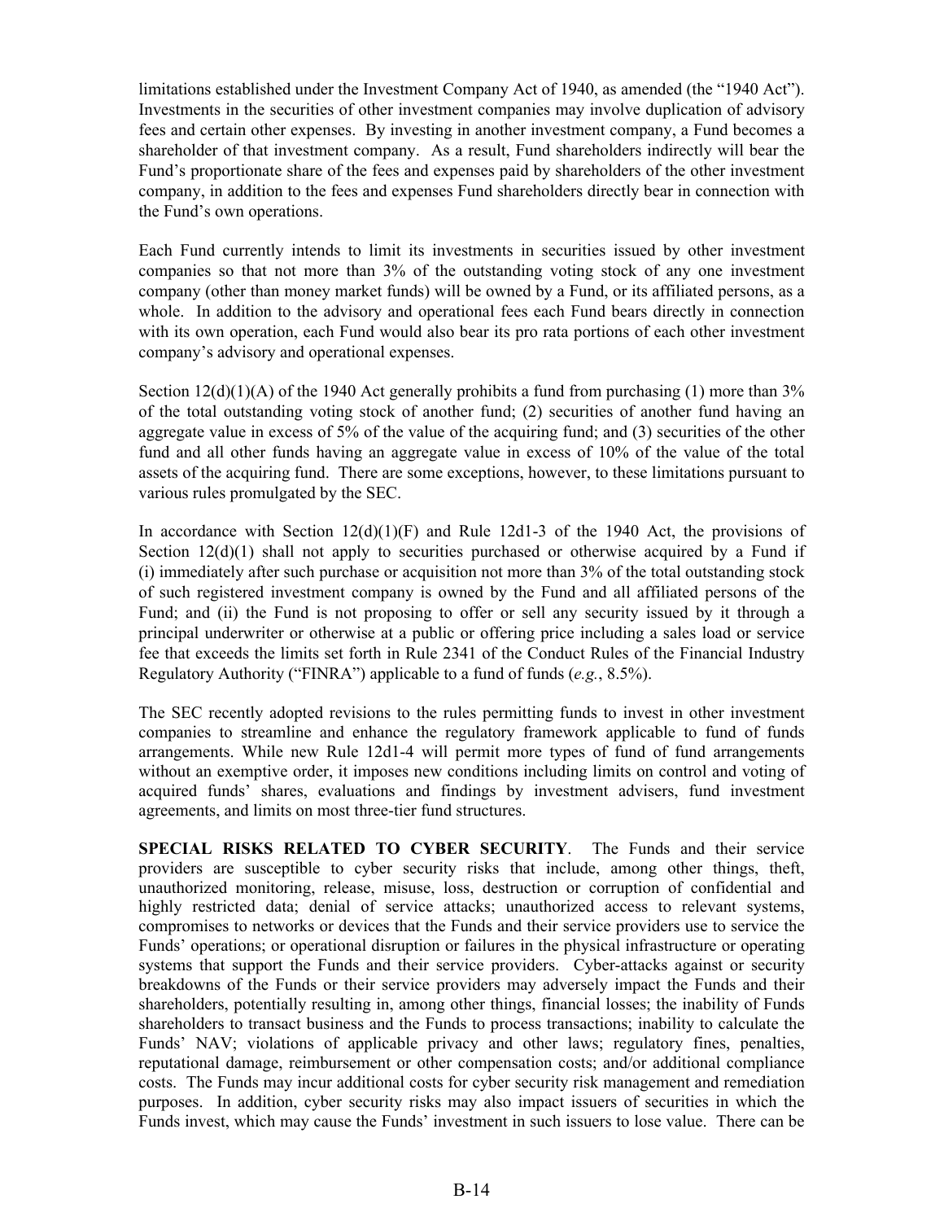limitations established under the Investment Company Act of 1940, as amended (the "1940 Act"). Investments in the securities of other investment companies may involve duplication of advisory fees and certain other expenses. By investing in another investment company, a Fund becomes a shareholder of that investment company. As a result, Fund shareholders indirectly will bear the Fund's proportionate share of the fees and expenses paid by shareholders of the other investment company, in addition to the fees and expenses Fund shareholders directly bear in connection with the Fund's own operations.

Each Fund currently intends to limit its investments in securities issued by other investment companies so that not more than 3% of the outstanding voting stock of any one investment company (other than money market funds) will be owned by a Fund, or its affiliated persons, as a whole. In addition to the advisory and operational fees each Fund bears directly in connection with its own operation, each Fund would also bear its pro rata portions of each other investment company's advisory and operational expenses.

Section 12(d)(1)(A) of the 1940 Act generally prohibits a fund from purchasing (1) more than 3% of the total outstanding voting stock of another fund; (2) securities of another fund having an aggregate value in excess of 5% of the value of the acquiring fund; and (3) securities of the other fund and all other funds having an aggregate value in excess of 10% of the value of the total assets of the acquiring fund. There are some exceptions, however, to these limitations pursuant to various rules promulgated by the SEC.

In accordance with Section 12(d)(1)(F) and Rule 12d1-3 of the 1940 Act, the provisions of Section 12(d)(1) shall not apply to securities purchased or otherwise acquired by a Fund if (i) immediately after such purchase or acquisition not more than 3% of the total outstanding stock of such registered investment company is owned by the Fund and all affiliated persons of the Fund; and (ii) the Fund is not proposing to offer or sell any security issued by it through a principal underwriter or otherwise at a public or offering price including a sales load or service fee that exceeds the limits set forth in Rule 2341 of the Conduct Rules of the Financial Industry Regulatory Authority ("FINRA") applicable to a fund of funds (*e.g.*, 8.5%).

The SEC recently adopted revisions to the rules permitting funds to invest in other investment companies to streamline and enhance the regulatory framework applicable to fund of funds arrangements. While new Rule 12d1-4 will permit more types of fund of fund arrangements without an exemptive order, it imposes new conditions including limits on control and voting of acquired funds' shares, evaluations and findings by investment advisers, fund investment agreements, and limits on most three-tier fund structures.

**SPECIAL RISKS RELATED TO CYBER SECURITY**. The Funds and their service providers are susceptible to cyber security risks that include, among other things, theft, unauthorized monitoring, release, misuse, loss, destruction or corruption of confidential and highly restricted data; denial of service attacks; unauthorized access to relevant systems, compromises to networks or devices that the Funds and their service providers use to service the Funds' operations; or operational disruption or failures in the physical infrastructure or operating systems that support the Funds and their service providers. Cyber-attacks against or security breakdowns of the Funds or their service providers may adversely impact the Funds and their shareholders, potentially resulting in, among other things, financial losses; the inability of Funds shareholders to transact business and the Funds to process transactions; inability to calculate the Funds' NAV; violations of applicable privacy and other laws; regulatory fines, penalties, reputational damage, reimbursement or other compensation costs; and/or additional compliance costs. The Funds may incur additional costs for cyber security risk management and remediation purposes. In addition, cyber security risks may also impact issuers of securities in which the Funds invest, which may cause the Funds' investment in such issuers to lose value. There can be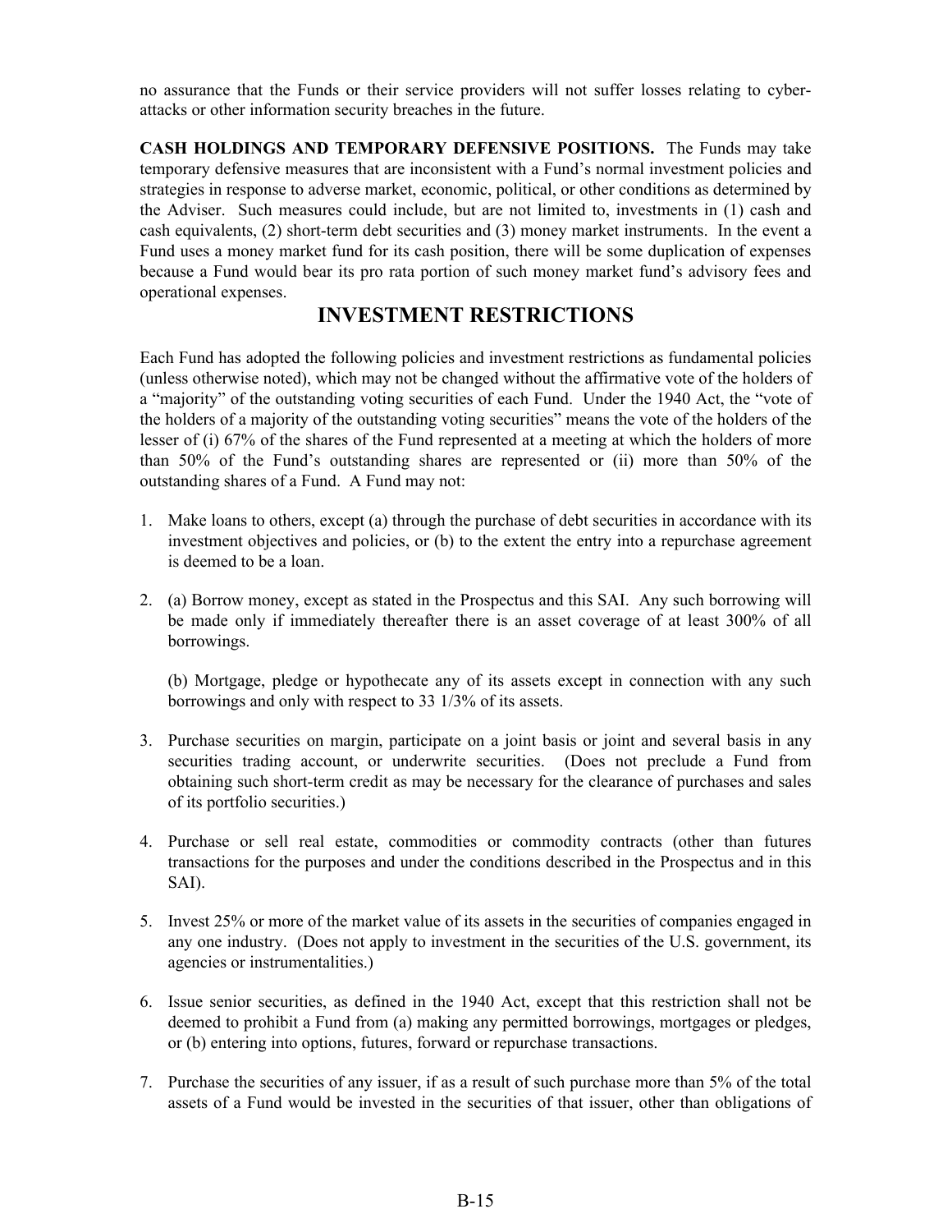no assurance that the Funds or their service providers will not suffer losses relating to cyber-attacks or other information security breaches in the future.

**CASH HOLDINGS AND TEMPORARY DEFENSIVE POSITIONS.** The Funds may take temporary defensive measures that are inconsistent with a Fund's normal investment policies and strategies in response to adverse market, economic, political, or other conditions as determined by the Adviser. Such measures could include, but are not limited to, investments in (1) cash and cash equivalents, (2) short-term debt securities and (3) money market instruments. In the event a Fund uses a money market fund for its cash position, there will be some duplication of expenses because a Fund would bear its pro rata portion of such money market fund's advisory fees and operational expenses.

## INVESTMENT RESTRICTIONS

Each Fund has adopted the following policies and investment restrictions as fundamental policies (unless otherwise noted), which may not be changed without the affirmative vote of the holders of a "majority" of the outstanding voting securities of each Fund. Under the 1940 Act, the "vote of the holders of a majority of the outstanding voting securities" means the vote of the holders of the lesser of (i) 67% of the shares of the Fund represented at a meeting at which the holders of more than 50% of the Fund's outstanding shares are represented or (ii) more than 50% of the outstanding shares of a Fund. A Fund may not:

1. Make loans to others, except (a) through the purchase of debt securities in accordance with its investment objectives and policies, or (b) to the extent the entry into a repurchase agreement is deemed to be a loan.

2. (a) Borrow money, except as stated in the Prospectus and this SAI. Any such borrowing will be made only if immediately thereafter there is an asset coverage of at least 300% of all borrowings.

   (b) Mortgage, pledge or hypothecate any of its assets except in connection with any such borrowings and only with respect to 33 1/3% of its assets.

3. Purchase securities on margin, participate on a joint basis or joint and several basis in any securities trading account, or underwrite securities. (Does not preclude a Fund from obtaining such short-term credit as may be necessary for the clearance of purchases and sales of its portfolio securities.)

4. Purchase or sell real estate, commodities or commodity contracts (other than futures transactions for the purposes and under the conditions described in the Prospectus and in this SAI).

5. Invest 25% or more of the market value of its assets in the securities of companies engaged in any one industry. (Does not apply to investment in the securities of the U.S. government, its agencies or instrumentalities.)

6. Issue senior securities, as defined in the 1940 Act, except that this restriction shall not be deemed to prohibit a Fund from (a) making any permitted borrowings, mortgages or pledges, or (b) entering into options, futures, forward or repurchase transactions.

7. Purchase the securities of any issuer, if as a result of such purchase more than 5% of the total assets of a Fund would be invested in the securities of that issuer, other than obligations of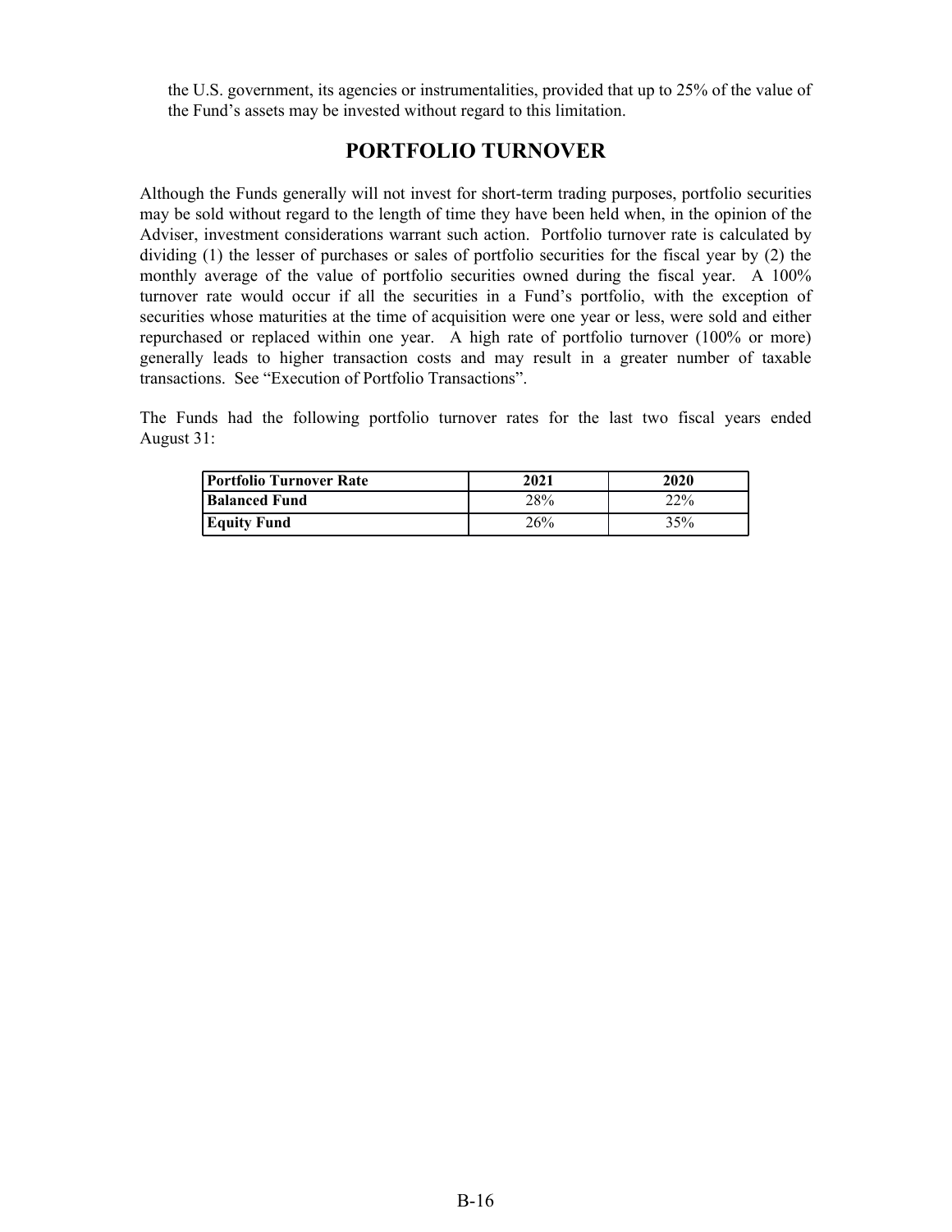the U.S. government, its agencies or instrumentalities, provided that up to 25% of the value of the Fund's assets may be invested without regard to this limitation.

## PORTFOLIO TURNOVER

Although the Funds generally will not invest for short-term trading purposes, portfolio securities may be sold without regard to the length of time they have been held when, in the opinion of the Adviser, investment considerations warrant such action. Portfolio turnover rate is calculated by dividing (1) the lesser of purchases or sales of portfolio securities for the fiscal year by (2) the monthly average of the value of portfolio securities owned during the fiscal year. A 100% turnover rate would occur if all the securities in a Fund's portfolio, with the exception of securities whose maturities at the time of acquisition were one year or less, were sold and either repurchased or replaced within one year. A high rate of portfolio turnover (100% or more) generally leads to higher transaction costs and may result in a greater number of taxable transactions. See "Execution of Portfolio Transactions".

The Funds had the following portfolio turnover rates for the last two fiscal years ended August 31:

| **Portfolio Turnover Rate** | **2021** | **2020** |
|---|---|---|
| **Balanced Fund** | 28% | 22% |
| **Equity Fund** | 26% | 35% |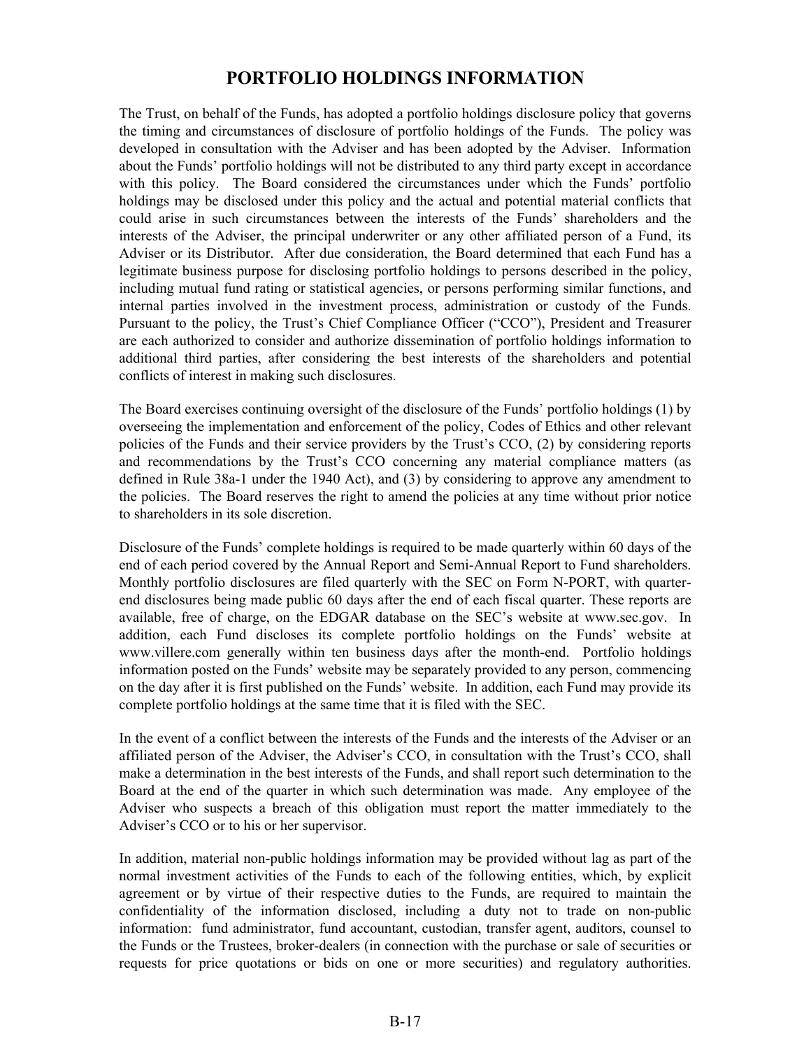# PORTFOLIO HOLDINGS INFORMATION

The Trust, on behalf of the Funds, has adopted a portfolio holdings disclosure policy that governs the timing and circumstances of disclosure of portfolio holdings of the Funds. The policy was developed in consultation with the Adviser and has been adopted by the Adviser. Information about the Funds' portfolio holdings will not be distributed to any third party except in accordance with this policy. The Board considered the circumstances under which the Funds' portfolio holdings may be disclosed under this policy and the actual and potential material conflicts that could arise in such circumstances between the interests of the Funds' shareholders and the interests of the Adviser, the principal underwriter or any other affiliated person of a Fund, its Adviser or its Distributor. After due consideration, the Board determined that each Fund has a legitimate business purpose for disclosing portfolio holdings to persons described in the policy, including mutual fund rating or statistical agencies, or persons performing similar functions, and internal parties involved in the investment process, administration or custody of the Funds. Pursuant to the policy, the Trust's Chief Compliance Officer ("CCO"), President and Treasurer are each authorized to consider and authorize dissemination of portfolio holdings information to additional third parties, after considering the best interests of the shareholders and potential conflicts of interest in making such disclosures.

The Board exercises continuing oversight of the disclosure of the Funds' portfolio holdings (1) by overseeing the implementation and enforcement of the policy, Codes of Ethics and other relevant policies of the Funds and their service providers by the Trust's CCO, (2) by considering reports and recommendations by the Trust's CCO concerning any material compliance matters (as defined in Rule 38a-1 under the 1940 Act), and (3) by considering to approve any amendment to the policies. The Board reserves the right to amend the policies at any time without prior notice to shareholders in its sole discretion.

Disclosure of the Funds' complete holdings is required to be made quarterly within 60 days of the end of each period covered by the Annual Report and Semi-Annual Report to Fund shareholders. Monthly portfolio disclosures are filed quarterly with the SEC on Form N-PORT, with quarter-end disclosures being made public 60 days after the end of each fiscal quarter. These reports are available, free of charge, on the EDGAR database on the SEC's website at www.sec.gov. In addition, each Fund discloses its complete portfolio holdings on the Funds' website at www.villere.com generally within ten business days after the month-end. Portfolio holdings information posted on the Funds' website may be separately provided to any person, commencing on the day after it is first published on the Funds' website. In addition, each Fund may provide its complete portfolio holdings at the same time that it is filed with the SEC.

In the event of a conflict between the interests of the Funds and the interests of the Adviser or an affiliated person of the Adviser, the Adviser's CCO, in consultation with the Trust's CCO, shall make a determination in the best interests of the Funds, and shall report such determination to the Board at the end of the quarter in which such determination was made. Any employee of the Adviser who suspects a breach of this obligation must report the matter immediately to the Adviser's CCO or to his or her supervisor.

In addition, material non-public holdings information may be provided without lag as part of the normal investment activities of the Funds to each of the following entities, which, by explicit agreement or by virtue of their respective duties to the Funds, are required to maintain the confidentiality of the information disclosed, including a duty not to trade on non-public information: fund administrator, fund accountant, custodian, transfer agent, auditors, counsel to the Funds or the Trustees, broker-dealers (in connection with the purchase or sale of securities or requests for price quotations or bids on one or more securities) and regulatory authorities.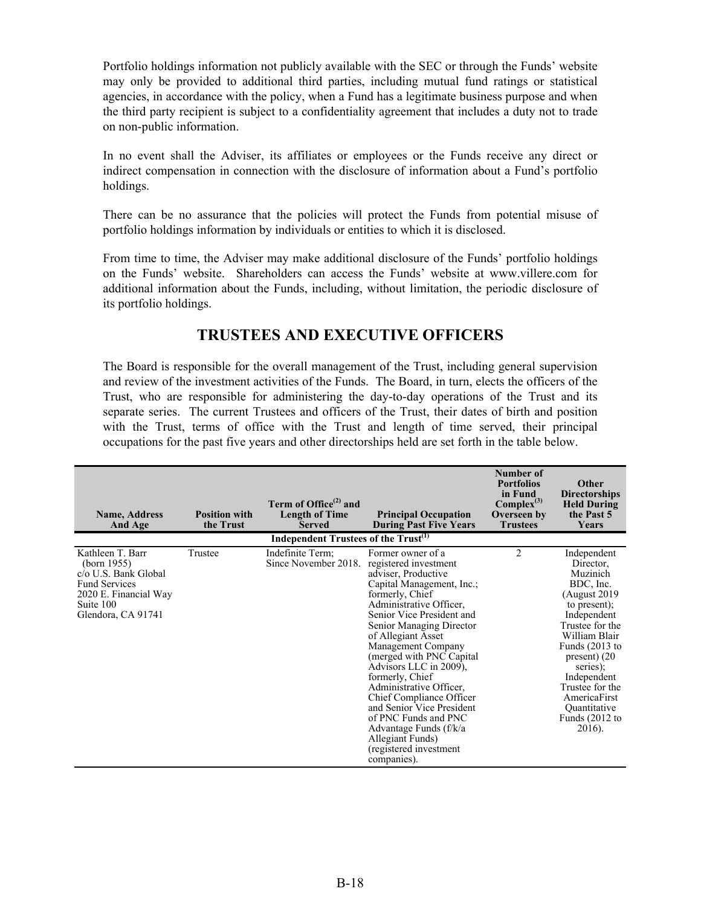Portfolio holdings information not publicly available with the SEC or through the Funds' website may only be provided to additional third parties, including mutual fund ratings or statistical agencies, in accordance with the policy, when a Fund has a legitimate business purpose and when the third party recipient is subject to a confidentiality agreement that includes a duty not to trade on non-public information.

In no event shall the Adviser, its affiliates or employees or the Funds receive any direct or indirect compensation in connection with the disclosure of information about a Fund's portfolio holdings.

There can be no assurance that the policies will protect the Funds from potential misuse of portfolio holdings information by individuals or entities to which it is disclosed.

From time to time, the Adviser may make additional disclosure of the Funds' portfolio holdings on the Funds' website. Shareholders can access the Funds' website at www.villere.com for additional information about the Funds, including, without limitation, the periodic disclosure of its portfolio holdings.

## TRUSTEES AND EXECUTIVE OFFICERS

The Board is responsible for the overall management of the Trust, including general supervision and review of the investment activities of the Funds. The Board, in turn, elects the officers of the Trust, who are responsible for administering the day-to-day operations of the Trust and its separate series. The current Trustees and officers of the Trust, their dates of birth and position with the Trust, terms of office with the Trust and length of time served, their principal occupations for the past five years and other directorships held are set forth in the table below.

| Name, Address And Age | Position with the Trust | Term of Office[(2)] and Length of Time Served | Principal Occupation During Past Five Years | Number of Portfolios in Fund Complex[(3)] Overseen by Trustees | Other Directorships Held During the Past 5 Years |
|---|---|---|---|---|---|
| | | **Independent Trustees of the Trust[(1)]** | | | |
| Kathleen T. Barr (born 1955) c/o U.S. Bank Global Fund Services 2020 E. Financial Way Suite 100 Glendora, CA 91741 | Trustee | Indefinite Term; Since November 2018. | Former owner of a registered investment adviser, Productive Capital Management, Inc.; formerly, Chief Administrative Officer, Senior Vice President and Senior Managing Director of Allegiant Asset Management Company (merged with PNC Capital Advisors LLC in 2009), formerly, Chief Administrative Officer, Chief Compliance Officer and Senior Vice President of PNC Funds and PNC Advantage Funds (f/k/a Allegiant Funds) (registered investment companies). | 2 | Independent Director, Muzinich BDC, Inc. (August 2019 to present); Independent Trustee for the William Blair Funds (2013 to present) (20 series); Independent Trustee for the AmericaFirst Quantitative Funds (2012 to 2016). |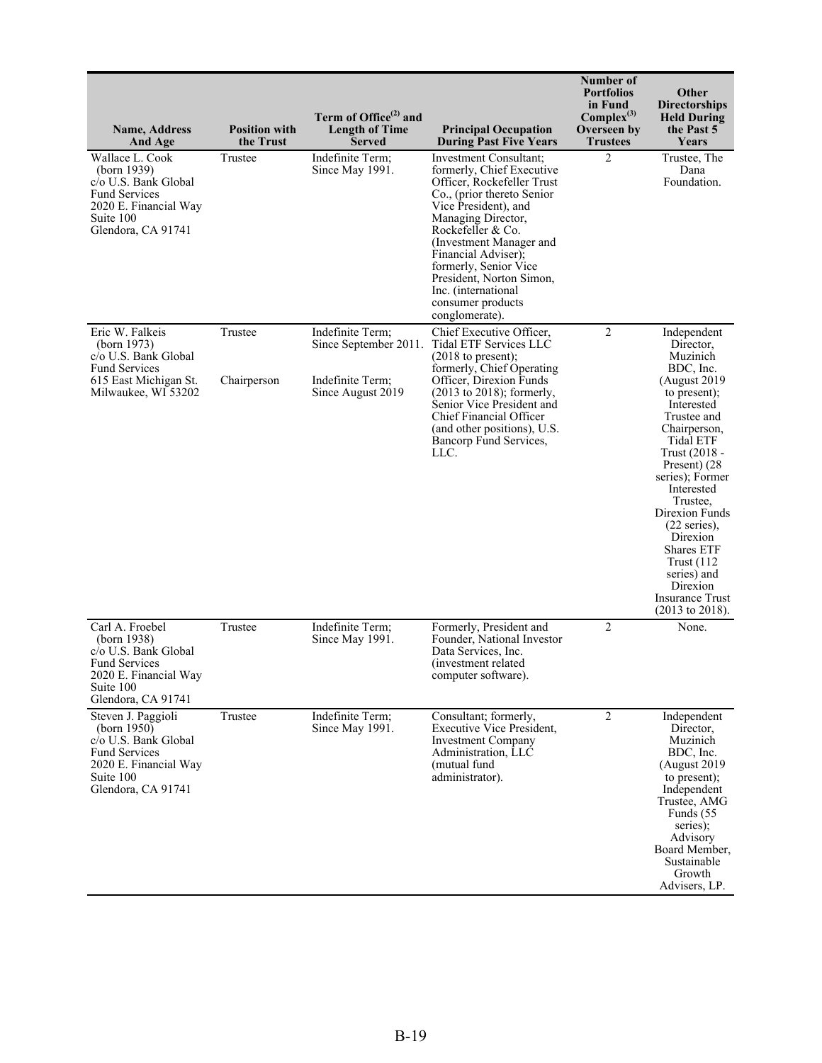| Name, Address And Age | Position with the Trust | Term of Office(2) and Length of Time Served | Principal Occupation During Past Five Years | Number of Portfolios in Fund Complex(3) Overseen by Trustees | Other Directorships Held During the Past 5 Years |
|---|---|---|---|---|---|
| Wallace L. Cook (born 1939) c/o U.S. Bank Global Fund Services 2020 E. Financial Way Suite 100 Glendora, CA 91741 | Trustee | Indefinite Term; Since May 1991. | Investment Consultant; formerly, Chief Executive Officer, Rockefeller Trust Co., (prior thereto Senior Vice President), and Managing Director, Rockefeller & Co. (Investment Manager and Financial Adviser); formerly, Senior Vice President, Norton Simon, Inc. (international consumer products conglomerate). | 2 | Trustee, The Dana Foundation. |
| Eric W. Falkeis (born 1973) c/o U.S. Bank Global Fund Services 615 East Michigan St. Milwaukee, WI 53202 | Trustee<br><br>Chairperson | Indefinite Term; Since September 2011.<br><br>Indefinite Term; Since August 2019 | Chief Executive Officer, Tidal ETF Services LLC (2018 to present); formerly, Chief Operating Officer, Direxion Funds (2013 to 2018); formerly, Senior Vice President and Chief Financial Officer (and other positions), U.S. Bancorp Fund Services, LLC. | 2 | Independent Director, Muzinich BDC, Inc. (August 2019 to present); Interested Trustee and Chairperson, Tidal ETF Trust (2018 - Present) (28 series); Former Interested Trustee, Direxion Funds (22 series), Direxion Shares ETF Trust (112 series) and Direxion Insurance Trust (2013 to 2018). |
| Carl A. Froebel (born 1938) c/o U.S. Bank Global Fund Services 2020 E. Financial Way Suite 100 Glendora, CA 91741 | Trustee | Indefinite Term; Since May 1991. | Formerly, President and Founder, National Investor Data Services, Inc. (investment related computer software). | 2 | None. |
| Steven J. Paggioli (born 1950) c/o U.S. Bank Global Fund Services 2020 E. Financial Way Suite 100 Glendora, CA 91741 | Trustee | Indefinite Term; Since May 1991. | Consultant; formerly, Executive Vice President, Investment Company Administration, LLC (mutual fund administrator). | 2 | Independent Director, Muzinich BDC, Inc. (August 2019 to present); Independent Trustee, AMG Funds (55 series); Advisory Board Member, Sustainable Growth Advisers, LP. |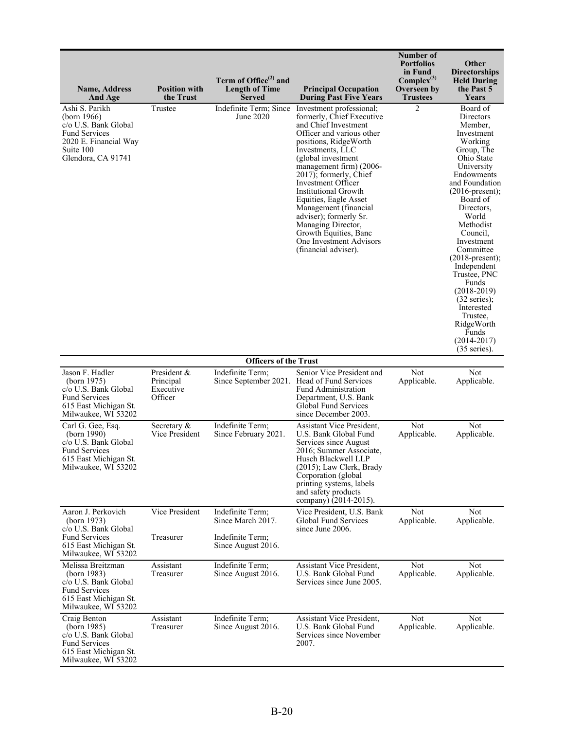| Name, Address And Age | Position with the Trust | Term of Office[(2)] and Length of Time Served | Principal Occupation During Past Five Years | Number of Portfolios in Fund Complex[(3)] Overseen by Trustees | Other Directorships Held During the Past 5 Years |
|---|---|---|---|---|---|
| Ashi S. Parikh (born 1966) c/o U.S. Bank Global Fund Services 2020 E. Financial Way Suite 100 Glendora, CA 91741 | Trustee | Indefinite Term; Since June 2020 | Investment professional; formerly, Chief Executive and Chief Investment Officer and various other positions, RidgeWorth Investments, LLC (global investment management firm) (2006-2017); formerly, Chief Investment Officer Institutional Growth Equities, Eagle Asset Management (financial adviser); formerly Sr. Managing Director, Growth Equities, Banc One Investment Advisors (financial adviser). | 2 | Board of Directors Member, Investment Working Group, The Ohio State University Endowments and Foundation (2016-present); Board of Directors, World Methodist Council, Investment Committee (2018-present); Independent Trustee, PNC Funds (2018-2019) (32 series); Interested Trustee, RidgeWorth Funds (2014-2017) (35 series). |
| **Officers of the Trust** | | | | | |
| Jason F. Hadler (born 1975) c/o U.S. Bank Global Fund Services 615 East Michigan St. Milwaukee, WI 53202 | President & Principal Executive Officer | Indefinite Term; Since September 2021. | Senior Vice President and Head of Fund Services Fund Administration Department, U.S. Bank Global Fund Services since December 2003. | Not Applicable. | Not Applicable. |
| Carl G. Gee, Esq. (born 1990) c/o U.S. Bank Global Fund Services 615 East Michigan St. Milwaukee, WI 53202 | Secretary & Vice President | Indefinite Term; Since February 2021. | Assistant Vice President, U.S. Bank Global Fund Services since August 2016; Summer Associate, Husch Blackwell LLP (2015); Law Clerk, Brady Corporation (global printing systems, labels and safety products company) (2014-2015). | Not Applicable. | Not Applicable. |
| Aaron J. Perkovich (born 1973) c/o U.S. Bank Global Fund Services 615 East Michigan St. Milwaukee, WI 53202 | Vice President<br><br>Treasurer | Indefinite Term; Since March 2017.<br><br>Indefinite Term; Since August 2016. | Vice President, U.S. Bank Global Fund Services since June 2006. | Not Applicable. | Not Applicable. |
| Melissa Breitzman (born 1983) c/o U.S. Bank Global Fund Services 615 East Michigan St. Milwaukee, WI 53202 | Assistant Treasurer | Indefinite Term; Since August 2016. | Assistant Vice President, U.S. Bank Global Fund Services since June 2005. | Not Applicable. | Not Applicable. |
| Craig Benton (born 1985) c/o U.S. Bank Global Fund Services 615 East Michigan St. Milwaukee, WI 53202 | Assistant Treasurer | Indefinite Term; Since August 2016. | Assistant Vice President, U.S. Bank Global Fund Services since November 2007. | Not Applicable. | Not Applicable. |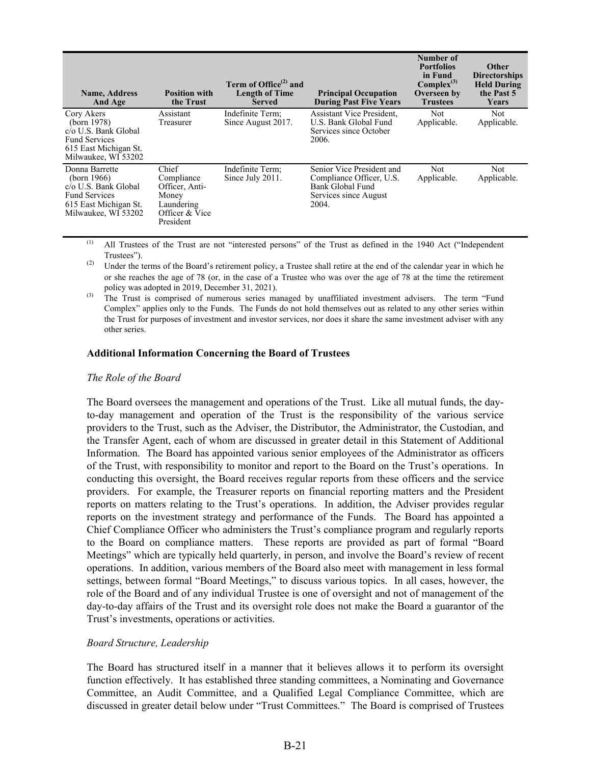| Name, Address And Age | Position with the Trust | Term of Office[(2)] and Length of Time Served | Principal Occupation During Past Five Years | Number of Portfolios in Fund Complex[(3)] Overseen by Trustees | Other Directorships Held During the Past 5 Years |
|---|---|---|---|---|---|
| Cory Akers (born 1978) c/o U.S. Bank Global Fund Services 615 East Michigan St. Milwaukee, WI 53202 | Assistant Treasurer | Indefinite Term; Since August 2017. | Assistant Vice President, U.S. Bank Global Fund Services since October 2006. | Not Applicable. | Not Applicable. |
| Donna Barrette (born 1966) c/o U.S. Bank Global Fund Services 615 East Michigan St. Milwaukee, WI 53202 | Chief Compliance Officer, Anti-Money Laundering Officer & Vice President | Indefinite Term; Since July 2011. | Senior Vice President and Compliance Officer, U.S. Bank Global Fund Services since August 2004. | Not Applicable. | Not Applicable. |

(1) All Trustees of the Trust are not "interested persons" of the Trust as defined in the 1940 Act ("Independent Trustees").

(2) Under the terms of the Board's retirement policy, a Trustee shall retire at the end of the calendar year in which he or she reaches the age of 78 (or, in the case of a Trustee who was over the age of 78 at the time the retirement policy was adopted in 2019, December 31, 2021).

(3) The Trust is comprised of numerous series managed by unaffiliated investment advisers. The term "Fund Complex" applies only to the Funds. The Funds do not hold themselves out as related to any other series within the Trust for purposes of investment and investor services, nor does it share the same investment adviser with any other series.

**Additional Information Concerning the Board of Trustees**

*The Role of the Board*

The Board oversees the management and operations of the Trust. Like all mutual funds, the day-to-day management and operation of the Trust is the responsibility of the various service providers to the Trust, such as the Adviser, the Distributor, the Administrator, the Custodian, and the Transfer Agent, each of whom are discussed in greater detail in this Statement of Additional Information. The Board has appointed various senior employees of the Administrator as officers of the Trust, with responsibility to monitor and report to the Board on the Trust's operations. In conducting this oversight, the Board receives regular reports from these officers and the service providers. For example, the Treasurer reports on financial reporting matters and the President reports on matters relating to the Trust's operations. In addition, the Adviser provides regular reports on the investment strategy and performance of the Funds. The Board has appointed a Chief Compliance Officer who administers the Trust's compliance program and regularly reports to the Board on compliance matters. These reports are provided as part of formal "Board Meetings" which are typically held quarterly, in person, and involve the Board's review of recent operations. In addition, various members of the Board also meet with management in less formal settings, between formal "Board Meetings," to discuss various topics. In all cases, however, the role of the Board and of any individual Trustee is one of oversight and not of management of the day-to-day affairs of the Trust and its oversight role does not make the Board a guarantor of the Trust's investments, operations or activities.

*Board Structure, Leadership*

The Board has structured itself in a manner that it believes allows it to perform its oversight function effectively. It has established three standing committees, a Nominating and Governance Committee, an Audit Committee, and a Qualified Legal Compliance Committee, which are discussed in greater detail below under "Trust Committees." The Board is comprised of Trustees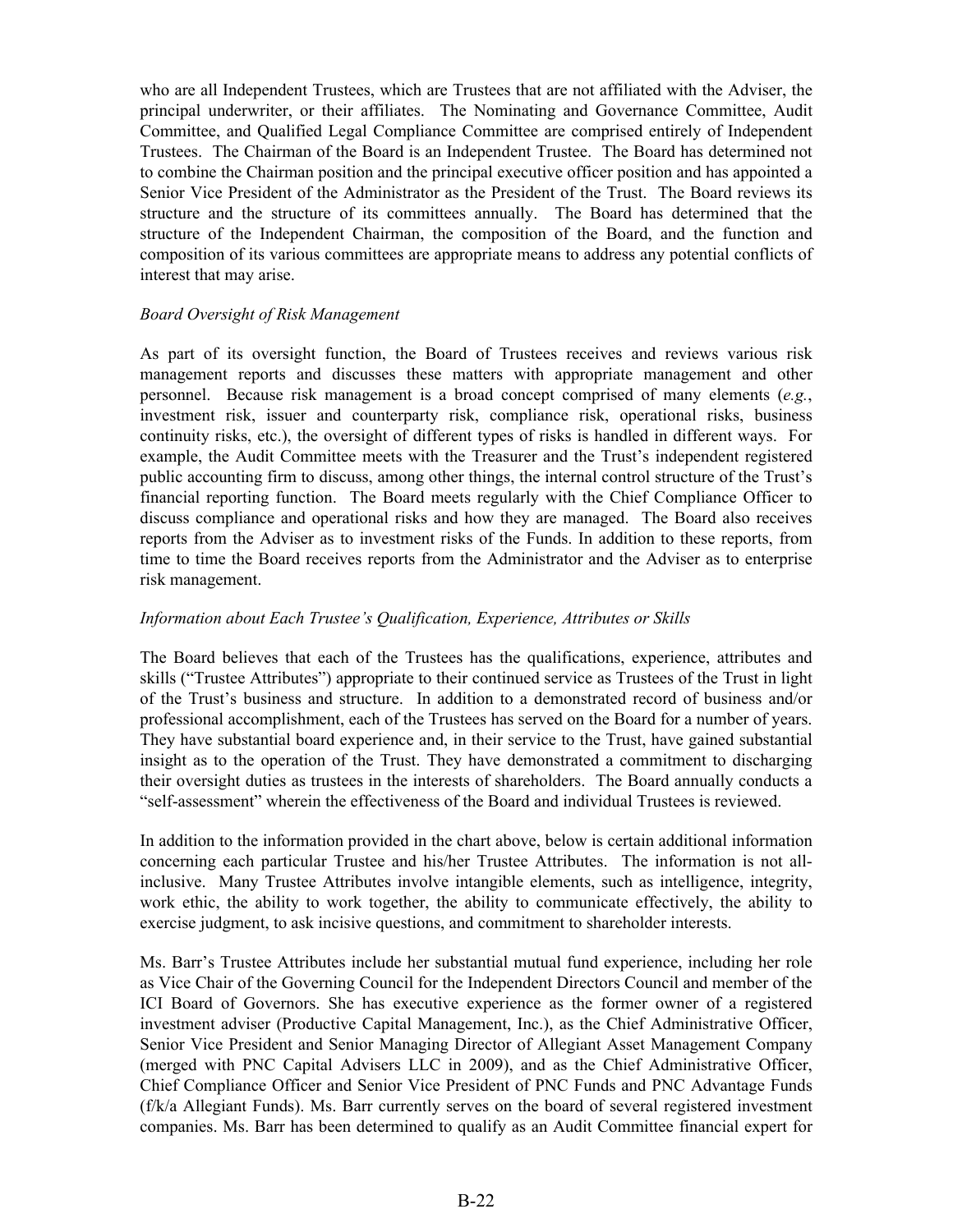who are all Independent Trustees, which are Trustees that are not affiliated with the Adviser, the principal underwriter, or their affiliates. The Nominating and Governance Committee, Audit Committee, and Qualified Legal Compliance Committee are comprised entirely of Independent Trustees. The Chairman of the Board is an Independent Trustee. The Board has determined not to combine the Chairman position and the principal executive officer position and has appointed a Senior Vice President of the Administrator as the President of the Trust. The Board reviews its structure and the structure of its committees annually. The Board has determined that the structure of the Independent Chairman, the composition of the Board, and the function and composition of its various committees are appropriate means to address any potential conflicts of interest that may arise.

*Board Oversight of Risk Management*

As part of its oversight function, the Board of Trustees receives and reviews various risk management reports and discusses these matters with appropriate management and other personnel. Because risk management is a broad concept comprised of many elements (*e.g.*, investment risk, issuer and counterparty risk, compliance risk, operational risks, business continuity risks, etc.), the oversight of different types of risks is handled in different ways. For example, the Audit Committee meets with the Treasurer and the Trust's independent registered public accounting firm to discuss, among other things, the internal control structure of the Trust's financial reporting function. The Board meets regularly with the Chief Compliance Officer to discuss compliance and operational risks and how they are managed. The Board also receives reports from the Adviser as to investment risks of the Funds. In addition to these reports, from time to time the Board receives reports from the Administrator and the Adviser as to enterprise risk management.

*Information about Each Trustee's Qualification, Experience, Attributes or Skills*

The Board believes that each of the Trustees has the qualifications, experience, attributes and skills ("Trustee Attributes") appropriate to their continued service as Trustees of the Trust in light of the Trust's business and structure. In addition to a demonstrated record of business and/or professional accomplishment, each of the Trustees has served on the Board for a number of years. They have substantial board experience and, in their service to the Trust, have gained substantial insight as to the operation of the Trust. They have demonstrated a commitment to discharging their oversight duties as trustees in the interests of shareholders. The Board annually conducts a "self-assessment" wherein the effectiveness of the Board and individual Trustees is reviewed.

In addition to the information provided in the chart above, below is certain additional information concerning each particular Trustee and his/her Trustee Attributes. The information is not all-inclusive. Many Trustee Attributes involve intangible elements, such as intelligence, integrity, work ethic, the ability to work together, the ability to communicate effectively, the ability to exercise judgment, to ask incisive questions, and commitment to shareholder interests.

Ms. Barr's Trustee Attributes include her substantial mutual fund experience, including her role as Vice Chair of the Governing Council for the Independent Directors Council and member of the ICI Board of Governors. She has executive experience as the former owner of a registered investment adviser (Productive Capital Management, Inc.), as the Chief Administrative Officer, Senior Vice President and Senior Managing Director of Allegiant Asset Management Company (merged with PNC Capital Advisers LLC in 2009), and as the Chief Administrative Officer, Chief Compliance Officer and Senior Vice President of PNC Funds and PNC Advantage Funds (f/k/a Allegiant Funds). Ms. Barr currently serves on the board of several registered investment companies. Ms. Barr has been determined to qualify as an Audit Committee financial expert for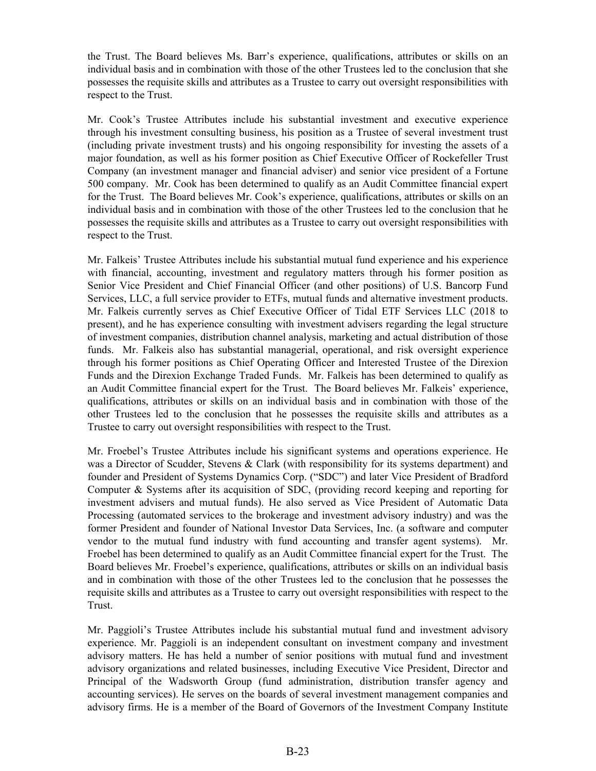the Trust. The Board believes Ms. Barr's experience, qualifications, attributes or skills on an individual basis and in combination with those of the other Trustees led to the conclusion that she possesses the requisite skills and attributes as a Trustee to carry out oversight responsibilities with respect to the Trust.

Mr. Cook's Trustee Attributes include his substantial investment and executive experience through his investment consulting business, his position as a Trustee of several investment trust (including private investment trusts) and his ongoing responsibility for investing the assets of a major foundation, as well as his former position as Chief Executive Officer of Rockefeller Trust Company (an investment manager and financial adviser) and senior vice president of a Fortune 500 company. Mr. Cook has been determined to qualify as an Audit Committee financial expert for the Trust. The Board believes Mr. Cook's experience, qualifications, attributes or skills on an individual basis and in combination with those of the other Trustees led to the conclusion that he possesses the requisite skills and attributes as a Trustee to carry out oversight responsibilities with respect to the Trust.

Mr. Falkeis' Trustee Attributes include his substantial mutual fund experience and his experience with financial, accounting, investment and regulatory matters through his former position as Senior Vice President and Chief Financial Officer (and other positions) of U.S. Bancorp Fund Services, LLC, a full service provider to ETFs, mutual funds and alternative investment products. Mr. Falkeis currently serves as Chief Executive Officer of Tidal ETF Services LLC (2018 to present), and he has experience consulting with investment advisers regarding the legal structure of investment companies, distribution channel analysis, marketing and actual distribution of those funds. Mr. Falkeis also has substantial managerial, operational, and risk oversight experience through his former positions as Chief Operating Officer and Interested Trustee of the Direxion Funds and the Direxion Exchange Traded Funds. Mr. Falkeis has been determined to qualify as an Audit Committee financial expert for the Trust. The Board believes Mr. Falkeis' experience, qualifications, attributes or skills on an individual basis and in combination with those of the other Trustees led to the conclusion that he possesses the requisite skills and attributes as a Trustee to carry out oversight responsibilities with respect to the Trust.

Mr. Froebel's Trustee Attributes include his significant systems and operations experience. He was a Director of Scudder, Stevens & Clark (with responsibility for its systems department) and founder and President of Systems Dynamics Corp. ("SDC") and later Vice President of Bradford Computer & Systems after its acquisition of SDC, (providing record keeping and reporting for investment advisers and mutual funds). He also served as Vice President of Automatic Data Processing (automated services to the brokerage and investment advisory industry) and was the former President and founder of National Investor Data Services, Inc. (a software and computer vendor to the mutual fund industry with fund accounting and transfer agent systems). Mr. Froebel has been determined to qualify as an Audit Committee financial expert for the Trust. The Board believes Mr. Froebel's experience, qualifications, attributes or skills on an individual basis and in combination with those of the other Trustees led to the conclusion that he possesses the requisite skills and attributes as a Trustee to carry out oversight responsibilities with respect to the Trust.

Mr. Paggioli's Trustee Attributes include his substantial mutual fund and investment advisory experience. Mr. Paggioli is an independent consultant on investment company and investment advisory matters. He has held a number of senior positions with mutual fund and investment advisory organizations and related businesses, including Executive Vice President, Director and Principal of the Wadsworth Group (fund administration, distribution transfer agency and accounting services). He serves on the boards of several investment management companies and advisory firms. He is a member of the Board of Governors of the Investment Company Institute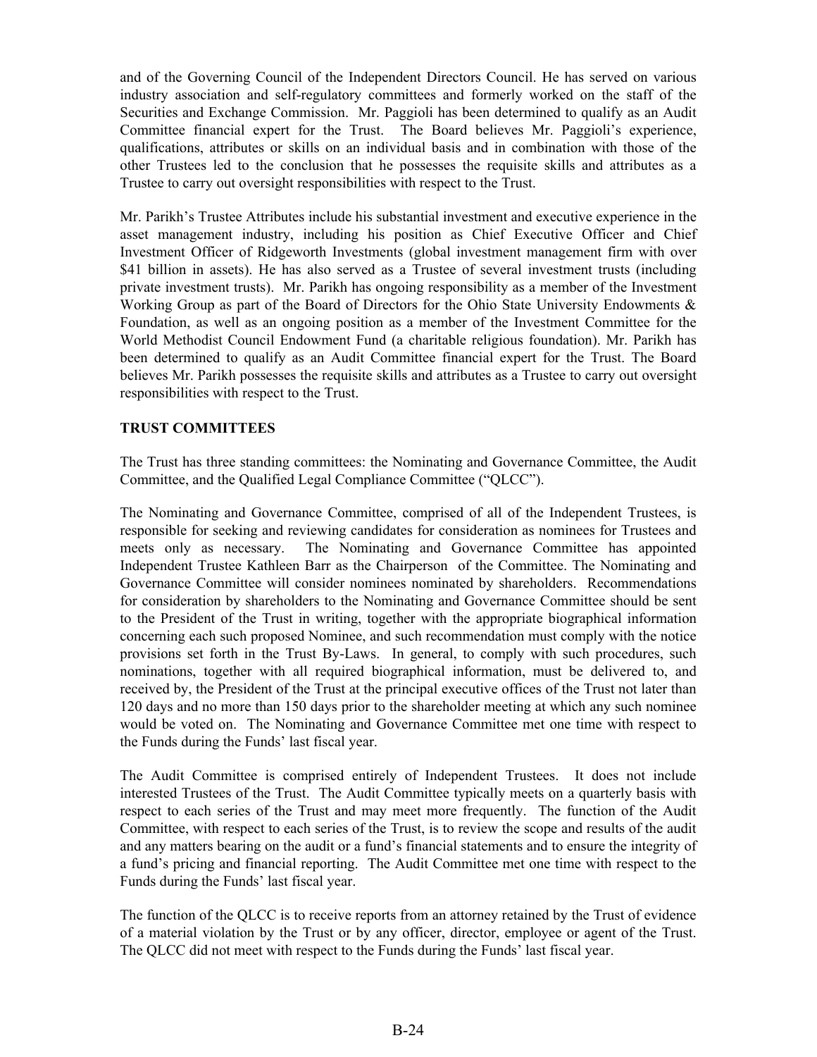and of the Governing Council of the Independent Directors Council. He has served on various industry association and self-regulatory committees and formerly worked on the staff of the Securities and Exchange Commission. Mr. Paggioli has been determined to qualify as an Audit Committee financial expert for the Trust. The Board believes Mr. Paggioli's experience, qualifications, attributes or skills on an individual basis and in combination with those of the other Trustees led to the conclusion that he possesses the requisite skills and attributes as a Trustee to carry out oversight responsibilities with respect to the Trust.

Mr. Parikh's Trustee Attributes include his substantial investment and executive experience in the asset management industry, including his position as Chief Executive Officer and Chief Investment Officer of Ridgeworth Investments (global investment management firm with over $41 billion in assets). He has also served as a Trustee of several investment trusts (including private investment trusts). Mr. Parikh has ongoing responsibility as a member of the Investment Working Group as part of the Board of Directors for the Ohio State University Endowments & Foundation, as well as an ongoing position as a member of the Investment Committee for the World Methodist Council Endowment Fund (a charitable religious foundation). Mr. Parikh has been determined to qualify as an Audit Committee financial expert for the Trust. The Board believes Mr. Parikh possesses the requisite skills and attributes as a Trustee to carry out oversight responsibilities with respect to the Trust.

**TRUST COMMITTEES**

The Trust has three standing committees: the Nominating and Governance Committee, the Audit Committee, and the Qualified Legal Compliance Committee ("QLCC").

The Nominating and Governance Committee, comprised of all of the Independent Trustees, is responsible for seeking and reviewing candidates for consideration as nominees for Trustees and meets only as necessary. The Nominating and Governance Committee has appointed Independent Trustee Kathleen Barr as the Chairperson of the Committee. The Nominating and Governance Committee will consider nominees nominated by shareholders. Recommendations for consideration by shareholders to the Nominating and Governance Committee should be sent to the President of the Trust in writing, together with the appropriate biographical information concerning each such proposed Nominee, and such recommendation must comply with the notice provisions set forth in the Trust By-Laws. In general, to comply with such procedures, such nominations, together with all required biographical information, must be delivered to, and received by, the President of the Trust at the principal executive offices of the Trust not later than 120 days and no more than 150 days prior to the shareholder meeting at which any such nominee would be voted on. The Nominating and Governance Committee met one time with respect to the Funds during the Funds' last fiscal year.

The Audit Committee is comprised entirely of Independent Trustees. It does not include interested Trustees of the Trust. The Audit Committee typically meets on a quarterly basis with respect to each series of the Trust and may meet more frequently. The function of the Audit Committee, with respect to each series of the Trust, is to review the scope and results of the audit and any matters bearing on the audit or a fund's financial statements and to ensure the integrity of a fund's pricing and financial reporting. The Audit Committee met one time with respect to the Funds during the Funds' last fiscal year.

The function of the QLCC is to receive reports from an attorney retained by the Trust of evidence of a material violation by the Trust or by any officer, director, employee or agent of the Trust. The QLCC did not meet with respect to the Funds during the Funds' last fiscal year.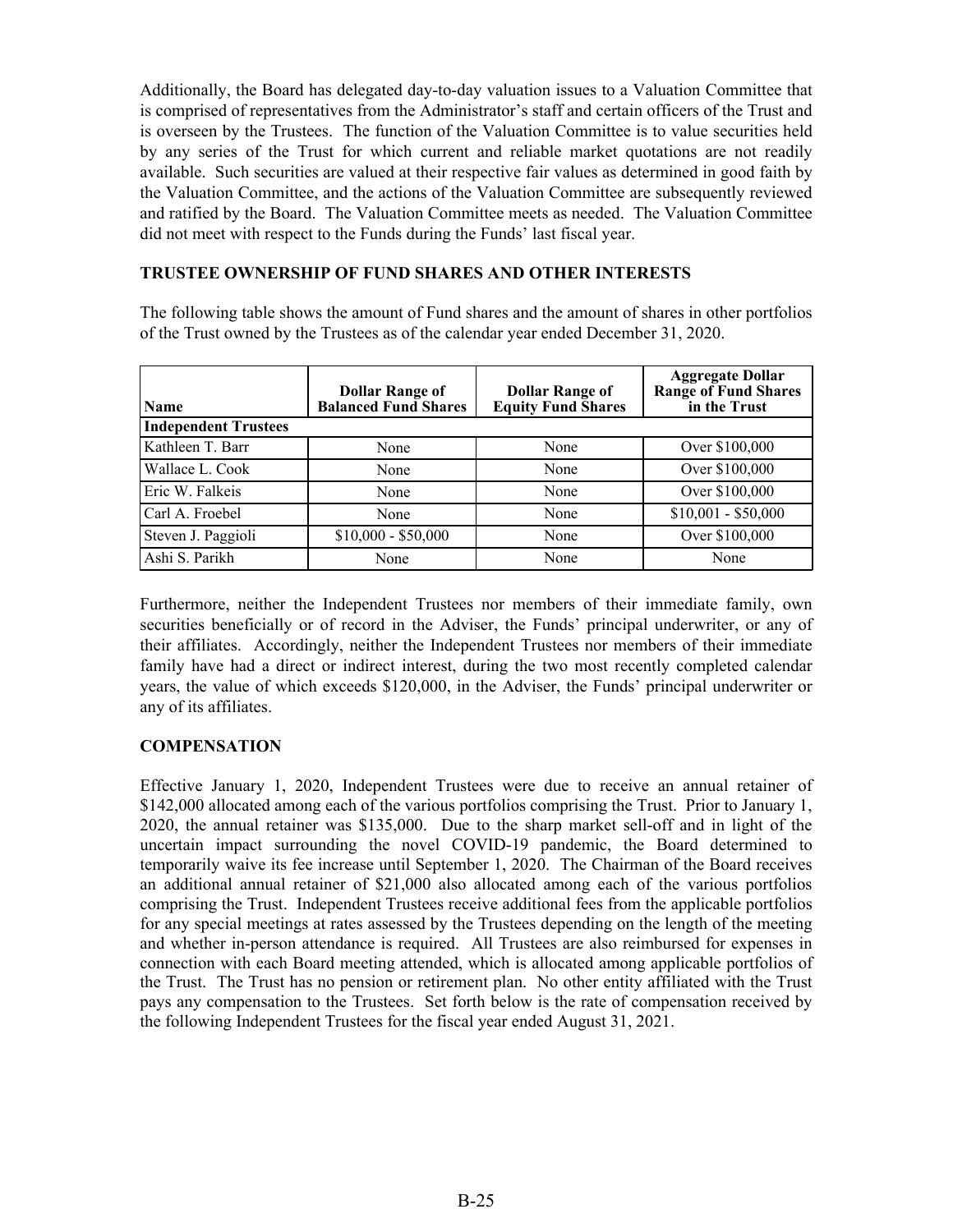Additionally, the Board has delegated day-to-day valuation issues to a Valuation Committee that is comprised of representatives from the Administrator's staff and certain officers of the Trust and is overseen by the Trustees. The function of the Valuation Committee is to value securities held by any series of the Trust for which current and reliable market quotations are not readily available. Such securities are valued at their respective fair values as determined in good faith by the Valuation Committee, and the actions of the Valuation Committee are subsequently reviewed and ratified by the Board. The Valuation Committee meets as needed. The Valuation Committee did not meet with respect to the Funds during the Funds' last fiscal year.

## TRUSTEE OWNERSHIP OF FUND SHARES AND OTHER INTERESTS

The following table shows the amount of Fund shares and the amount of shares in other portfolios of the Trust owned by the Trustees as of the calendar year ended December 31, 2020.

| Name | Dollar Range of Balanced Fund Shares | Dollar Range of Equity Fund Shares | Aggregate Dollar Range of Fund Shares in the Trust |
|---|---|---|---|
| **Independent Trustees** | | | |
| Kathleen T. Barr | None | None | Over $100,000 |
| Wallace L. Cook | None | None | Over $100,000 |
| Eric W. Falkeis | None | None | Over $100,000 |
| Carl A. Froebel | None | None | $10,001 - $50,000 |
| Steven J. Paggioli | $10,000 - $50,000 | None | Over $100,000 |
| Ashi S. Parikh | None | None | None |

Furthermore, neither the Independent Trustees nor members of their immediate family, own securities beneficially or of record in the Adviser, the Funds' principal underwriter, or any of their affiliates. Accordingly, neither the Independent Trustees nor members of their immediate family have had a direct or indirect interest, during the two most recently completed calendar years, the value of which exceeds $120,000, in the Adviser, the Funds' principal underwriter or any of its affiliates.

## COMPENSATION

Effective January 1, 2020, Independent Trustees were due to receive an annual retainer of $142,000 allocated among each of the various portfolios comprising the Trust. Prior to January 1, 2020, the annual retainer was $135,000. Due to the sharp market sell-off and in light of the uncertain impact surrounding the novel COVID-19 pandemic, the Board determined to temporarily waive its fee increase until September 1, 2020. The Chairman of the Board receives an additional annual retainer of $21,000 also allocated among each of the various portfolios comprising the Trust. Independent Trustees receive additional fees from the applicable portfolios for any special meetings at rates assessed by the Trustees depending on the length of the meeting and whether in-person attendance is required. All Trustees are also reimbursed for expenses in connection with each Board meeting attended, which is allocated among applicable portfolios of the Trust. The Trust has no pension or retirement plan. No other entity affiliated with the Trust pays any compensation to the Trustees. Set forth below is the rate of compensation received by the following Independent Trustees for the fiscal year ended August 31, 2021.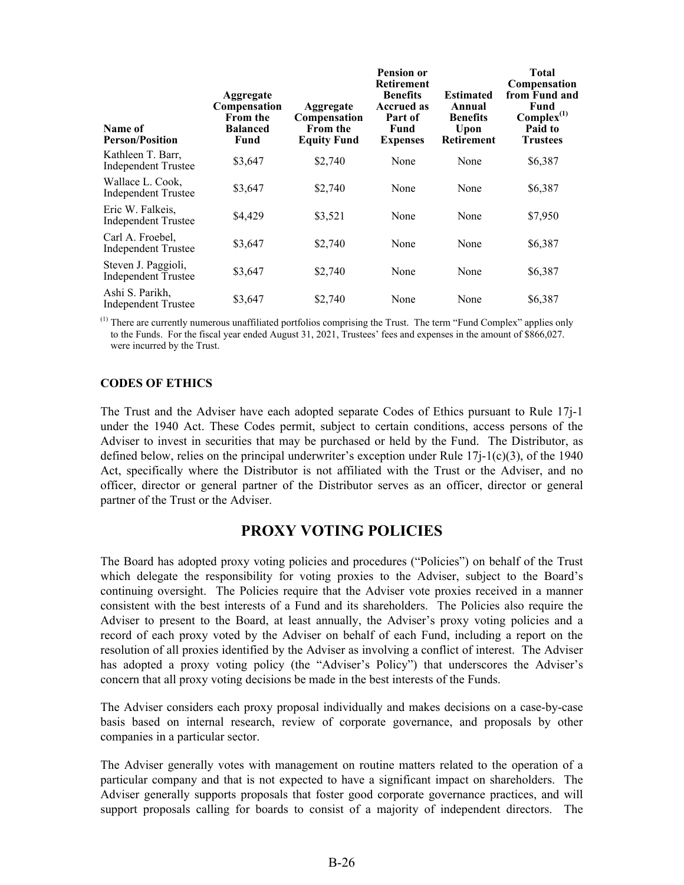| Name of Person/Position | Aggregate Compensation From the Balanced Fund | Aggregate Compensation From the Equity Fund | Pension or Retirement Benefits Accrued as Part of Fund Expenses | Estimated Annual Benefits Upon Retirement | Total Compensation from Fund and Fund Complex[(1)] Paid to Trustees |
|---|---|---|---|---|---|
| Kathleen T. Barr, Independent Trustee | $3,647 | $2,740 | None | None | $6,387 |
| Wallace L. Cook, Independent Trustee | $3,647 | $2,740 | None | None | $6,387 |
| Eric W. Falkeis, Independent Trustee | $4,429 | $3,521 | None | None | $7,950 |
| Carl A. Froebel, Independent Trustee | $3,647 | $2,740 | None | None | $6,387 |
| Steven J. Paggioli, Independent Trustee | $3,647 | $2,740 | None | None | $6,387 |
| Ashi S. Parikh, Independent Trustee | $3,647 | $2,740 | None | None | $6,387 |

(1) There are currently numerous unaffiliated portfolios comprising the Trust. The term "Fund Complex" applies only to the Funds. For the fiscal year ended August 31, 2021, Trustees' fees and expenses in the amount of $866,027. were incurred by the Trust.

**CODES OF ETHICS**

The Trust and the Adviser have each adopted separate Codes of Ethics pursuant to Rule 17j-1 under the 1940 Act. These Codes permit, subject to certain conditions, access persons of the Adviser to invest in securities that may be purchased or held by the Fund. The Distributor, as defined below, relies on the principal underwriter's exception under Rule 17j-1(c)(3), of the 1940 Act, specifically where the Distributor is not affiliated with the Trust or the Adviser, and no officer, director or general partner of the Distributor serves as an officer, director or general partner of the Trust or the Adviser.

## PROXY VOTING POLICIES

The Board has adopted proxy voting policies and procedures ("Policies") on behalf of the Trust which delegate the responsibility for voting proxies to the Adviser, subject to the Board's continuing oversight. The Policies require that the Adviser vote proxies received in a manner consistent with the best interests of a Fund and its shareholders. The Policies also require the Adviser to present to the Board, at least annually, the Adviser's proxy voting policies and a record of each proxy voted by the Adviser on behalf of each Fund, including a report on the resolution of all proxies identified by the Adviser as involving a conflict of interest. The Adviser has adopted a proxy voting policy (the "Adviser's Policy") that underscores the Adviser's concern that all proxy voting decisions be made in the best interests of the Funds.

The Adviser considers each proxy proposal individually and makes decisions on a case-by-case basis based on internal research, review of corporate governance, and proposals by other companies in a particular sector.

The Adviser generally votes with management on routine matters related to the operation of a particular company and that is not expected to have a significant impact on shareholders. The Adviser generally supports proposals that foster good corporate governance practices, and will support proposals calling for boards to consist of a majority of independent directors. The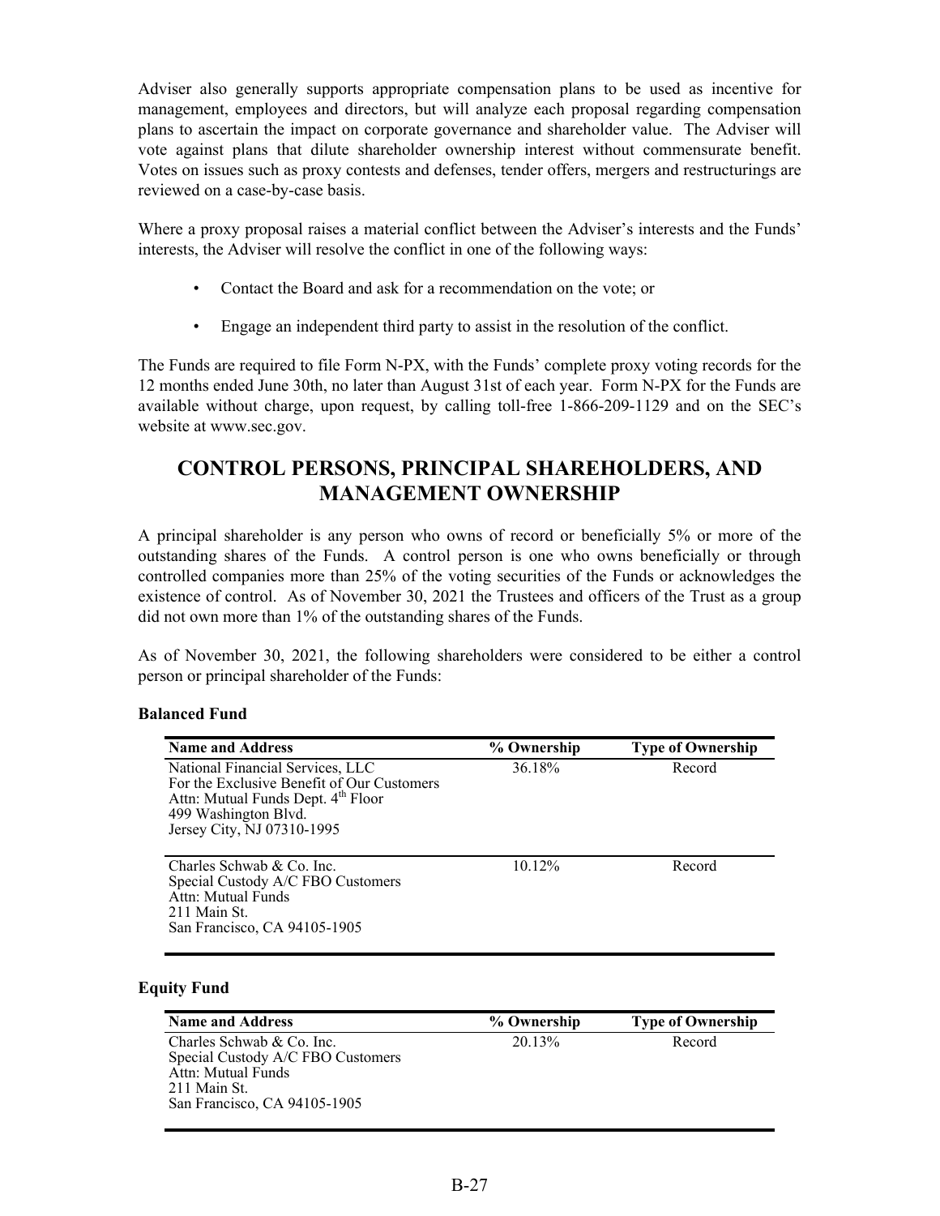Adviser also generally supports appropriate compensation plans to be used as incentive for management, employees and directors, but will analyze each proposal regarding compensation plans to ascertain the impact on corporate governance and shareholder value. The Adviser will vote against plans that dilute shareholder ownership interest without commensurate benefit. Votes on issues such as proxy contests and defenses, tender offers, mergers and restructurings are reviewed on a case-by-case basis.

Where a proxy proposal raises a material conflict between the Adviser's interests and the Funds' interests, the Adviser will resolve the conflict in one of the following ways:

- Contact the Board and ask for a recommendation on the vote; or
- Engage an independent third party to assist in the resolution of the conflict.

The Funds are required to file Form N-PX, with the Funds' complete proxy voting records for the 12 months ended June 30th, no later than August 31st of each year. Form N-PX for the Funds are available without charge, upon request, by calling toll-free 1-866-209-1129 and on the SEC's website at www.sec.gov.

## CONTROL PERSONS, PRINCIPAL SHAREHOLDERS, AND MANAGEMENT OWNERSHIP

A principal shareholder is any person who owns of record or beneficially 5% or more of the outstanding shares of the Funds. A control person is one who owns beneficially or through controlled companies more than 25% of the voting securities of the Funds or acknowledges the existence of control. As of November 30, 2021 the Trustees and officers of the Trust as a group did not own more than 1% of the outstanding shares of the Funds.

As of November 30, 2021, the following shareholders were considered to be either a control person or principal shareholder of the Funds:

**Balanced Fund**

| Name and Address | % Ownership | Type of Ownership |
|---|---|---|
| National Financial Services, LLC<br>For the Exclusive Benefit of Our Customers<br>Attn: Mutual Funds Dept. 4th Floor<br>499 Washington Blvd.<br>Jersey City, NJ 07310-1995 | 36.18% | Record |
| Charles Schwab & Co. Inc.<br>Special Custody A/C FBO Customers<br>Attn: Mutual Funds<br>211 Main St.<br>San Francisco, CA 94105-1905 | 10.12% | Record |

**Equity Fund**

| Name and Address | % Ownership | Type of Ownership |
|---|---|---|
| Charles Schwab & Co. Inc.<br>Special Custody A/C FBO Customers<br>Attn: Mutual Funds<br>211 Main St.<br>San Francisco, CA 94105-1905 | 20.13% | Record |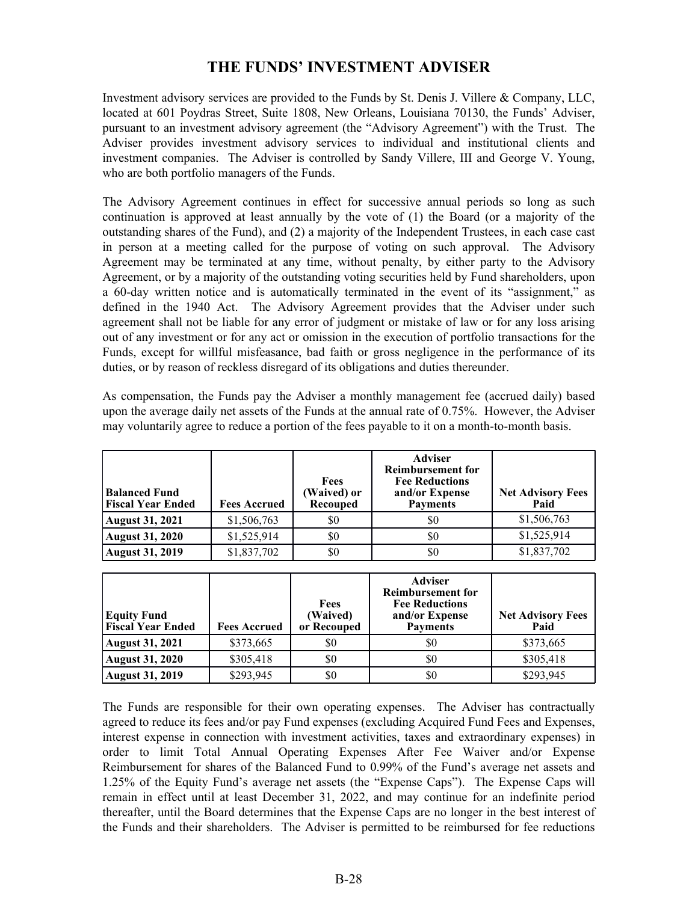# THE FUNDS' INVESTMENT ADVISER

Investment advisory services are provided to the Funds by St. Denis J. Villere & Company, LLC, located at 601 Poydras Street, Suite 1808, New Orleans, Louisiana 70130, the Funds' Adviser, pursuant to an investment advisory agreement (the "Advisory Agreement") with the Trust. The Adviser provides investment advisory services to individual and institutional clients and investment companies. The Adviser is controlled by Sandy Villere, III and George V. Young, who are both portfolio managers of the Funds.

The Advisory Agreement continues in effect for successive annual periods so long as such continuation is approved at least annually by the vote of (1) the Board (or a majority of the outstanding shares of the Fund), and (2) a majority of the Independent Trustees, in each case cast in person at a meeting called for the purpose of voting on such approval. The Advisory Agreement may be terminated at any time, without penalty, by either party to the Advisory Agreement, or by a majority of the outstanding voting securities held by Fund shareholders, upon a 60-day written notice and is automatically terminated in the event of its "assignment," as defined in the 1940 Act. The Advisory Agreement provides that the Adviser under such agreement shall not be liable for any error of judgment or mistake of law or for any loss arising out of any investment or for any act or omission in the execution of portfolio transactions for the Funds, except for willful misfeasance, bad faith or gross negligence in the performance of its duties, or by reason of reckless disregard of its obligations and duties thereunder.

As compensation, the Funds pay the Adviser a monthly management fee (accrued daily) based upon the average daily net assets of the Funds at the annual rate of 0.75%. However, the Adviser may voluntarily agree to reduce a portion of the fees payable to it on a month-to-month basis.

| Balanced Fund Fiscal Year Ended | Fees Accrued | Fees (Waived) or Recouped | Adviser Reimbursement for Fee Reductions and/or Expense Payments | Net Advisory Fees Paid |
|---|---|---|---|---|
| August 31, 2021 | $1,506,763 | $0 | $0 | $1,506,763 |
| August 31, 2020 | $1,525,914 | $0 | $0 | $1,525,914 |
| August 31, 2019 | $1,837,702 | $0 | $0 | $1,837,702 |

| Equity Fund Fiscal Year Ended | Fees Accrued | Fees (Waived) or Recouped | Adviser Reimbursement for Fee Reductions and/or Expense Payments | Net Advisory Fees Paid |
|---|---|---|---|---|
| August 31, 2021 | $373,665 | $0 | $0 | $373,665 |
| August 31, 2020 | $305,418 | $0 | $0 | $305,418 |
| August 31, 2019 | $293,945 | $0 | $0 | $293,945 |

The Funds are responsible for their own operating expenses. The Adviser has contractually agreed to reduce its fees and/or pay Fund expenses (excluding Acquired Fund Fees and Expenses, interest expense in connection with investment activities, taxes and extraordinary expenses) in order to limit Total Annual Operating Expenses After Fee Waiver and/or Expense Reimbursement for shares of the Balanced Fund to 0.99% of the Fund's average net assets and 1.25% of the Equity Fund's average net assets (the "Expense Caps"). The Expense Caps will remain in effect until at least December 31, 2022, and may continue for an indefinite period thereafter, until the Board determines that the Expense Caps are no longer in the best interest of the Funds and their shareholders. The Adviser is permitted to be reimbursed for fee reductions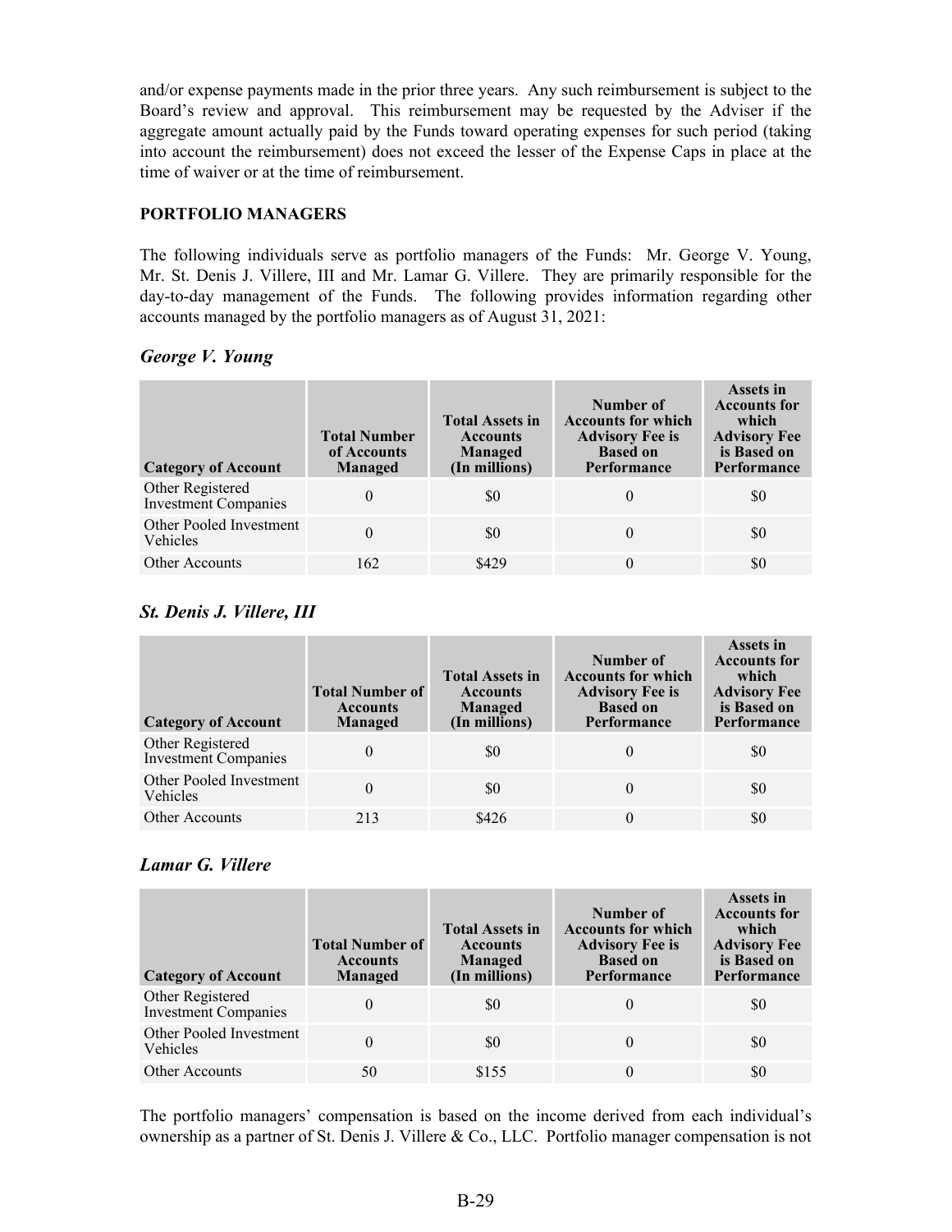and/or expense payments made in the prior three years. Any such reimbursement is subject to the Board's review and approval. This reimbursement may be requested by the Adviser if the aggregate amount actually paid by the Funds toward operating expenses for such period (taking into account the reimbursement) does not exceed the lesser of the Expense Caps in place at the time of waiver or at the time of reimbursement.

## PORTFOLIO MANAGERS

The following individuals serve as portfolio managers of the Funds: Mr. George V. Young, Mr. St. Denis J. Villere, III and Mr. Lamar G. Villere. They are primarily responsible for the day-to-day management of the Funds. The following provides information regarding other accounts managed by the portfolio managers as of August 31, 2021:

### *George V. Young*

| Category of Account | Total Number of Accounts Managed | Total Assets in Accounts Managed (In millions) | Number of Accounts for which Advisory Fee is Based on Performance | Assets in Accounts for which Advisory Fee is Based on Performance |
|---|---|---|---|---|
| Other Registered Investment Companies | 0 | $0 | 0 | $0 |
| Other Pooled Investment Vehicles | 0 | $0 | 0 | $0 |
| Other Accounts | 162 | $429 | 0 | $0 |

### *St. Denis J. Villere, III*

| Category of Account | Total Number of Accounts Managed | Total Assets in Accounts Managed (In millions) | Number of Accounts for which Advisory Fee is Based on Performance | Assets in Accounts for which Advisory Fee is Based on Performance |
|---|---|---|---|---|
| Other Registered Investment Companies | 0 | $0 | 0 | $0 |
| Other Pooled Investment Vehicles | 0 | $0 | 0 | $0 |
| Other Accounts | 213 | $426 | 0 | $0 |

### *Lamar G. Villere*

| Category of Account | Total Number of Accounts Managed | Total Assets in Accounts Managed (In millions) | Number of Accounts for which Advisory Fee is Based on Performance | Assets in Accounts for which Advisory Fee is Based on Performance |
|---|---|---|---|---|
| Other Registered Investment Companies | 0 | $0 | 0 | $0 |
| Other Pooled Investment Vehicles | 0 | $0 | 0 | $0 |
| Other Accounts | 50 | $155 | 0 | $0 |

The portfolio managers' compensation is based on the income derived from each individual's ownership as a partner of St. Denis J. Villere & Co., LLC. Portfolio manager compensation is not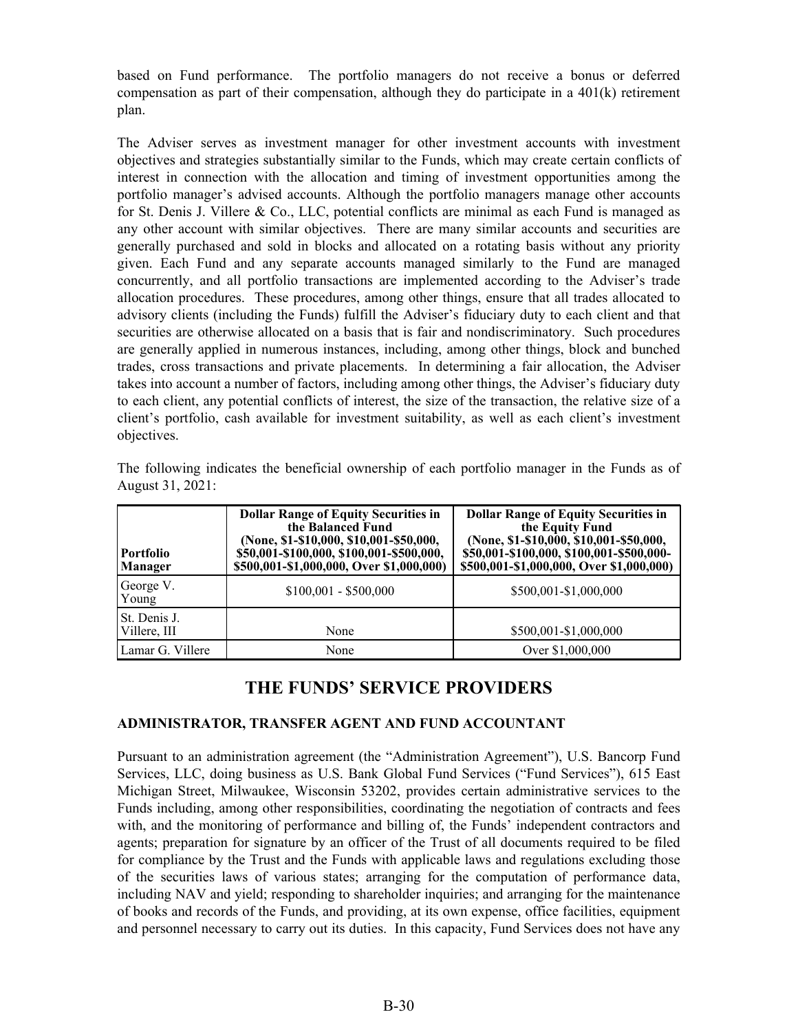based on Fund performance. The portfolio managers do not receive a bonus or deferred compensation as part of their compensation, although they do participate in a 401(k) retirement plan.

The Adviser serves as investment manager for other investment accounts with investment objectives and strategies substantially similar to the Funds, which may create certain conflicts of interest in connection with the allocation and timing of investment opportunities among the portfolio manager's advised accounts. Although the portfolio managers manage other accounts for St. Denis J. Villere & Co., LLC, potential conflicts are minimal as each Fund is managed as any other account with similar objectives. There are many similar accounts and securities are generally purchased and sold in blocks and allocated on a rotating basis without any priority given. Each Fund and any separate accounts managed similarly to the Fund are managed concurrently, and all portfolio transactions are implemented according to the Adviser's trade allocation procedures. These procedures, among other things, ensure that all trades allocated to advisory clients (including the Funds) fulfill the Adviser's fiduciary duty to each client and that securities are otherwise allocated on a basis that is fair and nondiscriminatory. Such procedures are generally applied in numerous instances, including, among other things, block and bunched trades, cross transactions and private placements. In determining a fair allocation, the Adviser takes into account a number of factors, including among other things, the Adviser's fiduciary duty to each client, any potential conflicts of interest, the size of the transaction, the relative size of a client's portfolio, cash available for investment suitability, as well as each client's investment objectives.

The following indicates the beneficial ownership of each portfolio manager in the Funds as of August 31, 2021:

| Portfolio Manager | Dollar Range of Equity Securities in the Balanced Fund (None, $1-$10,000, $10,001-$50,000, $50,001-$100,000, $100,001-$500,000, $500,001-$1,000,000, Over $1,000,000) | Dollar Range of Equity Securities in the Equity Fund (None, $1-$10,000, $10,001-$50,000, $50,001-$100,000, $100,001-$500,000-$500,001-$1,000,000, Over $1,000,000) |
|---|---|---|
| George V. Young | $100,001 - $500,000 | $500,001-$1,000,000 |
| St. Denis J. Villere, III | None | $500,001-$1,000,000 |
| Lamar G. Villere | None | Over $1,000,000 |

# THE FUNDS' SERVICE PROVIDERS

### ADMINISTRATOR, TRANSFER AGENT AND FUND ACCOUNTANT

Pursuant to an administration agreement (the "Administration Agreement"), U.S. Bancorp Fund Services, LLC, doing business as U.S. Bank Global Fund Services ("Fund Services"), 615 East Michigan Street, Milwaukee, Wisconsin 53202, provides certain administrative services to the Funds including, among other responsibilities, coordinating the negotiation of contracts and fees with, and the monitoring of performance and billing of, the Funds' independent contractors and agents; preparation for signature by an officer of the Trust of all documents required to be filed for compliance by the Trust and the Funds with applicable laws and regulations excluding those of the securities laws of various states; arranging for the computation of performance data, including NAV and yield; responding to shareholder inquiries; and arranging for the maintenance of books and records of the Funds, and providing, at its own expense, office facilities, equipment and personnel necessary to carry out its duties. In this capacity, Fund Services does not have any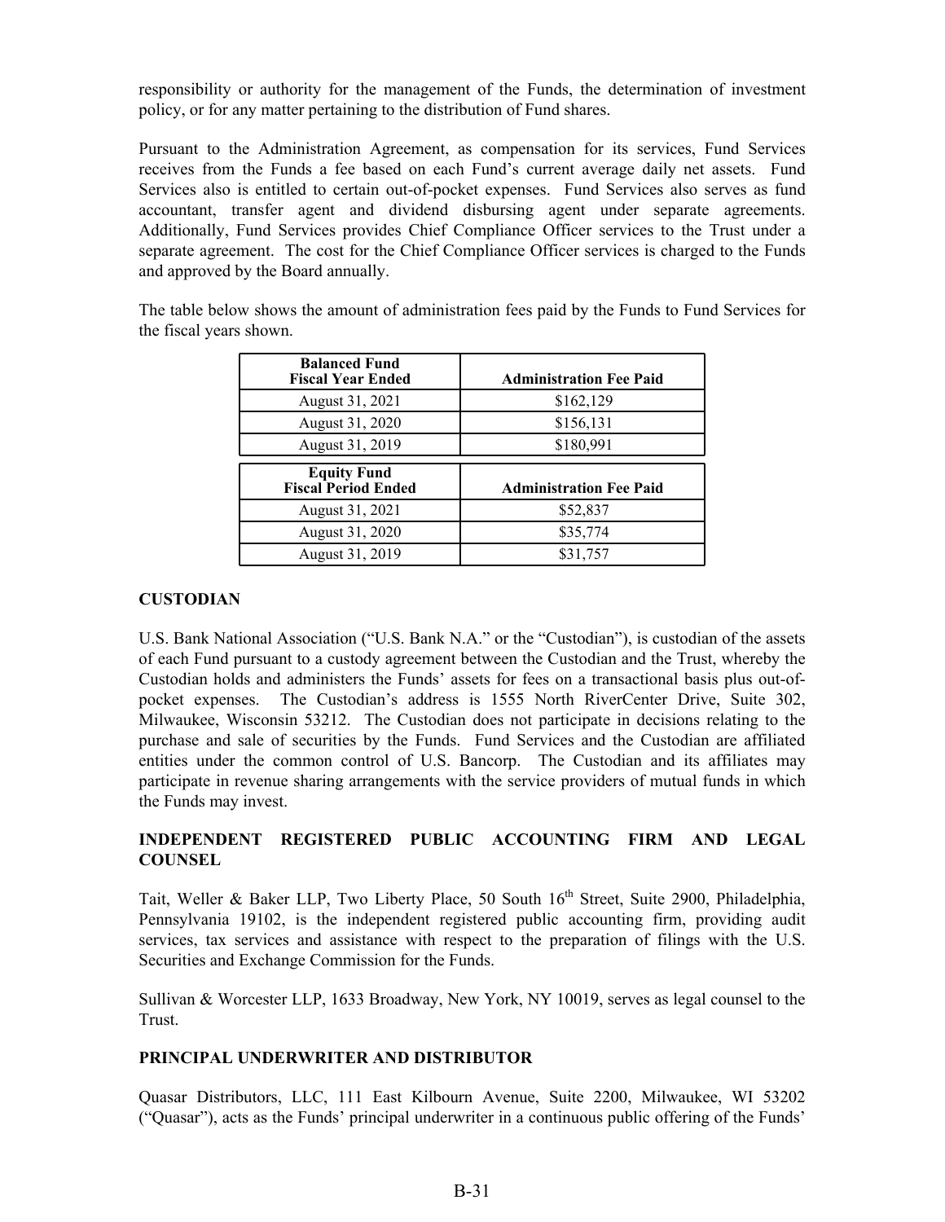responsibility or authority for the management of the Funds, the determination of investment policy, or for any matter pertaining to the distribution of Fund shares.

Pursuant to the Administration Agreement, as compensation for its services, Fund Services receives from the Funds a fee based on each Fund's current average daily net assets. Fund Services also is entitled to certain out-of-pocket expenses. Fund Services also serves as fund accountant, transfer agent and dividend disbursing agent under separate agreements. Additionally, Fund Services provides Chief Compliance Officer services to the Trust under a separate agreement. The cost for the Chief Compliance Officer services is charged to the Funds and approved by the Board annually.

The table below shows the amount of administration fees paid by the Funds to Fund Services for the fiscal years shown.

| Balanced Fund Fiscal Year Ended | Administration Fee Paid |
|---|---|
| August 31, 2021 | $162,129 |
| August 31, 2020 | $156,131 |
| August 31, 2019 | $180,991 |

| Equity Fund Fiscal Period Ended | Administration Fee Paid |
|---|---|
| August 31, 2021 | $52,837 |
| August 31, 2020 | $35,774 |
| August 31, 2019 | $31,757 |

## CUSTODIAN

U.S. Bank National Association ("U.S. Bank N.A." or the "Custodian"), is custodian of the assets of each Fund pursuant to a custody agreement between the Custodian and the Trust, whereby the Custodian holds and administers the Funds' assets for fees on a transactional basis plus out-of-pocket expenses. The Custodian's address is 1555 North RiverCenter Drive, Suite 302, Milwaukee, Wisconsin 53212. The Custodian does not participate in decisions relating to the purchase and sale of securities by the Funds. Fund Services and the Custodian are affiliated entities under the common control of U.S. Bancorp. The Custodian and its affiliates may participate in revenue sharing arrangements with the service providers of mutual funds in which the Funds may invest.

## INDEPENDENT REGISTERED PUBLIC ACCOUNTING FIRM AND LEGAL COUNSEL

Tait, Weller & Baker LLP, Two Liberty Place, 50 South 16th Street, Suite 2900, Philadelphia, Pennsylvania 19102, is the independent registered public accounting firm, providing audit services, tax services and assistance with respect to the preparation of filings with the U.S. Securities and Exchange Commission for the Funds.

Sullivan & Worcester LLP, 1633 Broadway, New York, NY 10019, serves as legal counsel to the Trust.

## PRINCIPAL UNDERWRITER AND DISTRIBUTOR

Quasar Distributors, LLC, 111 East Kilbourn Avenue, Suite 2200, Milwaukee, WI 53202 ("Quasar"), acts as the Funds' principal underwriter in a continuous public offering of the Funds'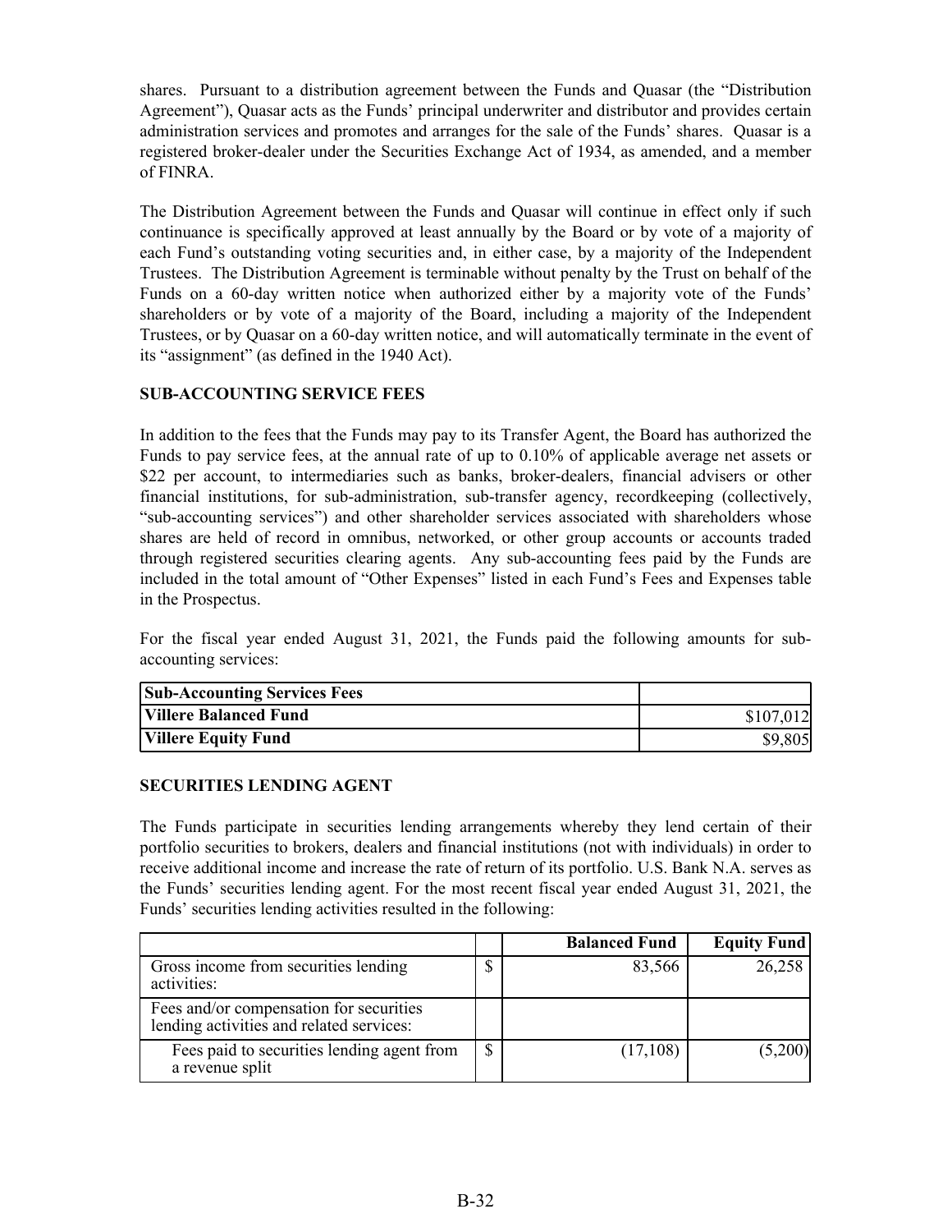shares. Pursuant to a distribution agreement between the Funds and Quasar (the "Distribution Agreement"), Quasar acts as the Funds' principal underwriter and distributor and provides certain administration services and promotes and arranges for the sale of the Funds' shares. Quasar is a registered broker-dealer under the Securities Exchange Act of 1934, as amended, and a member of FINRA.

The Distribution Agreement between the Funds and Quasar will continue in effect only if such continuance is specifically approved at least annually by the Board or by vote of a majority of each Fund's outstanding voting securities and, in either case, by a majority of the Independent Trustees. The Distribution Agreement is terminable without penalty by the Trust on behalf of the Funds on a 60-day written notice when authorized either by a majority vote of the Funds' shareholders or by vote of a majority of the Board, including a majority of the Independent Trustees, or by Quasar on a 60-day written notice, and will automatically terminate in the event of its "assignment" (as defined in the 1940 Act).

## SUB-ACCOUNTING SERVICE FEES

In addition to the fees that the Funds may pay to its Transfer Agent, the Board has authorized the Funds to pay service fees, at the annual rate of up to 0.10% of applicable average net assets or $22 per account, to intermediaries such as banks, broker-dealers, financial advisers or other financial institutions, for sub-administration, sub-transfer agency, recordkeeping (collectively, "sub-accounting services") and other shareholder services associated with shareholders whose shares are held of record in omnibus, networked, or other group accounts or accounts traded through registered securities clearing agents. Any sub-accounting fees paid by the Funds are included in the total amount of "Other Expenses" listed in each Fund's Fees and Expenses table in the Prospectus.

For the fiscal year ended August 31, 2021, the Funds paid the following amounts for sub-accounting services:

| **Sub-Accounting Services Fees** | |
|---|---|
| **Villere Balanced Fund** | $107,012 |
| **Villere Equity Fund** | $9,805 |

## SECURITIES LENDING AGENT

The Funds participate in securities lending arrangements whereby they lend certain of their portfolio securities to brokers, dealers and financial institutions (not with individuals) in order to receive additional income and increase the rate of return of its portfolio. U.S. Bank N.A. serves as the Funds' securities lending agent. For the most recent fiscal year ended August 31, 2021, the Funds' securities lending activities resulted in the following:

| | | **Balanced Fund** | **Equity Fund** |
|---|---|---|---|
| Gross income from securities lending activities: | $ | 83,566 | 26,258 |
| Fees and/or compensation for securities lending activities and related services: | | | |
| Fees paid to securities lending agent from a revenue split | $ | (17,108) | (5,200) |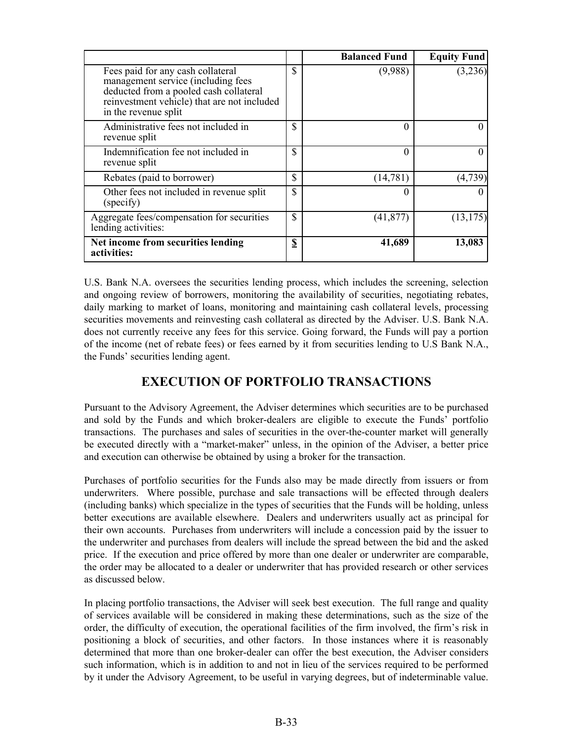| | | Balanced Fund | Equity Fund |
|---|---|---|---|
| Fees paid for any cash collateral management service (including fees deducted from a pooled cash collateral reinvestment vehicle) that are not included in the revenue split | $ | (9,988) | (3,236) |
| Administrative fees not included in revenue split | $ | 0 | 0 |
| Indemnification fee not included in revenue split | $ | 0 | 0 |
| Rebates (paid to borrower) | $ | (14,781) | (4,739) |
| Other fees not included in revenue split (specify) | $ | 0 | 0 |
| Aggregate fees/compensation for securities lending activities: | $ | (41,877) | (13,175) |
| **Net income from securities lending activities:** | **$** | **41,689** | **13,083** |

U.S. Bank N.A. oversees the securities lending process, which includes the screening, selection and ongoing review of borrowers, monitoring the availability of securities, negotiating rebates, daily marking to market of loans, monitoring and maintaining cash collateral levels, processing securities movements and reinvesting cash collateral as directed by the Adviser. U.S. Bank N.A. does not currently receive any fees for this service. Going forward, the Funds will pay a portion of the income (net of rebate fees) or fees earned by it from securities lending to U.S Bank N.A., the Funds' securities lending agent.

## EXECUTION OF PORTFOLIO TRANSACTIONS

Pursuant to the Advisory Agreement, the Adviser determines which securities are to be purchased and sold by the Funds and which broker-dealers are eligible to execute the Funds' portfolio transactions. The purchases and sales of securities in the over-the-counter market will generally be executed directly with a "market-maker" unless, in the opinion of the Adviser, a better price and execution can otherwise be obtained by using a broker for the transaction.

Purchases of portfolio securities for the Funds also may be made directly from issuers or from underwriters. Where possible, purchase and sale transactions will be effected through dealers (including banks) which specialize in the types of securities that the Funds will be holding, unless better executions are available elsewhere. Dealers and underwriters usually act as principal for their own accounts. Purchases from underwriters will include a concession paid by the issuer to the underwriter and purchases from dealers will include the spread between the bid and the asked price. If the execution and price offered by more than one dealer or underwriter are comparable, the order may be allocated to a dealer or underwriter that has provided research or other services as discussed below.

In placing portfolio transactions, the Adviser will seek best execution. The full range and quality of services available will be considered in making these determinations, such as the size of the order, the difficulty of execution, the operational facilities of the firm involved, the firm's risk in positioning a block of securities, and other factors. In those instances where it is reasonably determined that more than one broker-dealer can offer the best execution, the Adviser considers such information, which is in addition to and not in lieu of the services required to be performed by it under the Advisory Agreement, to be useful in varying degrees, but of indeterminable value.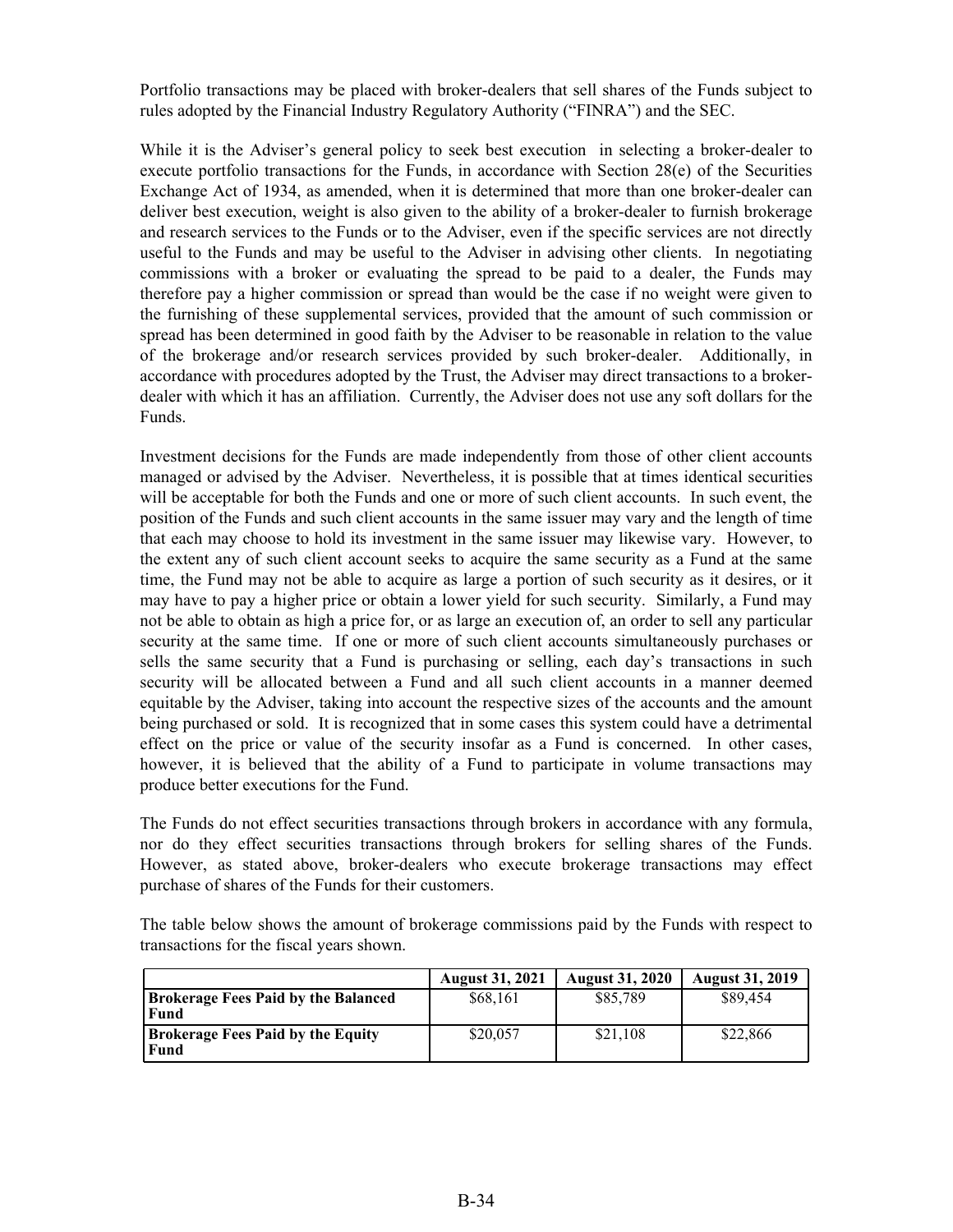Portfolio transactions may be placed with broker-dealers that sell shares of the Funds subject to rules adopted by the Financial Industry Regulatory Authority ("FINRA") and the SEC.

While it is the Adviser's general policy to seek best execution in selecting a broker-dealer to execute portfolio transactions for the Funds, in accordance with Section 28(e) of the Securities Exchange Act of 1934, as amended, when it is determined that more than one broker-dealer can deliver best execution, weight is also given to the ability of a broker-dealer to furnish brokerage and research services to the Funds or to the Adviser, even if the specific services are not directly useful to the Funds and may be useful to the Adviser in advising other clients. In negotiating commissions with a broker or evaluating the spread to be paid to a dealer, the Funds may therefore pay a higher commission or spread than would be the case if no weight were given to the furnishing of these supplemental services, provided that the amount of such commission or spread has been determined in good faith by the Adviser to be reasonable in relation to the value of the brokerage and/or research services provided by such broker-dealer. Additionally, in accordance with procedures adopted by the Trust, the Adviser may direct transactions to a broker-dealer with which it has an affiliation. Currently, the Adviser does not use any soft dollars for the Funds.

Investment decisions for the Funds are made independently from those of other client accounts managed or advised by the Adviser. Nevertheless, it is possible that at times identical securities will be acceptable for both the Funds and one or more of such client accounts. In such event, the position of the Funds and such client accounts in the same issuer may vary and the length of time that each may choose to hold its investment in the same issuer may likewise vary. However, to the extent any of such client account seeks to acquire the same security as a Fund at the same time, the Fund may not be able to acquire as large a portion of such security as it desires, or it may have to pay a higher price or obtain a lower yield for such security. Similarly, a Fund may not be able to obtain as high a price for, or as large an execution of, an order to sell any particular security at the same time. If one or more of such client accounts simultaneously purchases or sells the same security that a Fund is purchasing or selling, each day's transactions in such security will be allocated between a Fund and all such client accounts in a manner deemed equitable by the Adviser, taking into account the respective sizes of the accounts and the amount being purchased or sold. It is recognized that in some cases this system could have a detrimental effect on the price or value of the security insofar as a Fund is concerned. In other cases, however, it is believed that the ability of a Fund to participate in volume transactions may produce better executions for the Fund.

The Funds do not effect securities transactions through brokers in accordance with any formula, nor do they effect securities transactions through brokers for selling shares of the Funds. However, as stated above, broker-dealers who execute brokerage transactions may effect purchase of shares of the Funds for their customers.

The table below shows the amount of brokerage commissions paid by the Funds with respect to transactions for the fiscal years shown.

| | August 31, 2021 | August 31, 2020 | August 31, 2019 |
|---|---|---|---|
| **Brokerage Fees Paid by the Balanced Fund** | $68,161 | $85,789 | $89,454 |
| **Brokerage Fees Paid by the Equity Fund** | $20,057 | $21,108 | $22,866 |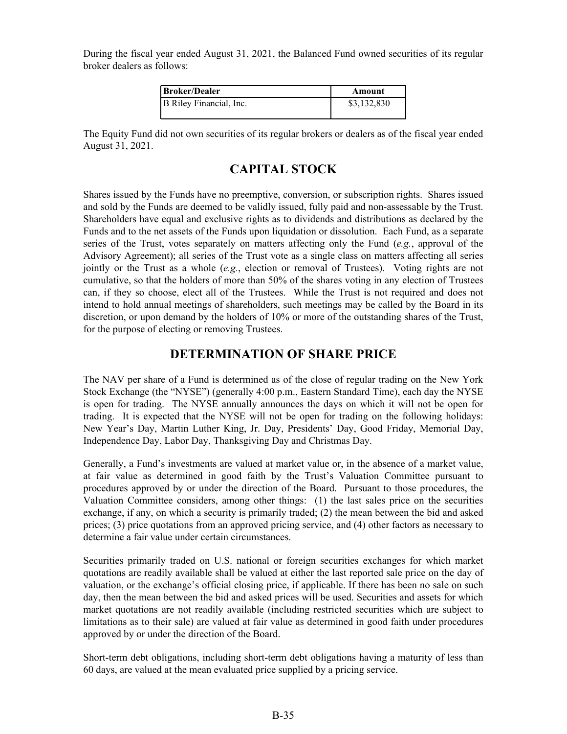During the fiscal year ended August 31, 2021, the Balanced Fund owned securities of its regular broker dealers as follows:

| Broker/Dealer | Amount |
| --- | --- |
| B Riley Financial, Inc. | $3,132,830 |

The Equity Fund did not own securities of its regular brokers or dealers as of the fiscal year ended August 31, 2021.

## CAPITAL STOCK

Shares issued by the Funds have no preemptive, conversion, or subscription rights. Shares issued and sold by the Funds are deemed to be validly issued, fully paid and non-assessable by the Trust. Shareholders have equal and exclusive rights as to dividends and distributions as declared by the Funds and to the net assets of the Funds upon liquidation or dissolution. Each Fund, as a separate series of the Trust, votes separately on matters affecting only the Fund (*e.g.*, approval of the Advisory Agreement); all series of the Trust vote as a single class on matters affecting all series jointly or the Trust as a whole (*e.g.*, election or removal of Trustees). Voting rights are not cumulative, so that the holders of more than 50% of the shares voting in any election of Trustees can, if they so choose, elect all of the Trustees. While the Trust is not required and does not intend to hold annual meetings of shareholders, such meetings may be called by the Board in its discretion, or upon demand by the holders of 10% or more of the outstanding shares of the Trust, for the purpose of electing or removing Trustees.

## DETERMINATION OF SHARE PRICE

The NAV per share of a Fund is determined as of the close of regular trading on the New York Stock Exchange (the "NYSE") (generally 4:00 p.m., Eastern Standard Time), each day the NYSE is open for trading. The NYSE annually announces the days on which it will not be open for trading. It is expected that the NYSE will not be open for trading on the following holidays: New Year's Day, Martin Luther King, Jr. Day, Presidents' Day, Good Friday, Memorial Day, Independence Day, Labor Day, Thanksgiving Day and Christmas Day.

Generally, a Fund's investments are valued at market value or, in the absence of a market value, at fair value as determined in good faith by the Trust's Valuation Committee pursuant to procedures approved by or under the direction of the Board. Pursuant to those procedures, the Valuation Committee considers, among other things: (1) the last sales price on the securities exchange, if any, on which a security is primarily traded; (2) the mean between the bid and asked prices; (3) price quotations from an approved pricing service, and (4) other factors as necessary to determine a fair value under certain circumstances.

Securities primarily traded on U.S. national or foreign securities exchanges for which market quotations are readily available shall be valued at either the last reported sale price on the day of valuation, or the exchange's official closing price, if applicable. If there has been no sale on such day, then the mean between the bid and asked prices will be used. Securities and assets for which market quotations are not readily available (including restricted securities which are subject to limitations as to their sale) are valued at fair value as determined in good faith under procedures approved by or under the direction of the Board.

Short-term debt obligations, including short-term debt obligations having a maturity of less than 60 days, are valued at the mean evaluated price supplied by a pricing service.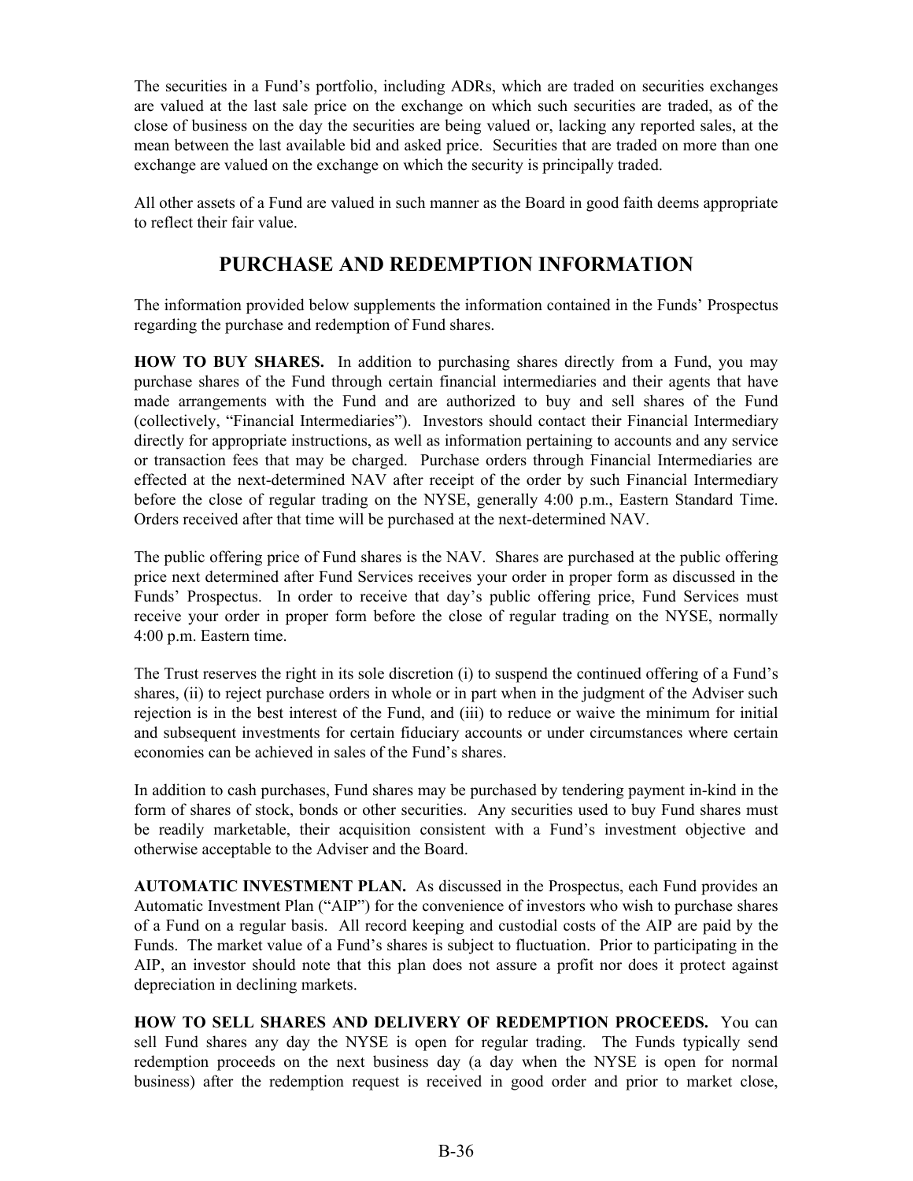The securities in a Fund's portfolio, including ADRs, which are traded on securities exchanges are valued at the last sale price on the exchange on which such securities are traded, as of the close of business on the day the securities are being valued or, lacking any reported sales, at the mean between the last available bid and asked price. Securities that are traded on more than one exchange are valued on the exchange on which the security is principally traded.

All other assets of a Fund are valued in such manner as the Board in good faith deems appropriate to reflect their fair value.

## PURCHASE AND REDEMPTION INFORMATION

The information provided below supplements the information contained in the Funds' Prospectus regarding the purchase and redemption of Fund shares.

**HOW TO BUY SHARES.** In addition to purchasing shares directly from a Fund, you may purchase shares of the Fund through certain financial intermediaries and their agents that have made arrangements with the Fund and are authorized to buy and sell shares of the Fund (collectively, "Financial Intermediaries"). Investors should contact their Financial Intermediary directly for appropriate instructions, as well as information pertaining to accounts and any service or transaction fees that may be charged. Purchase orders through Financial Intermediaries are effected at the next-determined NAV after receipt of the order by such Financial Intermediary before the close of regular trading on the NYSE, generally 4:00 p.m., Eastern Standard Time. Orders received after that time will be purchased at the next-determined NAV.

The public offering price of Fund shares is the NAV. Shares are purchased at the public offering price next determined after Fund Services receives your order in proper form as discussed in the Funds' Prospectus. In order to receive that day's public offering price, Fund Services must receive your order in proper form before the close of regular trading on the NYSE, normally 4:00 p.m. Eastern time.

The Trust reserves the right in its sole discretion (i) to suspend the continued offering of a Fund's shares, (ii) to reject purchase orders in whole or in part when in the judgment of the Adviser such rejection is in the best interest of the Fund, and (iii) to reduce or waive the minimum for initial and subsequent investments for certain fiduciary accounts or under circumstances where certain economies can be achieved in sales of the Fund's shares.

In addition to cash purchases, Fund shares may be purchased by tendering payment in-kind in the form of shares of stock, bonds or other securities. Any securities used to buy Fund shares must be readily marketable, their acquisition consistent with a Fund's investment objective and otherwise acceptable to the Adviser and the Board.

**AUTOMATIC INVESTMENT PLAN.** As discussed in the Prospectus, each Fund provides an Automatic Investment Plan ("AIP") for the convenience of investors who wish to purchase shares of a Fund on a regular basis. All record keeping and custodial costs of the AIP are paid by the Funds. The market value of a Fund's shares is subject to fluctuation. Prior to participating in the AIP, an investor should note that this plan does not assure a profit nor does it protect against depreciation in declining markets.

**HOW TO SELL SHARES AND DELIVERY OF REDEMPTION PROCEEDS.** You can sell Fund shares any day the NYSE is open for regular trading. The Funds typically send redemption proceeds on the next business day (a day when the NYSE is open for normal business) after the redemption request is received in good order and prior to market close,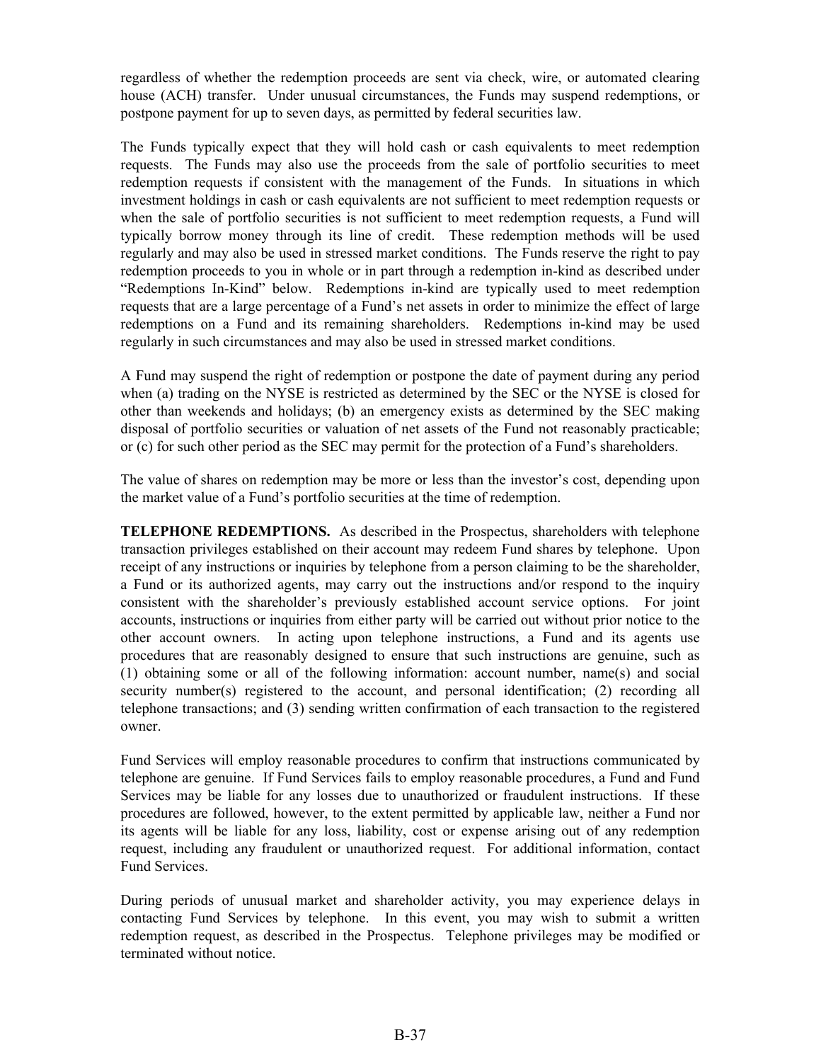regardless of whether the redemption proceeds are sent via check, wire, or automated clearing house (ACH) transfer. Under unusual circumstances, the Funds may suspend redemptions, or postpone payment for up to seven days, as permitted by federal securities law.

The Funds typically expect that they will hold cash or cash equivalents to meet redemption requests. The Funds may also use the proceeds from the sale of portfolio securities to meet redemption requests if consistent with the management of the Funds. In situations in which investment holdings in cash or cash equivalents are not sufficient to meet redemption requests or when the sale of portfolio securities is not sufficient to meet redemption requests, a Fund will typically borrow money through its line of credit. These redemption methods will be used regularly and may also be used in stressed market conditions. The Funds reserve the right to pay redemption proceeds to you in whole or in part through a redemption in-kind as described under "Redemptions In-Kind" below. Redemptions in-kind are typically used to meet redemption requests that are a large percentage of a Fund's net assets in order to minimize the effect of large redemptions on a Fund and its remaining shareholders. Redemptions in-kind may be used regularly in such circumstances and may also be used in stressed market conditions.

A Fund may suspend the right of redemption or postpone the date of payment during any period when (a) trading on the NYSE is restricted as determined by the SEC or the NYSE is closed for other than weekends and holidays; (b) an emergency exists as determined by the SEC making disposal of portfolio securities or valuation of net assets of the Fund not reasonably practicable; or (c) for such other period as the SEC may permit for the protection of a Fund's shareholders.

The value of shares on redemption may be more or less than the investor's cost, depending upon the market value of a Fund's portfolio securities at the time of redemption.

**TELEPHONE REDEMPTIONS.** As described in the Prospectus, shareholders with telephone transaction privileges established on their account may redeem Fund shares by telephone. Upon receipt of any instructions or inquiries by telephone from a person claiming to be the shareholder, a Fund or its authorized agents, may carry out the instructions and/or respond to the inquiry consistent with the shareholder's previously established account service options. For joint accounts, instructions or inquiries from either party will be carried out without prior notice to the other account owners. In acting upon telephone instructions, a Fund and its agents use procedures that are reasonably designed to ensure that such instructions are genuine, such as (1) obtaining some or all of the following information: account number, name(s) and social security number(s) registered to the account, and personal identification; (2) recording all telephone transactions; and (3) sending written confirmation of each transaction to the registered owner.

Fund Services will employ reasonable procedures to confirm that instructions communicated by telephone are genuine. If Fund Services fails to employ reasonable procedures, a Fund and Fund Services may be liable for any losses due to unauthorized or fraudulent instructions. If these procedures are followed, however, to the extent permitted by applicable law, neither a Fund nor its agents will be liable for any loss, liability, cost or expense arising out of any redemption request, including any fraudulent or unauthorized request. For additional information, contact Fund Services.

During periods of unusual market and shareholder activity, you may experience delays in contacting Fund Services by telephone. In this event, you may wish to submit a written redemption request, as described in the Prospectus. Telephone privileges may be modified or terminated without notice.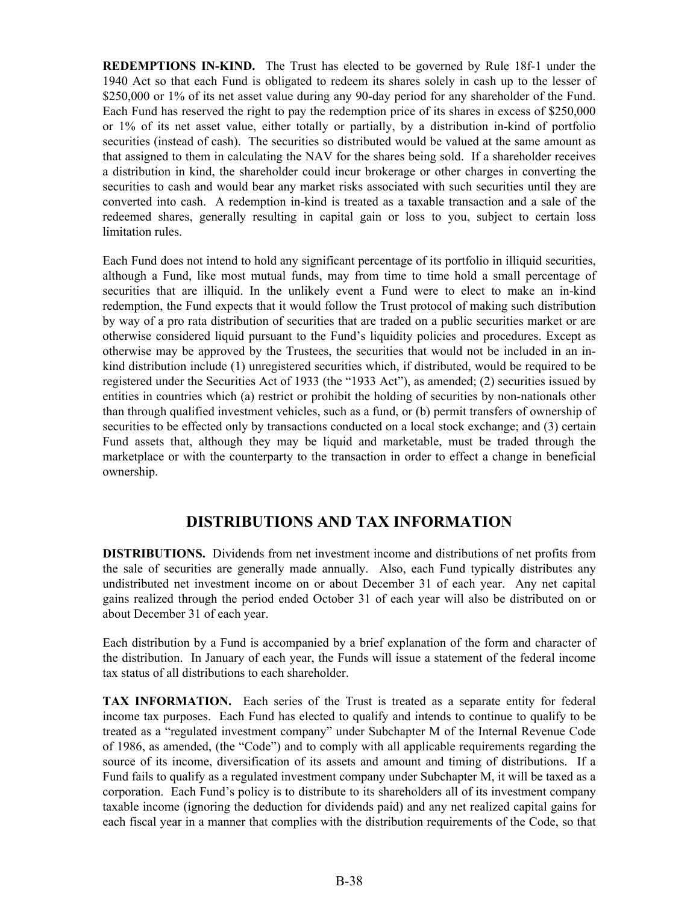**REDEMPTIONS IN-KIND.** The Trust has elected to be governed by Rule 18f-1 under the 1940 Act so that each Fund is obligated to redeem its shares solely in cash up to the lesser of \$250,000 or 1% of its net asset value during any 90-day period for any shareholder of the Fund. Each Fund has reserved the right to pay the redemption price of its shares in excess of \$250,000 or 1% of its net asset value, either totally or partially, by a distribution in-kind of portfolio securities (instead of cash). The securities so distributed would be valued at the same amount as that assigned to them in calculating the NAV for the shares being sold. If a shareholder receives a distribution in kind, the shareholder could incur brokerage or other charges in converting the securities to cash and would bear any market risks associated with such securities until they are converted into cash. A redemption in-kind is treated as a taxable transaction and a sale of the redeemed shares, generally resulting in capital gain or loss to you, subject to certain loss limitation rules.

Each Fund does not intend to hold any significant percentage of its portfolio in illiquid securities, although a Fund, like most mutual funds, may from time to time hold a small percentage of securities that are illiquid. In the unlikely event a Fund were to elect to make an in-kind redemption, the Fund expects that it would follow the Trust protocol of making such distribution by way of a pro rata distribution of securities that are traded on a public securities market or are otherwise considered liquid pursuant to the Fund's liquidity policies and procedures. Except as otherwise may be approved by the Trustees, the securities that would not be included in an in-kind distribution include (1) unregistered securities which, if distributed, would be required to be registered under the Securities Act of 1933 (the "1933 Act"), as amended; (2) securities issued by entities in countries which (a) restrict or prohibit the holding of securities by non-nationals other than through qualified investment vehicles, such as a fund, or (b) permit transfers of ownership of securities to be effected only by transactions conducted on a local stock exchange; and (3) certain Fund assets that, although they may be liquid and marketable, must be traded through the marketplace or with the counterparty to the transaction in order to effect a change in beneficial ownership.

## DISTRIBUTIONS AND TAX INFORMATION

**DISTRIBUTIONS.** Dividends from net investment income and distributions of net profits from the sale of securities are generally made annually. Also, each Fund typically distributes any undistributed net investment income on or about December 31 of each year. Any net capital gains realized through the period ended October 31 of each year will also be distributed on or about December 31 of each year.

Each distribution by a Fund is accompanied by a brief explanation of the form and character of the distribution. In January of each year, the Funds will issue a statement of the federal income tax status of all distributions to each shareholder.

**TAX INFORMATION.** Each series of the Trust is treated as a separate entity for federal income tax purposes. Each Fund has elected to qualify and intends to continue to qualify to be treated as a "regulated investment company" under Subchapter M of the Internal Revenue Code of 1986, as amended, (the "Code") and to comply with all applicable requirements regarding the source of its income, diversification of its assets and amount and timing of distributions. If a Fund fails to qualify as a regulated investment company under Subchapter M, it will be taxed as a corporation. Each Fund's policy is to distribute to its shareholders all of its investment company taxable income (ignoring the deduction for dividends paid) and any net realized capital gains for each fiscal year in a manner that complies with the distribution requirements of the Code, so that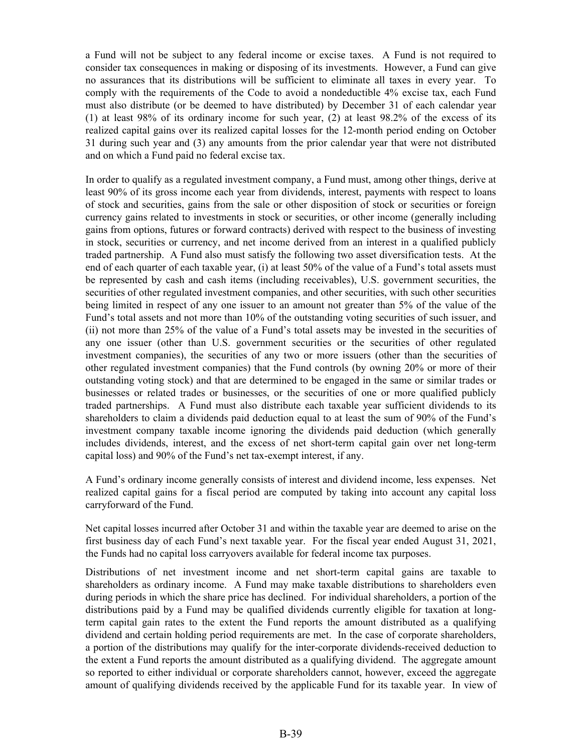a Fund will not be subject to any federal income or excise taxes. A Fund is not required to consider tax consequences in making or disposing of its investments. However, a Fund can give no assurances that its distributions will be sufficient to eliminate all taxes in every year. To comply with the requirements of the Code to avoid a nondeductible 4% excise tax, each Fund must also distribute (or be deemed to have distributed) by December 31 of each calendar year (1) at least 98% of its ordinary income for such year, (2) at least 98.2% of the excess of its realized capital gains over its realized capital losses for the 12-month period ending on October 31 during such year and (3) any amounts from the prior calendar year that were not distributed and on which a Fund paid no federal excise tax.

In order to qualify as a regulated investment company, a Fund must, among other things, derive at least 90% of its gross income each year from dividends, interest, payments with respect to loans of stock and securities, gains from the sale or other disposition of stock or securities or foreign currency gains related to investments in stock or securities, or other income (generally including gains from options, futures or forward contracts) derived with respect to the business of investing in stock, securities or currency, and net income derived from an interest in a qualified publicly traded partnership. A Fund also must satisfy the following two asset diversification tests. At the end of each quarter of each taxable year, (i) at least 50% of the value of a Fund's total assets must be represented by cash and cash items (including receivables), U.S. government securities, the securities of other regulated investment companies, and other securities, with such other securities being limited in respect of any one issuer to an amount not greater than 5% of the value of the Fund's total assets and not more than 10% of the outstanding voting securities of such issuer, and (ii) not more than 25% of the value of a Fund's total assets may be invested in the securities of any one issuer (other than U.S. government securities or the securities of other regulated investment companies), the securities of any two or more issuers (other than the securities of other regulated investment companies) that the Fund controls (by owning 20% or more of their outstanding voting stock) and that are determined to be engaged in the same or similar trades or businesses or related trades or businesses, or the securities of one or more qualified publicly traded partnerships. A Fund must also distribute each taxable year sufficient dividends to its shareholders to claim a dividends paid deduction equal to at least the sum of 90% of the Fund's investment company taxable income ignoring the dividends paid deduction (which generally includes dividends, interest, and the excess of net short-term capital gain over net long-term capital loss) and 90% of the Fund's net tax-exempt interest, if any.

A Fund's ordinary income generally consists of interest and dividend income, less expenses. Net realized capital gains for a fiscal period are computed by taking into account any capital loss carryforward of the Fund.

Net capital losses incurred after October 31 and within the taxable year are deemed to arise on the first business day of each Fund's next taxable year. For the fiscal year ended August 31, 2021, the Funds had no capital loss carryovers available for federal income tax purposes.

Distributions of net investment income and net short-term capital gains are taxable to shareholders as ordinary income. A Fund may make taxable distributions to shareholders even during periods in which the share price has declined. For individual shareholders, a portion of the distributions paid by a Fund may be qualified dividends currently eligible for taxation at long-term capital gain rates to the extent the Fund reports the amount distributed as a qualifying dividend and certain holding period requirements are met. In the case of corporate shareholders, a portion of the distributions may qualify for the inter-corporate dividends-received deduction to the extent a Fund reports the amount distributed as a qualifying dividend. The aggregate amount so reported to either individual or corporate shareholders cannot, however, exceed the aggregate amount of qualifying dividends received by the applicable Fund for its taxable year. In view of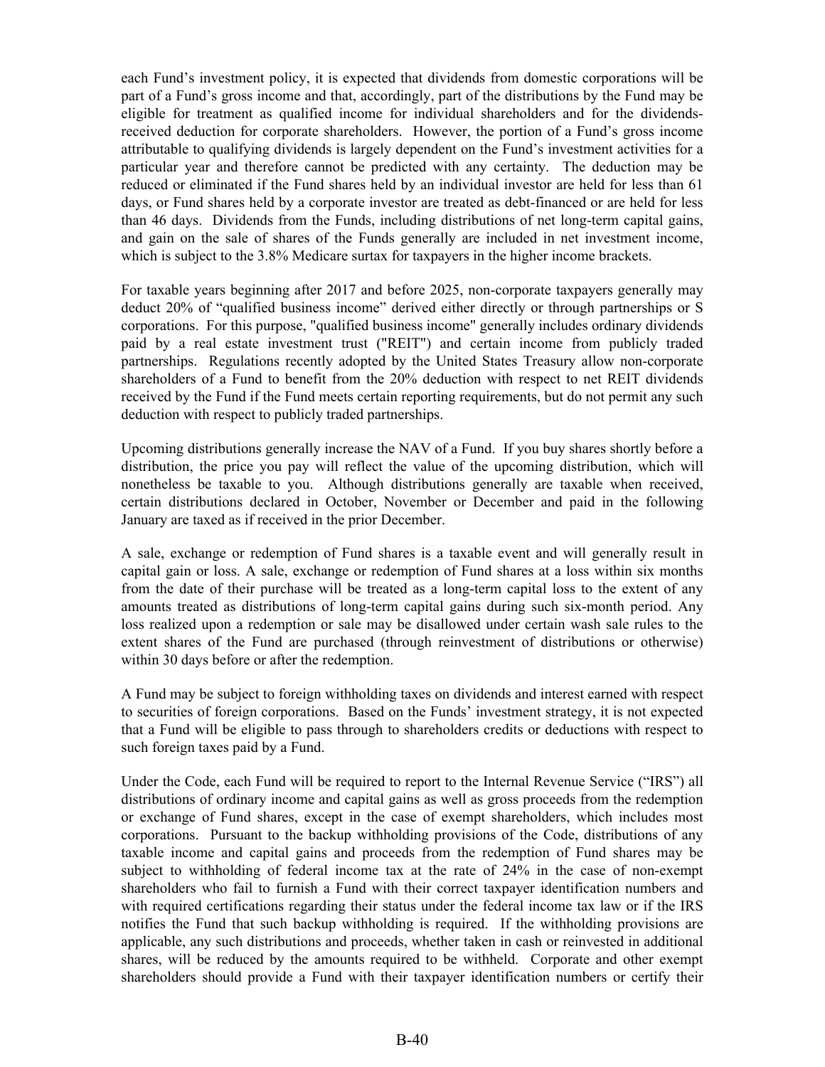each Fund's investment policy, it is expected that dividends from domestic corporations will be part of a Fund's gross income and that, accordingly, part of the distributions by the Fund may be eligible for treatment as qualified income for individual shareholders and for the dividends-received deduction for corporate shareholders. However, the portion of a Fund's gross income attributable to qualifying dividends is largely dependent on the Fund's investment activities for a particular year and therefore cannot be predicted with any certainty. The deduction may be reduced or eliminated if the Fund shares held by an individual investor are held for less than 61 days, or Fund shares held by a corporate investor are treated as debt-financed or are held for less than 46 days. Dividends from the Funds, including distributions of net long-term capital gains, and gain on the sale of shares of the Funds generally are included in net investment income, which is subject to the 3.8% Medicare surtax for taxpayers in the higher income brackets.

For taxable years beginning after 2017 and before 2025, non-corporate taxpayers generally may deduct 20% of "qualified business income" derived either directly or through partnerships or S corporations. For this purpose, "qualified business income" generally includes ordinary dividends paid by a real estate investment trust ("REIT") and certain income from publicly traded partnerships. Regulations recently adopted by the United States Treasury allow non-corporate shareholders of a Fund to benefit from the 20% deduction with respect to net REIT dividends received by the Fund if the Fund meets certain reporting requirements, but do not permit any such deduction with respect to publicly traded partnerships.

Upcoming distributions generally increase the NAV of a Fund. If you buy shares shortly before a distribution, the price you pay will reflect the value of the upcoming distribution, which will nonetheless be taxable to you. Although distributions generally are taxable when received, certain distributions declared in October, November or December and paid in the following January are taxed as if received in the prior December.

A sale, exchange or redemption of Fund shares is a taxable event and will generally result in capital gain or loss. A sale, exchange or redemption of Fund shares at a loss within six months from the date of their purchase will be treated as a long-term capital loss to the extent of any amounts treated as distributions of long-term capital gains during such six-month period. Any loss realized upon a redemption or sale may be disallowed under certain wash sale rules to the extent shares of the Fund are purchased (through reinvestment of distributions or otherwise) within 30 days before or after the redemption.

A Fund may be subject to foreign withholding taxes on dividends and interest earned with respect to securities of foreign corporations. Based on the Funds' investment strategy, it is not expected that a Fund will be eligible to pass through to shareholders credits or deductions with respect to such foreign taxes paid by a Fund.

Under the Code, each Fund will be required to report to the Internal Revenue Service ("IRS") all distributions of ordinary income and capital gains as well as gross proceeds from the redemption or exchange of Fund shares, except in the case of exempt shareholders, which includes most corporations. Pursuant to the backup withholding provisions of the Code, distributions of any taxable income and capital gains and proceeds from the redemption of Fund shares may be subject to withholding of federal income tax at the rate of 24% in the case of non-exempt shareholders who fail to furnish a Fund with their correct taxpayer identification numbers and with required certifications regarding their status under the federal income tax law or if the IRS notifies the Fund that such backup withholding is required. If the withholding provisions are applicable, any such distributions and proceeds, whether taken in cash or reinvested in additional shares, will be reduced by the amounts required to be withheld. Corporate and other exempt shareholders should provide a Fund with their taxpayer identification numbers or certify their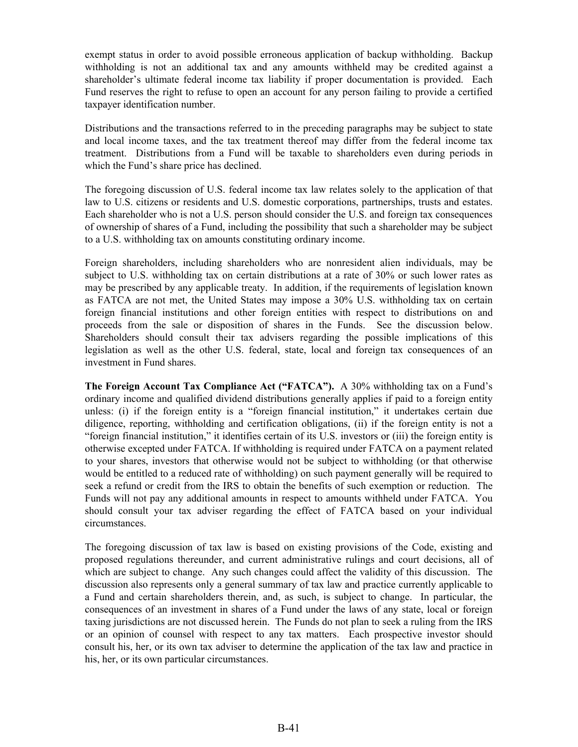exempt status in order to avoid possible erroneous application of backup withholding. Backup withholding is not an additional tax and any amounts withheld may be credited against a shareholder's ultimate federal income tax liability if proper documentation is provided. Each Fund reserves the right to refuse to open an account for any person failing to provide a certified taxpayer identification number.

Distributions and the transactions referred to in the preceding paragraphs may be subject to state and local income taxes, and the tax treatment thereof may differ from the federal income tax treatment. Distributions from a Fund will be taxable to shareholders even during periods in which the Fund's share price has declined.

The foregoing discussion of U.S. federal income tax law relates solely to the application of that law to U.S. citizens or residents and U.S. domestic corporations, partnerships, trusts and estates. Each shareholder who is not a U.S. person should consider the U.S. and foreign tax consequences of ownership of shares of a Fund, including the possibility that such a shareholder may be subject to a U.S. withholding tax on amounts constituting ordinary income.

Foreign shareholders, including shareholders who are nonresident alien individuals, may be subject to U.S. withholding tax on certain distributions at a rate of 30% or such lower rates as may be prescribed by any applicable treaty. In addition, if the requirements of legislation known as FATCA are not met, the United States may impose a 30% U.S. withholding tax on certain foreign financial institutions and other foreign entities with respect to distributions on and proceeds from the sale or disposition of shares in the Funds. See the discussion below. Shareholders should consult their tax advisers regarding the possible implications of this legislation as well as the other U.S. federal, state, local and foreign tax consequences of an investment in Fund shares.

**The Foreign Account Tax Compliance Act ("FATCA").** A 30% withholding tax on a Fund's ordinary income and qualified dividend distributions generally applies if paid to a foreign entity unless: (i) if the foreign entity is a "foreign financial institution," it undertakes certain due diligence, reporting, withholding and certification obligations, (ii) if the foreign entity is not a "foreign financial institution," it identifies certain of its U.S. investors or (iii) the foreign entity is otherwise excepted under FATCA. If withholding is required under FATCA on a payment related to your shares, investors that otherwise would not be subject to withholding (or that otherwise would be entitled to a reduced rate of withholding) on such payment generally will be required to seek a refund or credit from the IRS to obtain the benefits of such exemption or reduction. The Funds will not pay any additional amounts in respect to amounts withheld under FATCA. You should consult your tax adviser regarding the effect of FATCA based on your individual circumstances.

The foregoing discussion of tax law is based on existing provisions of the Code, existing and proposed regulations thereunder, and current administrative rulings and court decisions, all of which are subject to change. Any such changes could affect the validity of this discussion. The discussion also represents only a general summary of tax law and practice currently applicable to a Fund and certain shareholders therein, and, as such, is subject to change. In particular, the consequences of an investment in shares of a Fund under the laws of any state, local or foreign taxing jurisdictions are not discussed herein. The Funds do not plan to seek a ruling from the IRS or an opinion of counsel with respect to any tax matters. Each prospective investor should consult his, her, or its own tax adviser to determine the application of the tax law and practice in his, her, or its own particular circumstances.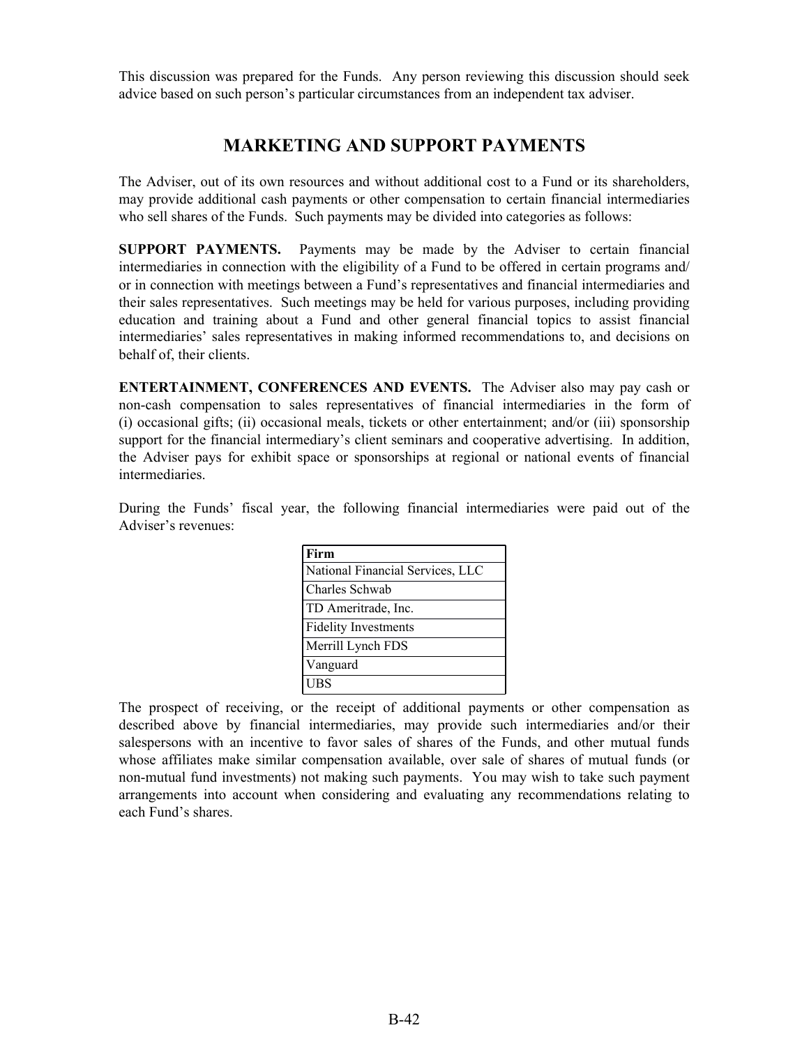This discussion was prepared for the Funds. Any person reviewing this discussion should seek advice based on such person's particular circumstances from an independent tax adviser.

## MARKETING AND SUPPORT PAYMENTS

The Adviser, out of its own resources and without additional cost to a Fund or its shareholders, may provide additional cash payments or other compensation to certain financial intermediaries who sell shares of the Funds. Such payments may be divided into categories as follows:

**SUPPORT PAYMENTS.** Payments may be made by the Adviser to certain financial intermediaries in connection with the eligibility of a Fund to be offered in certain programs and/ or in connection with meetings between a Fund's representatives and financial intermediaries and their sales representatives. Such meetings may be held for various purposes, including providing education and training about a Fund and other general financial topics to assist financial intermediaries' sales representatives in making informed recommendations to, and decisions on behalf of, their clients.

**ENTERTAINMENT, CONFERENCES AND EVENTS.** The Adviser also may pay cash or non-cash compensation to sales representatives of financial intermediaries in the form of (i) occasional gifts; (ii) occasional meals, tickets or other entertainment; and/or (iii) sponsorship support for the financial intermediary's client seminars and cooperative advertising. In addition, the Adviser pays for exhibit space or sponsorships at regional or national events of financial intermediaries.

During the Funds' fiscal year, the following financial intermediaries were paid out of the Adviser's revenues:

| Firm |
| --- |
| National Financial Services, LLC |
| Charles Schwab |
| TD Ameritrade, Inc. |
| Fidelity Investments |
| Merrill Lynch FDS |
| Vanguard |
| UBS |

The prospect of receiving, or the receipt of additional payments or other compensation as described above by financial intermediaries, may provide such intermediaries and/or their salespersons with an incentive to favor sales of shares of the Funds, and other mutual funds whose affiliates make similar compensation available, over sale of shares of mutual funds (or non-mutual fund investments) not making such payments. You may wish to take such payment arrangements into account when considering and evaluating any recommendations relating to each Fund's shares.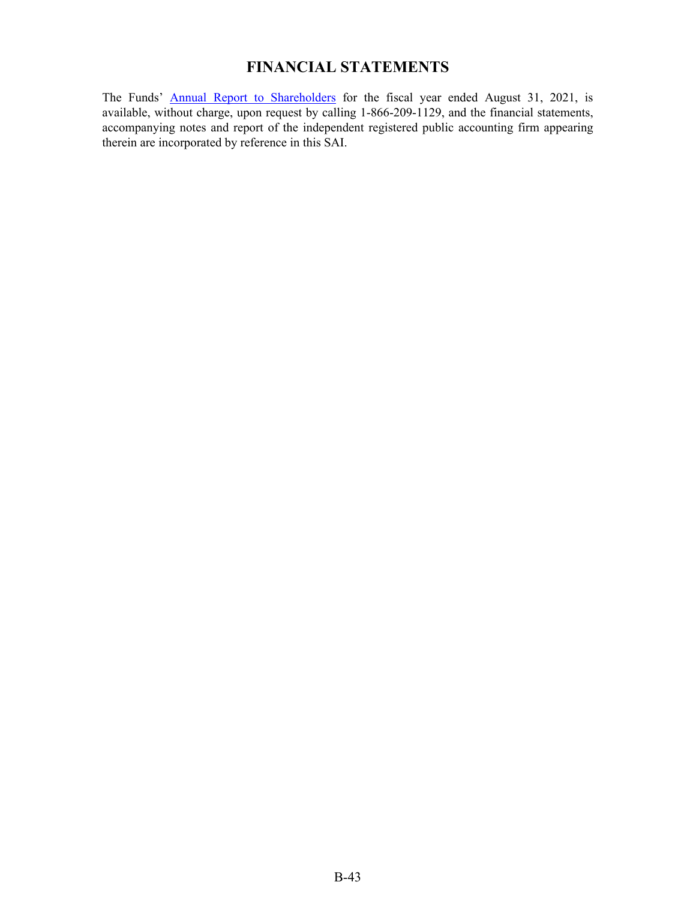# FINANCIAL STATEMENTS

The Funds' Annual Report to Shareholders for the fiscal year ended August 31, 2021, is available, without charge, upon request by calling 1-866-209-1129, and the financial statements, accompanying notes and report of the independent registered public accounting firm appearing therein are incorporated by reference in this SAI.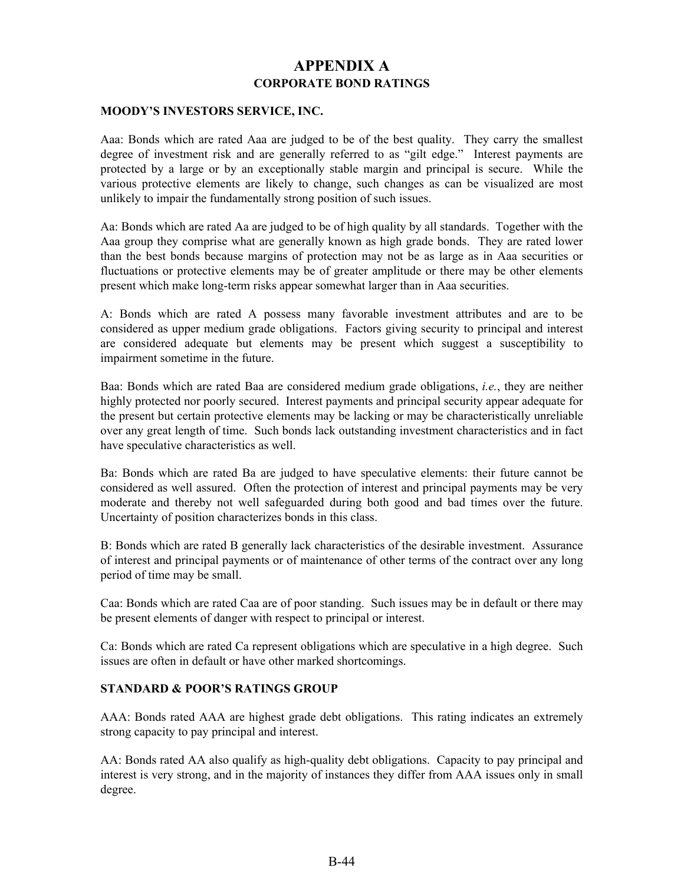# APPENDIX A

## CORPORATE BOND RATINGS

### MOODY'S INVESTORS SERVICE, INC.

Aaa: Bonds which are rated Aaa are judged to be of the best quality. They carry the smallest degree of investment risk and are generally referred to as "gilt edge." Interest payments are protected by a large or by an exceptionally stable margin and principal is secure. While the various protective elements are likely to change, such changes as can be visualized are most unlikely to impair the fundamentally strong position of such issues.

Aa: Bonds which are rated Aa are judged to be of high quality by all standards. Together with the Aaa group they comprise what are generally known as high grade bonds. They are rated lower than the best bonds because margins of protection may not be as large as in Aaa securities or fluctuations or protective elements may be of greater amplitude or there may be other elements present which make long-term risks appear somewhat larger than in Aaa securities.

A: Bonds which are rated A possess many favorable investment attributes and are to be considered as upper medium grade obligations. Factors giving security to principal and interest are considered adequate but elements may be present which suggest a susceptibility to impairment sometime in the future.

Baa: Bonds which are rated Baa are considered medium grade obligations, *i.e.*, they are neither highly protected nor poorly secured. Interest payments and principal security appear adequate for the present but certain protective elements may be lacking or may be characteristically unreliable over any great length of time. Such bonds lack outstanding investment characteristics and in fact have speculative characteristics as well.

Ba: Bonds which are rated Ba are judged to have speculative elements: their future cannot be considered as well assured. Often the protection of interest and principal payments may be very moderate and thereby not well safeguarded during both good and bad times over the future. Uncertainty of position characterizes bonds in this class.

B: Bonds which are rated B generally lack characteristics of the desirable investment. Assurance of interest and principal payments or of maintenance of other terms of the contract over any long period of time may be small.

Caa: Bonds which are rated Caa are of poor standing. Such issues may be in default or there may be present elements of danger with respect to principal or interest.

Ca: Bonds which are rated Ca represent obligations which are speculative in a high degree. Such issues are often in default or have other marked shortcomings.

### STANDARD & POOR'S RATINGS GROUP

AAA: Bonds rated AAA are highest grade debt obligations. This rating indicates an extremely strong capacity to pay principal and interest.

AA: Bonds rated AA also qualify as high-quality debt obligations. Capacity to pay principal and interest is very strong, and in the majority of instances they differ from AAA issues only in small degree.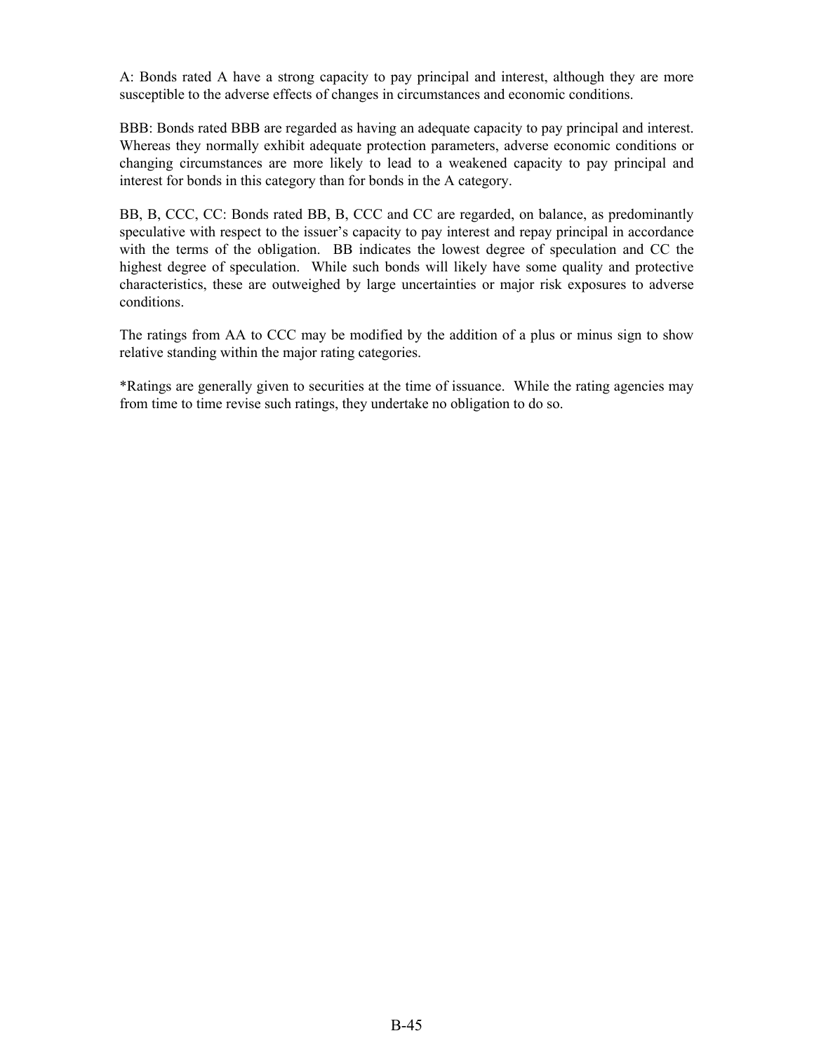A: Bonds rated A have a strong capacity to pay principal and interest, although they are more susceptible to the adverse effects of changes in circumstances and economic conditions.

BBB: Bonds rated BBB are regarded as having an adequate capacity to pay principal and interest. Whereas they normally exhibit adequate protection parameters, adverse economic conditions or changing circumstances are more likely to lead to a weakened capacity to pay principal and interest for bonds in this category than for bonds in the A category.

BB, B, CCC, CC: Bonds rated BB, B, CCC and CC are regarded, on balance, as predominantly speculative with respect to the issuer's capacity to pay interest and repay principal in accordance with the terms of the obligation. BB indicates the lowest degree of speculation and CC the highest degree of speculation. While such bonds will likely have some quality and protective characteristics, these are outweighed by large uncertainties or major risk exposures to adverse conditions.

The ratings from AA to CCC may be modified by the addition of a plus or minus sign to show relative standing within the major rating categories.

*Ratings are generally given to securities at the time of issuance. While the rating agencies may from time to time revise such ratings, they undertake no obligation to do so.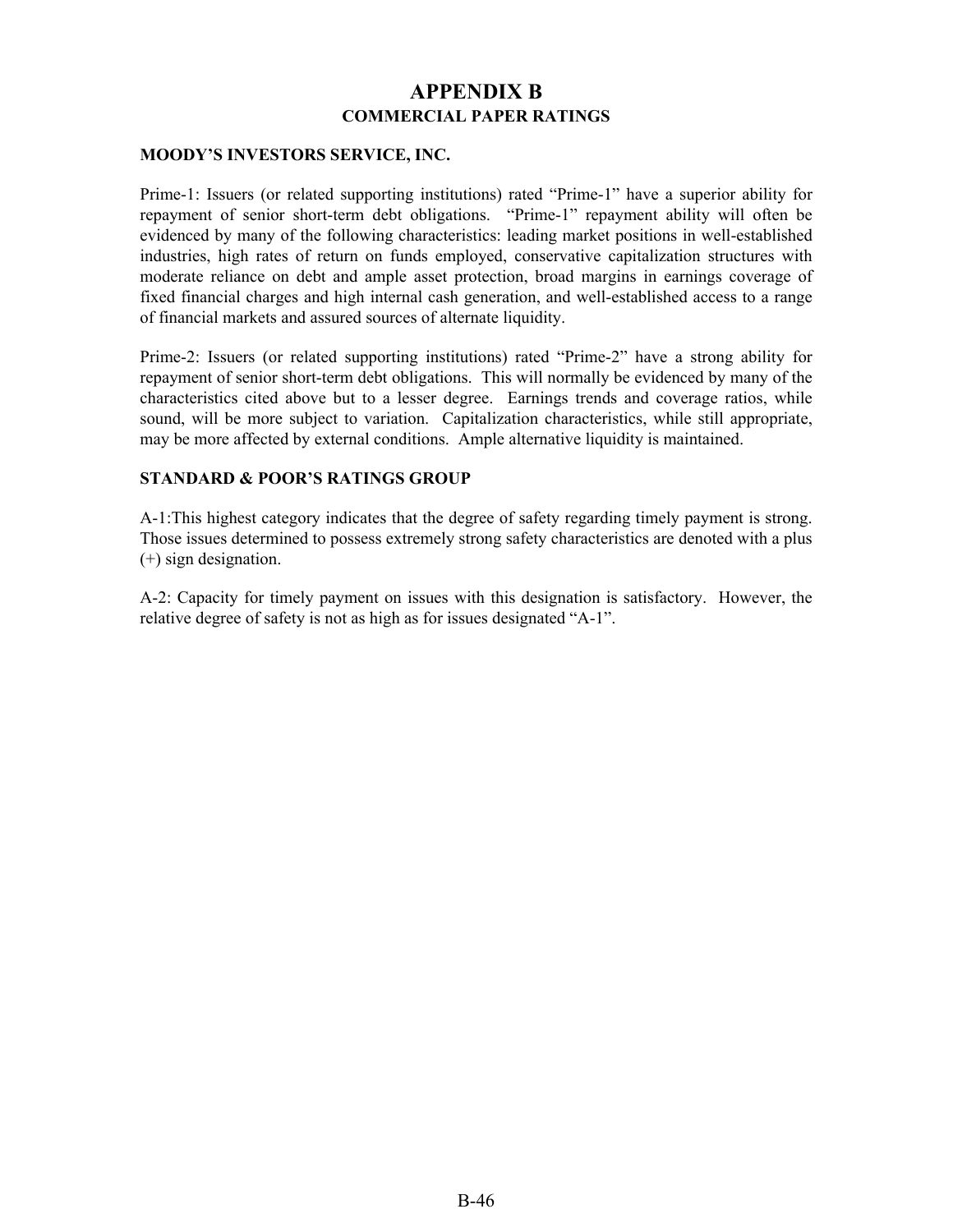# APPENDIX B

## COMMERCIAL PAPER RATINGS

### MOODY'S INVESTORS SERVICE, INC.

Prime-1: Issuers (or related supporting institutions) rated "Prime-1" have a superior ability for repayment of senior short-term debt obligations. "Prime-1" repayment ability will often be evidenced by many of the following characteristics: leading market positions in well-established industries, high rates of return on funds employed, conservative capitalization structures with moderate reliance on debt and ample asset protection, broad margins in earnings coverage of fixed financial charges and high internal cash generation, and well-established access to a range of financial markets and assured sources of alternate liquidity.

Prime-2: Issuers (or related supporting institutions) rated "Prime-2" have a strong ability for repayment of senior short-term debt obligations. This will normally be evidenced by many of the characteristics cited above but to a lesser degree. Earnings trends and coverage ratios, while sound, will be more subject to variation. Capitalization characteristics, while still appropriate, may be more affected by external conditions. Ample alternative liquidity is maintained.

### STANDARD & POOR'S RATINGS GROUP

A-1:This highest category indicates that the degree of safety regarding timely payment is strong. Those issues determined to possess extremely strong safety characteristics are denoted with a plus (+) sign designation.

A-2: Capacity for timely payment on issues with this designation is satisfactory. However, the relative degree of safety is not as high as for issues designated "A-1".